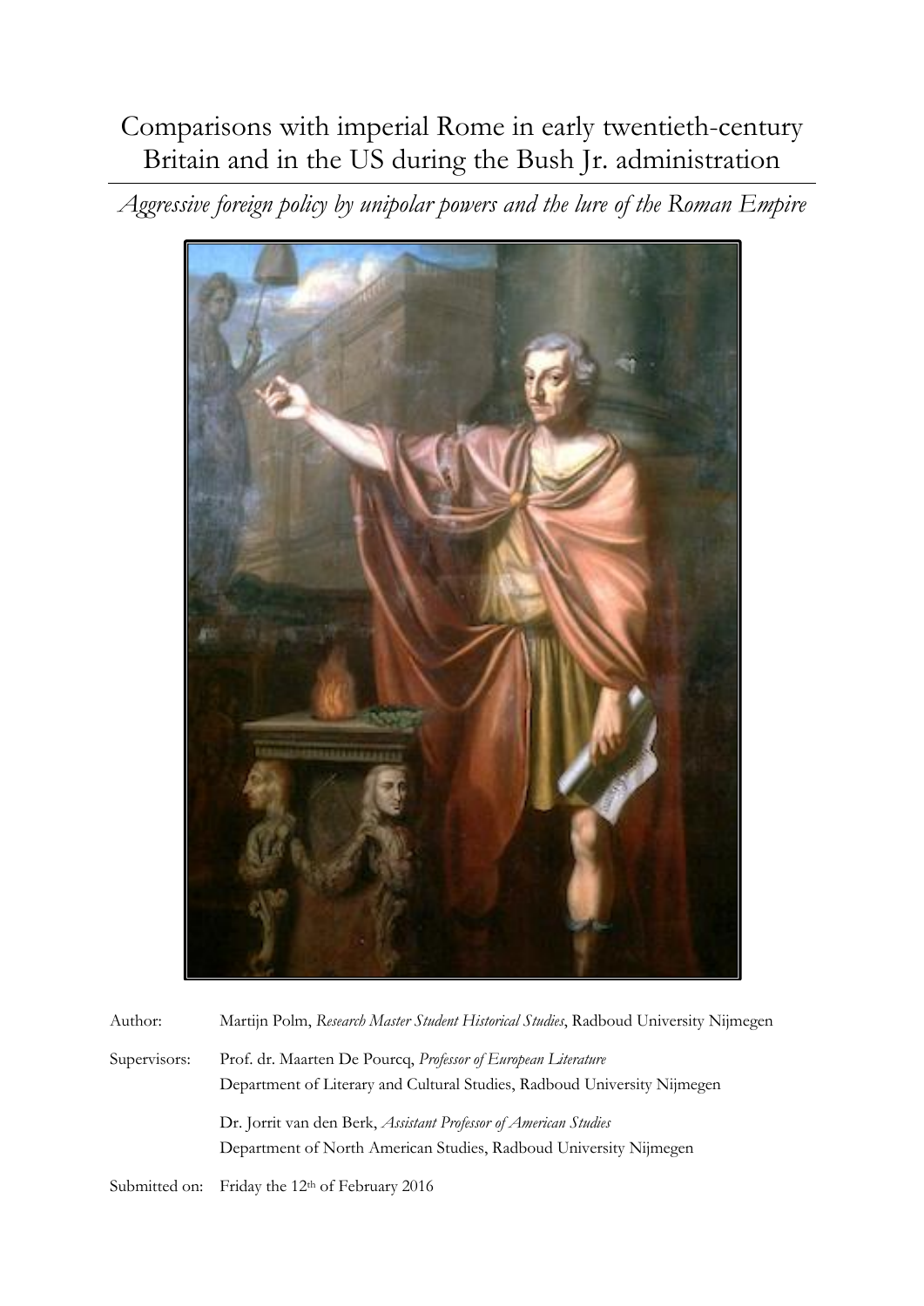# Comparisons with imperial Rome in early twentieth-century Britain and in the US during the Bush Jr. administration

*Aggressive foreign policy by unipolar powers and the lure of the Roman Empire*

Author: Martijn Polm, *Research Master Student Historical Studies*, Radboud University Nijmegen

Supervisors: Prof. dr. Maarten De Pourcq, *Professor of European Literature*
Department of Literary and Cultural Studies, Radboud University Nijmegen

Dr. Jorrit van den Berk, *Assistant Professor of American Studies*
Department of North American Studies, Radboud University Nijmegen

Submitted on: Friday the 12th of February 2016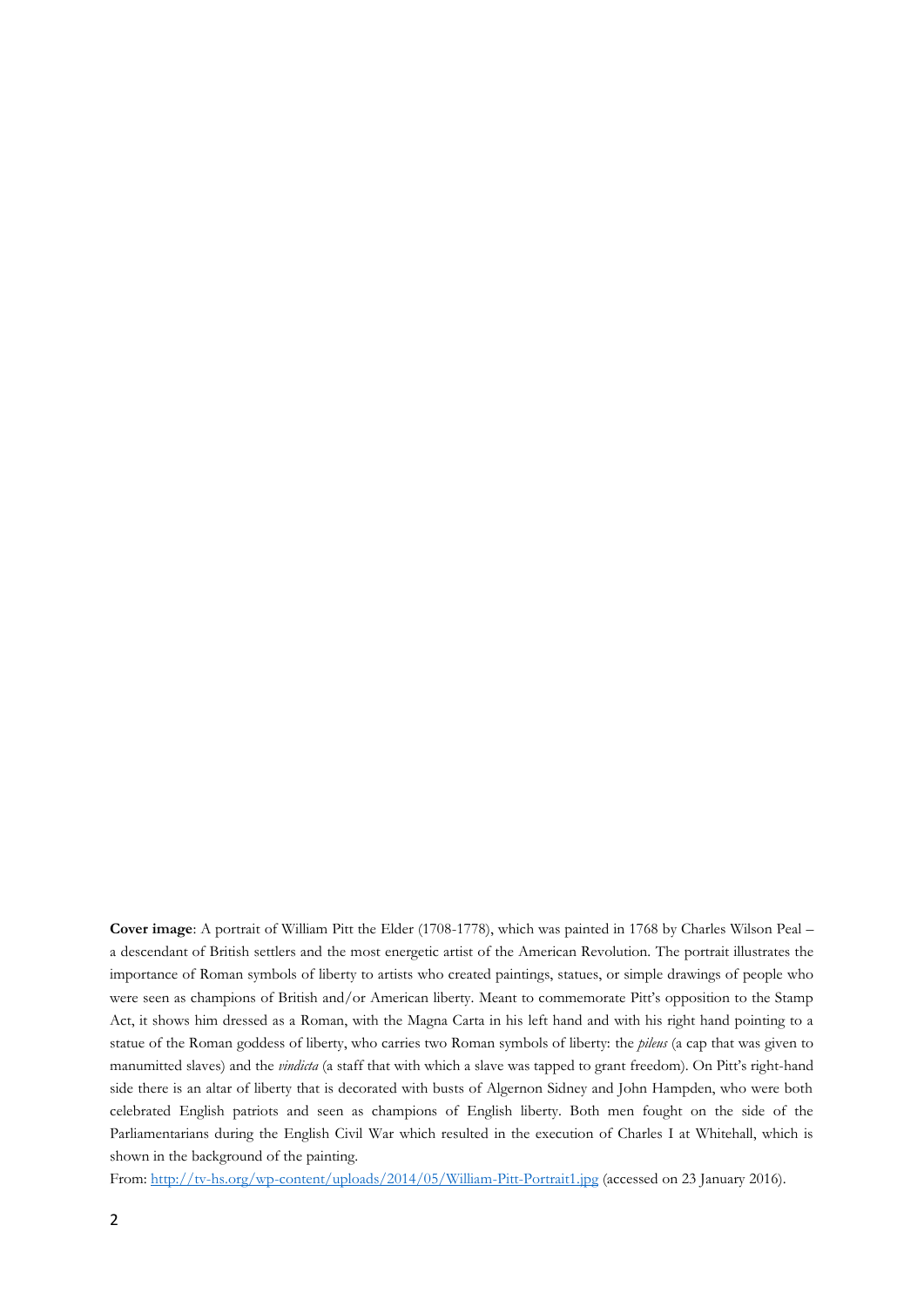**Cover image**: A portrait of William Pitt the Elder (1708-1778), which was painted in 1768 by Charles Wilson Peal – a descendant of British settlers and the most energetic artist of the American Revolution. The portrait illustrates the importance of Roman symbols of liberty to artists who created paintings, statues, or simple drawings of people who were seen as champions of British and/or American liberty. Meant to commemorate Pitt's opposition to the Stamp Act, it shows him dressed as a Roman, with the Magna Carta in his left hand and with his right hand pointing to a statue of the Roman goddess of liberty, who carries two Roman symbols of liberty: the *pileus* (a cap that was given to manumitted slaves) and the *vindicta* (a staff that with which a slave was tapped to grant freedom). On Pitt's right-hand side there is an altar of liberty that is decorated with busts of Algernon Sidney and John Hampden, who were both celebrated English patriots and seen as champions of English liberty. Both men fought on the side of the Parliamentarians during the English Civil War which resulted in the execution of Charles I at Whitehall, which is shown in the background of the painting.

From: http://tv-hs.org/wp-content/uploads/2014/05/William-Pitt-Portrait1.jpg (accessed on 23 January 2016).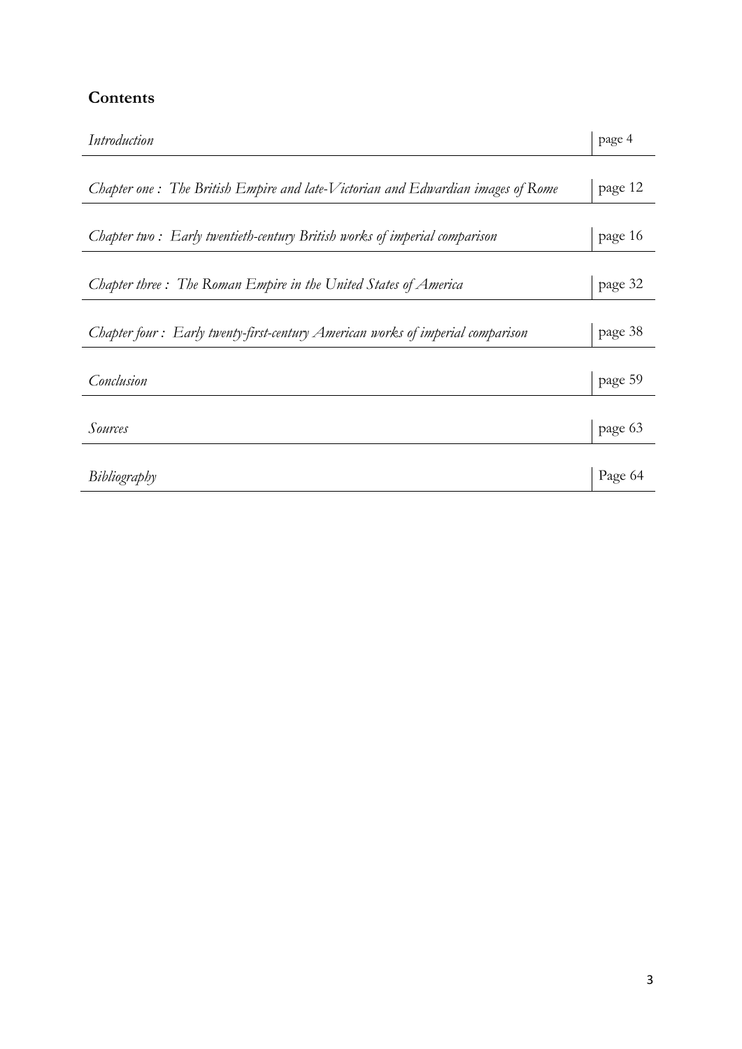## Contents

| | |
|---|---|
| *Introduction* | page 4 |
| *Chapter one : The British Empire and late-Victorian and Edwardian images of Rome* | page 12 |
| *Chapter two : Early twentieth-century British works of imperial comparison* | page 16 |
| *Chapter three : The Roman Empire in the United States of America* | page 32 |
| *Chapter four : Early twenty-first-century American works of imperial comparison* | page 38 |
| *Conclusion* | page 59 |
| *Sources* | page 63 |
| *Bibliography* | Page 64 |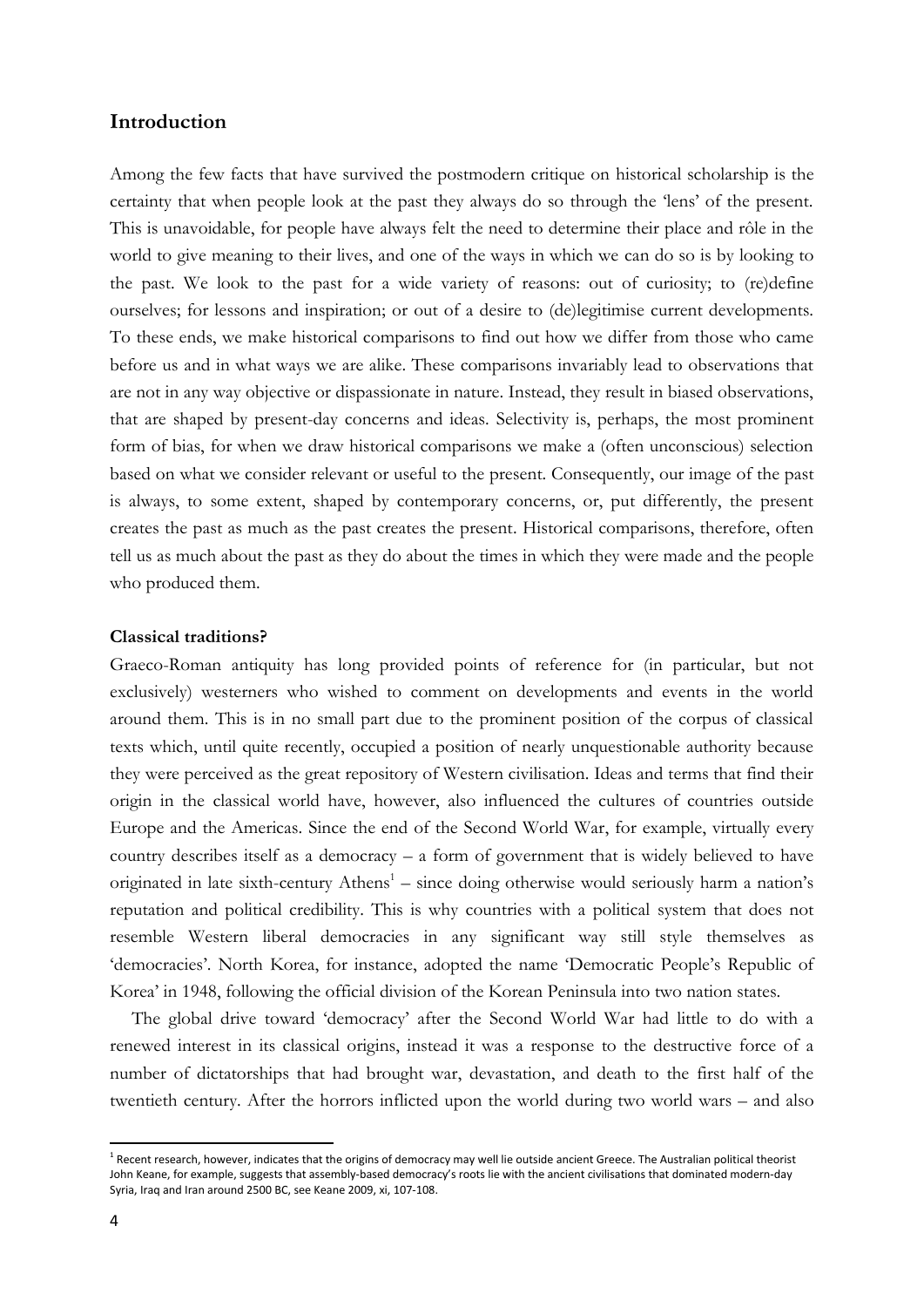## Introduction

Among the few facts that have survived the postmodern critique on historical scholarship is the certainty that when people look at the past they always do so through the 'lens' of the present. This is unavoidable, for people have always felt the need to determine their place and rôle in the world to give meaning to their lives, and one of the ways in which we can do so is by looking to the past. We look to the past for a wide variety of reasons: out of curiosity; to (re)define ourselves; for lessons and inspiration; or out of a desire to (de)legitimise current developments. To these ends, we make historical comparisons to find out how we differ from those who came before us and in what ways we are alike. These comparisons invariably lead to observations that are not in any way objective or dispassionate in nature. Instead, they result in biased observations, that are shaped by present-day concerns and ideas. Selectivity is, perhaps, the most prominent form of bias, for when we draw historical comparisons we make a (often unconscious) selection based on what we consider relevant or useful to the present. Consequently, our image of the past is always, to some extent, shaped by contemporary concerns, or, put differently, the present creates the past as much as the past creates the present. Historical comparisons, therefore, often tell us as much about the past as they do about the times in which they were made and the people who produced them.

**Classical traditions?**

Graeco-Roman antiquity has long provided points of reference for (in particular, but not exclusively) westerners who wished to comment on developments and events in the world around them. This is in no small part due to the prominent position of the corpus of classical texts which, until quite recently, occupied a position of nearly unquestionable authority because they were perceived as the great repository of Western civilisation. Ideas and terms that find their origin in the classical world have, however, also influenced the cultures of countries outside Europe and the Americas. Since the end of the Second World War, for example, virtually every country describes itself as a democracy – a form of government that is widely believed to have originated in late sixth-century Athens[1] – since doing otherwise would seriously harm a nation's reputation and political credibility. This is why countries with a political system that does not resemble Western liberal democracies in any significant way still style themselves as 'democracies'. North Korea, for instance, adopted the name 'Democratic People's Republic of Korea' in 1948, following the official division of the Korean Peninsula into two nation states.

The global drive toward 'democracy' after the Second World War had little to do with a renewed interest in its classical origins, instead it was a response to the destructive force of a number of dictatorships that had brought war, devastation, and death to the first half of the twentieth century. After the horrors inflicted upon the world during two world wars – and also

[1] Recent research, however, indicates that the origins of democracy may well lie outside ancient Greece. The Australian political theorist John Keane, for example, suggests that assembly-based democracy's roots lie with the ancient civilisations that dominated modern-day Syria, Iraq and Iran around 2500 BC, see Keane 2009, xi, 107-108.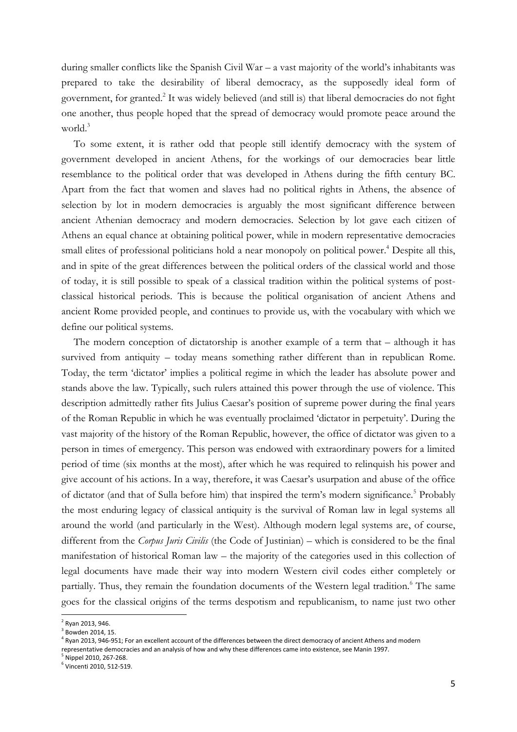during smaller conflicts like the Spanish Civil War – a vast majority of the world's inhabitants was prepared to take the desirability of liberal democracy, as the supposedly ideal form of government, for granted.[2] It was widely believed (and still is) that liberal democracies do not fight one another, thus people hoped that the spread of democracy would promote peace around the world.[3]

To some extent, it is rather odd that people still identify democracy with the system of government developed in ancient Athens, for the workings of our democracies bear little resemblance to the political order that was developed in Athens during the fifth century BC. Apart from the fact that women and slaves had no political rights in Athens, the absence of selection by lot in modern democracies is arguably the most significant difference between ancient Athenian democracy and modern democracies. Selection by lot gave each citizen of Athens an equal chance at obtaining political power, while in modern representative democracies small elites of professional politicians hold a near monopoly on political power.[4] Despite all this, and in spite of the great differences between the political orders of the classical world and those of today, it is still possible to speak of a classical tradition within the political systems of post-classical historical periods. This is because the political organisation of ancient Athens and ancient Rome provided people, and continues to provide us, with the vocabulary with which we define our political systems.

The modern conception of dictatorship is another example of a term that – although it has survived from antiquity – today means something rather different than in republican Rome. Today, the term 'dictator' implies a political regime in which the leader has absolute power and stands above the law. Typically, such rulers attained this power through the use of violence. This description admittedly rather fits Julius Caesar's position of supreme power during the final years of the Roman Republic in which he was eventually proclaimed 'dictator in perpetuity'. During the vast majority of the history of the Roman Republic, however, the office of dictator was given to a person in times of emergency. This person was endowed with extraordinary powers for a limited period of time (six months at the most), after which he was required to relinquish his power and give account of his actions. In a way, therefore, it was Caesar's usurpation and abuse of the office of dictator (and that of Sulla before him) that inspired the term's modern significance.[5] Probably the most enduring legacy of classical antiquity is the survival of Roman law in legal systems all around the world (and particularly in the West). Although modern legal systems are, of course, different from the *Corpus Juris Civilis* (the Code of Justinian) – which is considered to be the final manifestation of historical Roman law – the majority of the categories used in this collection of legal documents have made their way into modern Western civil codes either completely or partially. Thus, they remain the foundation documents of the Western legal tradition.[6] The same goes for the classical origins of the terms despotism and republicanism, to name just two other

---

[2] Ryan 2013, 946.

[3] Bowden 2014, 15.

[4] Ryan 2013, 946-951; For an excellent account of the differences between the direct democracy of ancient Athens and modern representative democracies and an analysis of how and why these differences came into existence, see Manin 1997.

[5] Nippel 2010, 267-268.

[6] Vincenti 2010, 512-519.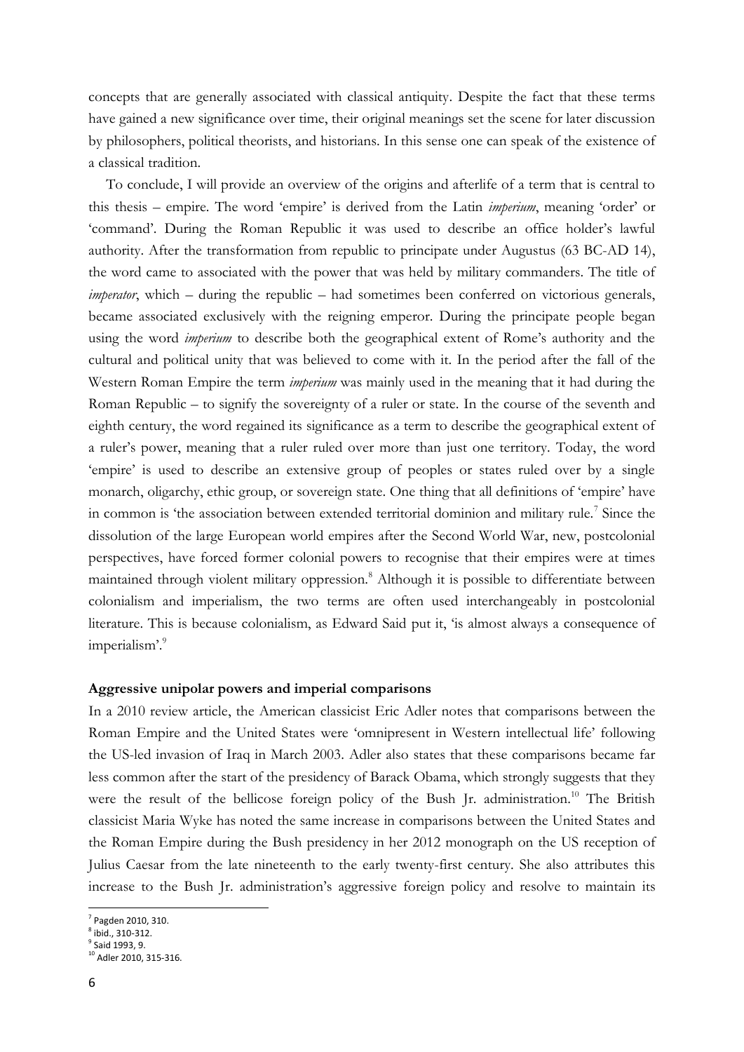concepts that are generally associated with classical antiquity. Despite the fact that these terms have gained a new significance over time, their original meanings set the scene for later discussion by philosophers, political theorists, and historians. In this sense one can speak of the existence of a classical tradition.

To conclude, I will provide an overview of the origins and afterlife of a term that is central to this thesis – empire. The word 'empire' is derived from the Latin *imperium*, meaning 'order' or 'command'. During the Roman Republic it was used to describe an office holder's lawful authority. After the transformation from republic to principate under Augustus (63 BC-AD 14), the word came to associated with the power that was held by military commanders. The title of *imperator*, which – during the republic – had sometimes been conferred on victorious generals, became associated exclusively with the reigning emperor. During the principate people began using the word *imperium* to describe both the geographical extent of Rome's authority and the cultural and political unity that was believed to come with it. In the period after the fall of the Western Roman Empire the term *imperium* was mainly used in the meaning that it had during the Roman Republic – to signify the sovereignty of a ruler or state. In the course of the seventh and eighth century, the word regained its significance as a term to describe the geographical extent of a ruler's power, meaning that a ruler ruled over more than just one territory. Today, the word 'empire' is used to describe an extensive group of peoples or states ruled over by a single monarch, oligarchy, ethic group, or sovereign state. One thing that all definitions of 'empire' have in common is 'the association between extended territorial dominion and military rule.[7] Since the dissolution of the large European world empires after the Second World War, new, postcolonial perspectives, have forced former colonial powers to recognise that their empires were at times maintained through violent military oppression.[8] Although it is possible to differentiate between colonialism and imperialism, the two terms are often used interchangeably in postcolonial literature. This is because colonialism, as Edward Said put it, 'is almost always a consequence of imperialism'.[9]

**Aggressive unipolar powers and imperial comparisons**

In a 2010 review article, the American classicist Eric Adler notes that comparisons between the Roman Empire and the United States were 'omnipresent in Western intellectual life' following the US-led invasion of Iraq in March 2003. Adler also states that these comparisons became far less common after the start of the presidency of Barack Obama, which strongly suggests that they were the result of the bellicose foreign policy of the Bush Jr. administration.[10] The British classicist Maria Wyke has noted the same increase in comparisons between the United States and the Roman Empire during the Bush presidency in her 2012 monograph on the US reception of Julius Caesar from the late nineteenth to the early twenty-first century. She also attributes this increase to the Bush Jr. administration's aggressive foreign policy and resolve to maintain its

[7] Pagden 2010, 310.
[8] ibid., 310-312.
[9] Said 1993, 9.
[10] Adler 2010, 315-316.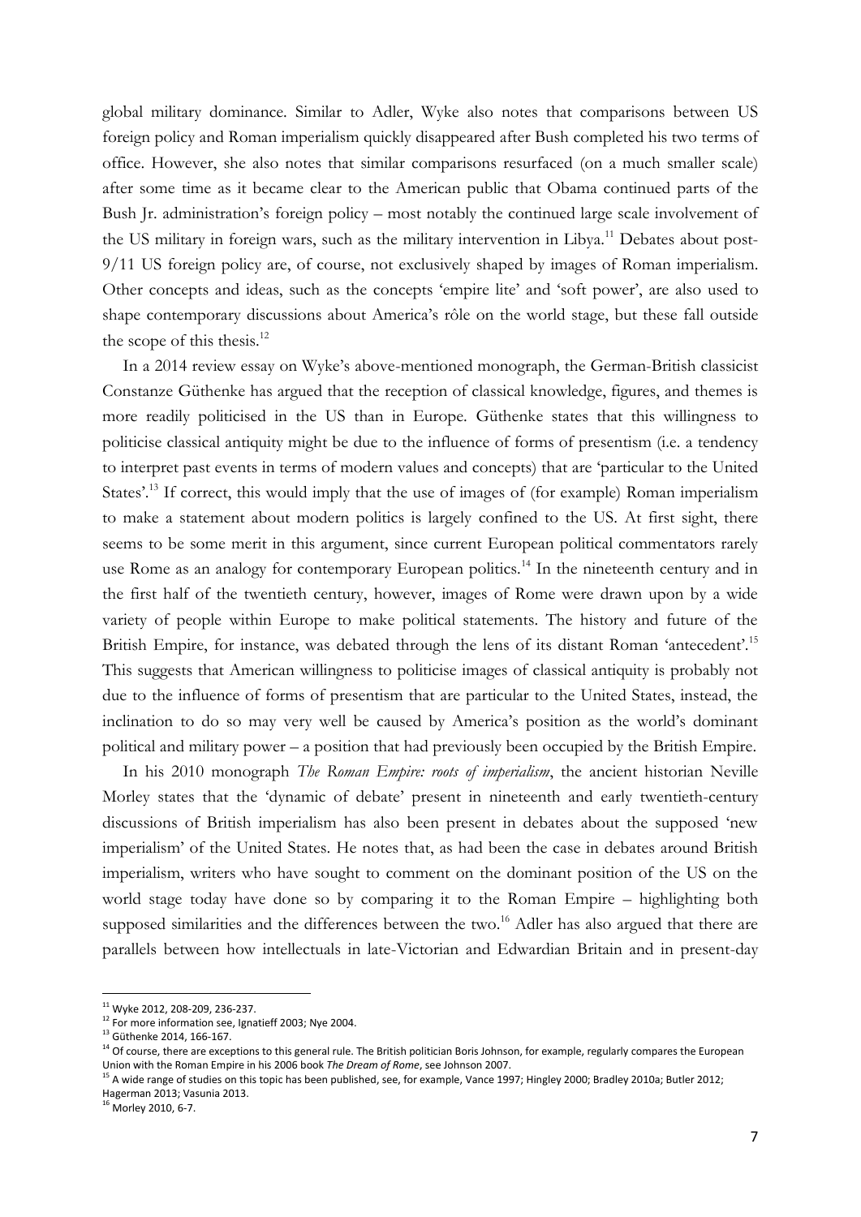global military dominance. Similar to Adler, Wyke also notes that comparisons between US foreign policy and Roman imperialism quickly disappeared after Bush completed his two terms of office. However, she also notes that similar comparisons resurfaced (on a much smaller scale) after some time as it became clear to the American public that Obama continued parts of the Bush Jr. administration's foreign policy – most notably the continued large scale involvement of the US military in foreign wars, such as the military intervention in Libya.[11] Debates about post-9/11 US foreign policy are, of course, not exclusively shaped by images of Roman imperialism. Other concepts and ideas, such as the concepts 'empire lite' and 'soft power', are also used to shape contemporary discussions about America's rôle on the world stage, but these fall outside the scope of this thesis.[12]

In a 2014 review essay on Wyke's above-mentioned monograph, the German-British classicist Constanze Güthenke has argued that the reception of classical knowledge, figures, and themes is more readily politicised in the US than in Europe. Güthenke states that this willingness to politicise classical antiquity might be due to the influence of forms of presentism (i.e. a tendency to interpret past events in terms of modern values and concepts) that are 'particular to the United States'.[13] If correct, this would imply that the use of images of (for example) Roman imperialism to make a statement about modern politics is largely confined to the US. At first sight, there seems to be some merit in this argument, since current European political commentators rarely use Rome as an analogy for contemporary European politics.[14] In the nineteenth century and in the first half of the twentieth century, however, images of Rome were drawn upon by a wide variety of people within Europe to make political statements. The history and future of the British Empire, for instance, was debated through the lens of its distant Roman 'antecedent'.[15] This suggests that American willingness to politicise images of classical antiquity is probably not due to the influence of forms of presentism that are particular to the United States, instead, the inclination to do so may very well be caused by America's position as the world's dominant political and military power – a position that had previously been occupied by the British Empire.

In his 2010 monograph *The Roman Empire: roots of imperialism*, the ancient historian Neville Morley states that the 'dynamic of debate' present in nineteenth and early twentieth-century discussions of British imperialism has also been present in debates about the supposed 'new imperialism' of the United States. He notes that, as had been the case in debates around British imperialism, writers who have sought to comment on the dominant position of the US on the world stage today have done so by comparing it to the Roman Empire – highlighting both supposed similarities and the differences between the two.[16] Adler has also argued that there are parallels between how intellectuals in late-Victorian and Edwardian Britain and in present-day

[11] Wyke 2012, 208-209, 236-237.

[12] For more information see, Ignatieff 2003; Nye 2004.

[13] Güthenke 2014, 166-167.

[14] Of course, there are exceptions to this general rule. The British politician Boris Johnson, for example, regularly compares the European Union with the Roman Empire in his 2006 book *The Dream of Rome*, see Johnson 2007.

[15] A wide range of studies on this topic has been published, see, for example, Vance 1997; Hingley 2000; Bradley 2010a; Butler 2012; Hagerman 2013; Vasunia 2013.

[16] Morley 2010, 6-7.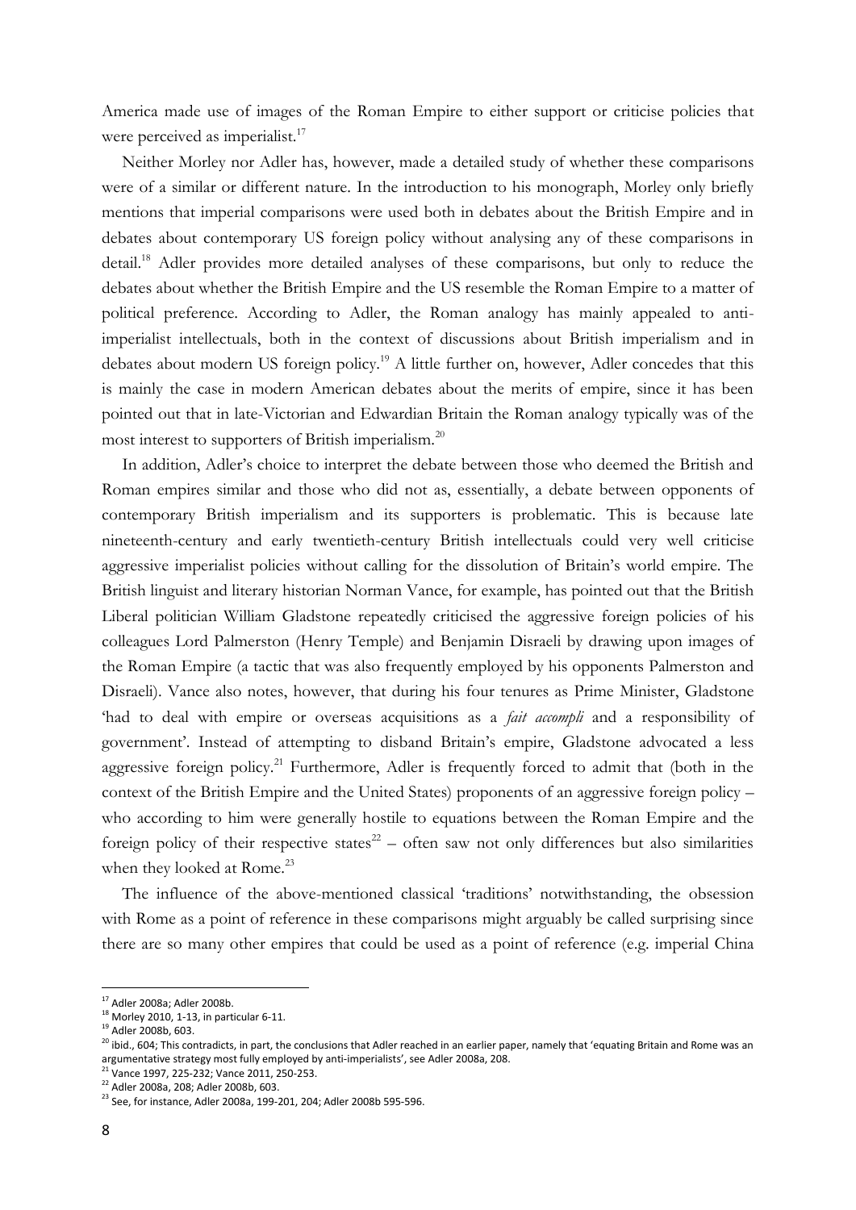America made use of images of the Roman Empire to either support or criticise policies that were perceived as imperialist.[17]

Neither Morley nor Adler has, however, made a detailed study of whether these comparisons were of a similar or different nature. In the introduction to his monograph, Morley only briefly mentions that imperial comparisons were used both in debates about the British Empire and in debates about contemporary US foreign policy without analysing any of these comparisons in detail.[18] Adler provides more detailed analyses of these comparisons, but only to reduce the debates about whether the British Empire and the US resemble the Roman Empire to a matter of political preference. According to Adler, the Roman analogy has mainly appealed to anti-imperialist intellectuals, both in the context of discussions about British imperialism and in debates about modern US foreign policy.[19] A little further on, however, Adler concedes that this is mainly the case in modern American debates about the merits of empire, since it has been pointed out that in late-Victorian and Edwardian Britain the Roman analogy typically was of the most interest to supporters of British imperialism.[20]

In addition, Adler's choice to interpret the debate between those who deemed the British and Roman empires similar and those who did not as, essentially, a debate between opponents of contemporary British imperialism and its supporters is problematic. This is because late nineteenth-century and early twentieth-century British intellectuals could very well criticise aggressive imperialist policies without calling for the dissolution of Britain's world empire. The British linguist and literary historian Norman Vance, for example, has pointed out that the British Liberal politician William Gladstone repeatedly criticised the aggressive foreign policies of his colleagues Lord Palmerston (Henry Temple) and Benjamin Disraeli by drawing upon images of the Roman Empire (a tactic that was also frequently employed by his opponents Palmerston and Disraeli). Vance also notes, however, that during his four tenures as Prime Minister, Gladstone 'had to deal with empire or overseas acquisitions as a *fait accompli* and a responsibility of government'. Instead of attempting to disband Britain's empire, Gladstone advocated a less aggressive foreign policy.[21] Furthermore, Adler is frequently forced to admit that (both in the context of the British Empire and the United States) proponents of an aggressive foreign policy – who according to him were generally hostile to equations between the Roman Empire and the foreign policy of their respective states[22] – often saw not only differences but also similarities when they looked at Rome.[23]

The influence of the above-mentioned classical 'traditions' notwithstanding, the obsession with Rome as a point of reference in these comparisons might arguably be called surprising since there are so many other empires that could be used as a point of reference (e.g. imperial China

---

[17] Adler 2008a; Adler 2008b.

[18] Morley 2010, 1-13, in particular 6-11.

[19] Adler 2008b, 603.

[20] ibid., 604; This contradicts, in part, the conclusions that Adler reached in an earlier paper, namely that 'equating Britain and Rome was an argumentative strategy most fully employed by anti-imperialists', see Adler 2008a, 208.

[21] Vance 1997, 225-232; Vance 2011, 250-253.

[22] Adler 2008a, 208; Adler 2008b, 603.

[23] See, for instance, Adler 2008a, 199-201, 204; Adler 2008b 595-596.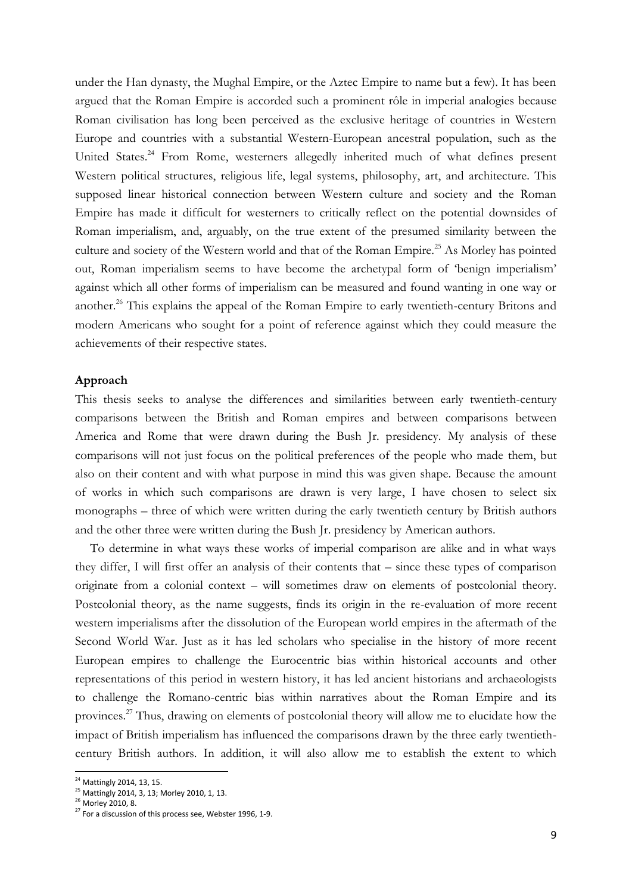under the Han dynasty, the Mughal Empire, or the Aztec Empire to name but a few). It has been argued that the Roman Empire is accorded such a prominent rôle in imperial analogies because Roman civilisation has long been perceived as the exclusive heritage of countries in Western Europe and countries with a substantial Western-European ancestral population, such as the United States.[24] From Rome, westerners allegedly inherited much of what defines present Western political structures, religious life, legal systems, philosophy, art, and architecture. This supposed linear historical connection between Western culture and society and the Roman Empire has made it difficult for westerners to critically reflect on the potential downsides of Roman imperialism, and, arguably, on the true extent of the presumed similarity between the culture and society of the Western world and that of the Roman Empire.[25] As Morley has pointed out, Roman imperialism seems to have become the archetypal form of 'benign imperialism' against which all other forms of imperialism can be measured and found wanting in one way or another.[26] This explains the appeal of the Roman Empire to early twentieth-century Britons and modern Americans who sought for a point of reference against which they could measure the achievements of their respective states.

**Approach**

This thesis seeks to analyse the differences and similarities between early twentieth-century comparisons between the British and Roman empires and between comparisons between America and Rome that were drawn during the Bush Jr. presidency. My analysis of these comparisons will not just focus on the political preferences of the people who made them, but also on their content and with what purpose in mind this was given shape. Because the amount of works in which such comparisons are drawn is very large, I have chosen to select six monographs – three of which were written during the early twentieth century by British authors and the other three were written during the Bush Jr. presidency by American authors.

To determine in what ways these works of imperial comparison are alike and in what ways they differ, I will first offer an analysis of their contents that – since these types of comparison originate from a colonial context – will sometimes draw on elements of postcolonial theory. Postcolonial theory, as the name suggests, finds its origin in the re-evaluation of more recent western imperialisms after the dissolution of the European world empires in the aftermath of the Second World War. Just as it has led scholars who specialise in the history of more recent European empires to challenge the Eurocentric bias within historical accounts and other representations of this period in western history, it has led ancient historians and archaeologists to challenge the Romano-centric bias within narratives about the Roman Empire and its provinces.[27] Thus, drawing on elements of postcolonial theory will allow me to elucidate how the impact of British imperialism has influenced the comparisons drawn by the three early twentieth-century British authors. In addition, it will also allow me to establish the extent to which

---

[24] Mattingly 2014, 13, 15.

[25] Mattingly 2014, 3, 13; Morley 2010, 1, 13.

[26] Morley 2010, 8.

[27] For a discussion of this process see, Webster 1996, 1-9.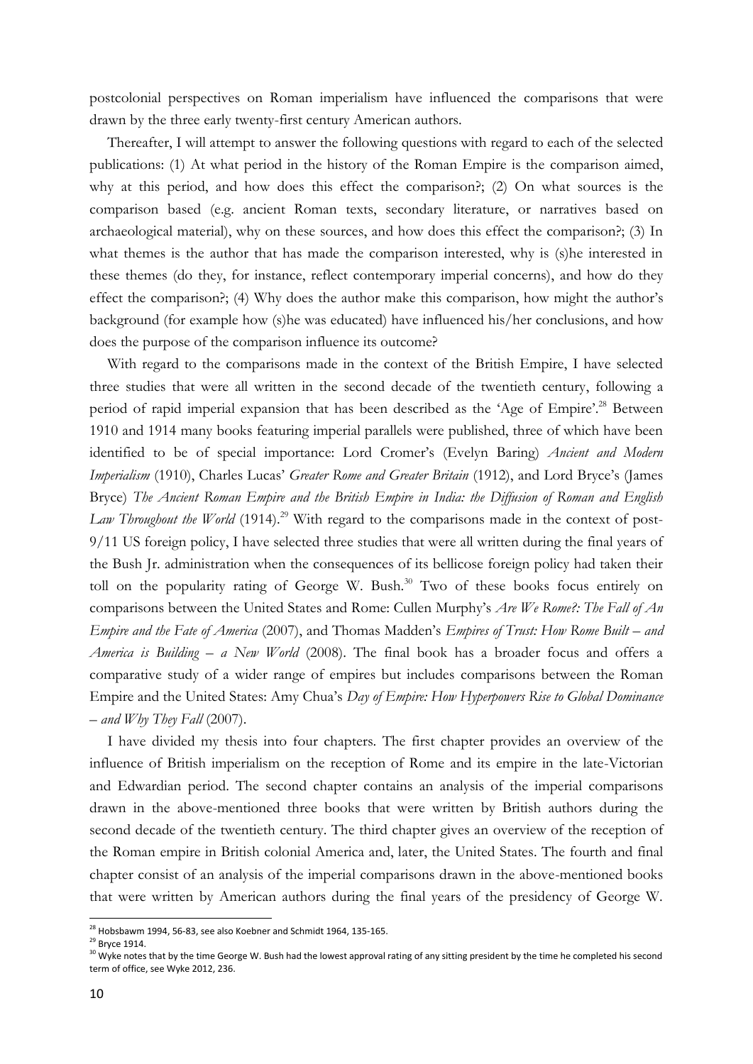postcolonial perspectives on Roman imperialism have influenced the comparisons that were drawn by the three early twenty-first century American authors.

Thereafter, I will attempt to answer the following questions with regard to each of the selected publications: (1) At what period in the history of the Roman Empire is the comparison aimed, why at this period, and how does this effect the comparison?; (2) On what sources is the comparison based (e.g. ancient Roman texts, secondary literature, or narratives based on archaeological material), why on these sources, and how does this effect the comparison?; (3) In what themes is the author that has made the comparison interested, why is (s)he interested in these themes (do they, for instance, reflect contemporary imperial concerns), and how do they effect the comparison?; (4) Why does the author make this comparison, how might the author's background (for example how (s)he was educated) have influenced his/her conclusions, and how does the purpose of the comparison influence its outcome?

With regard to the comparisons made in the context of the British Empire, I have selected three studies that were all written in the second decade of the twentieth century, following a period of rapid imperial expansion that has been described as the 'Age of Empire'.[28] Between 1910 and 1914 many books featuring imperial parallels were published, three of which have been identified to be of special importance: Lord Cromer's (Evelyn Baring) *Ancient and Modern Imperialism* (1910), Charles Lucas' *Greater Rome and Greater Britain* (1912), and Lord Bryce's (James Bryce) *The Ancient Roman Empire and the British Empire in India: the Diffusion of Roman and English Law Throughout the World* (1914).[29] With regard to the comparisons made in the context of post-9/11 US foreign policy, I have selected three studies that were all written during the final years of the Bush Jr. administration when the consequences of its bellicose foreign policy had taken their toll on the popularity rating of George W. Bush.[30] Two of these books focus entirely on comparisons between the United States and Rome: Cullen Murphy's *Are We Rome?: The Fall of An Empire and the Fate of America* (2007), and Thomas Madden's *Empires of Trust: How Rome Built – and America is Building – a New World* (2008). The final book has a broader focus and offers a comparative study of a wider range of empires but includes comparisons between the Roman Empire and the United States: Amy Chua's *Day of Empire: How Hyperpowers Rise to Global Dominance – and Why They Fall* (2007).

I have divided my thesis into four chapters. The first chapter provides an overview of the influence of British imperialism on the reception of Rome and its empire in the late-Victorian and Edwardian period. The second chapter contains an analysis of the imperial comparisons drawn in the above-mentioned three books that were written by British authors during the second decade of the twentieth century. The third chapter gives an overview of the reception of the Roman empire in British colonial America and, later, the United States. The fourth and final chapter consist of an analysis of the imperial comparisons drawn in the above-mentioned books that were written by American authors during the final years of the presidency of George W.

---

[28] Hobsbawm 1994, 56-83, see also Koebner and Schmidt 1964, 135-165.

[29] Bryce 1914.

[30] Wyke notes that by the time George W. Bush had the lowest approval rating of any sitting president by the time he completed his second term of office, see Wyke 2012, 236.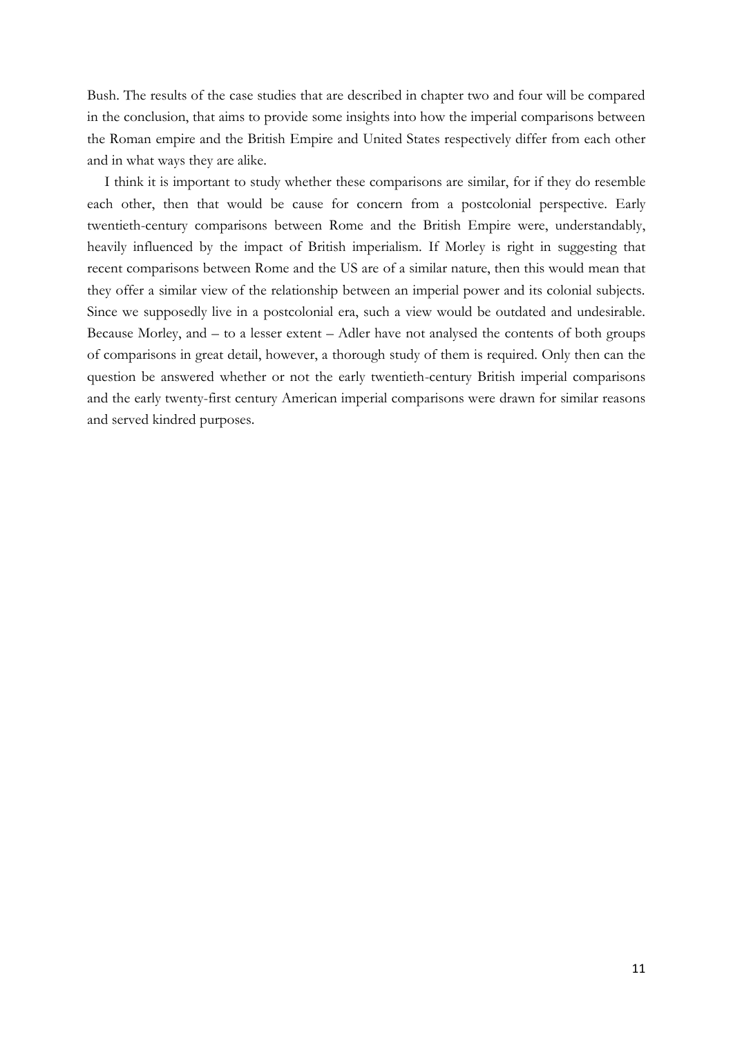Bush. The results of the case studies that are described in chapter two and four will be compared in the conclusion, that aims to provide some insights into how the imperial comparisons between the Roman empire and the British Empire and United States respectively differ from each other and in what ways they are alike.

I think it is important to study whether these comparisons are similar, for if they do resemble each other, then that would be cause for concern from a postcolonial perspective. Early twentieth-century comparisons between Rome and the British Empire were, understandably, heavily influenced by the impact of British imperialism. If Morley is right in suggesting that recent comparisons between Rome and the US are of a similar nature, then this would mean that they offer a similar view of the relationship between an imperial power and its colonial subjects. Since we supposedly live in a postcolonial era, such a view would be outdated and undesirable. Because Morley, and – to a lesser extent – Adler have not analysed the contents of both groups of comparisons in great detail, however, a thorough study of them is required. Only then can the question be answered whether or not the early twentieth-century British imperial comparisons and the early twenty-first century American imperial comparisons were drawn for similar reasons and served kindred purposes.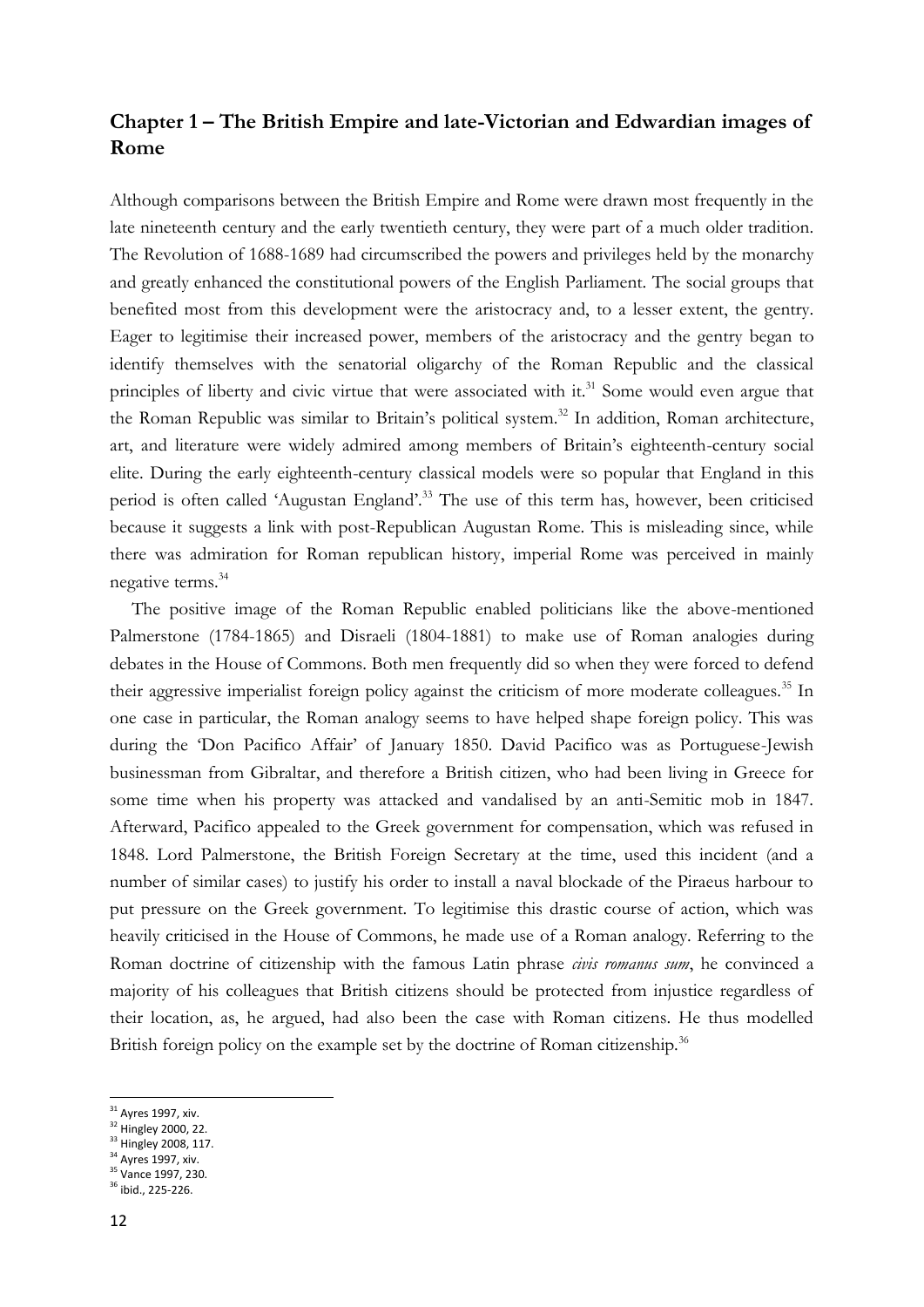## Chapter 1 – The British Empire and late-Victorian and Edwardian images of Rome

Although comparisons between the British Empire and Rome were drawn most frequently in the late nineteenth century and the early twentieth century, they were part of a much older tradition. The Revolution of 1688-1689 had circumscribed the powers and privileges held by the monarchy and greatly enhanced the constitutional powers of the English Parliament. The social groups that benefited most from this development were the aristocracy and, to a lesser extent, the gentry. Eager to legitimise their increased power, members of the aristocracy and the gentry began to identify themselves with the senatorial oligarchy of the Roman Republic and the classical principles of liberty and civic virtue that were associated with it.[31] Some would even argue that the Roman Republic was similar to Britain's political system.[32] In addition, Roman architecture, art, and literature were widely admired among members of Britain's eighteenth-century social elite. During the early eighteenth-century classical models were so popular that England in this period is often called 'Augustan England'.[33] The use of this term has, however, been criticised because it suggests a link with post-Republican Augustan Rome. This is misleading since, while there was admiration for Roman republican history, imperial Rome was perceived in mainly negative terms.[34]

The positive image of the Roman Republic enabled politicians like the above-mentioned Palmerstone (1784-1865) and Disraeli (1804-1881) to make use of Roman analogies during debates in the House of Commons. Both men frequently did so when they were forced to defend their aggressive imperialist foreign policy against the criticism of more moderate colleagues.[35] In one case in particular, the Roman analogy seems to have helped shape foreign policy. This was during the 'Don Pacifico Affair' of January 1850. David Pacifico was as Portuguese-Jewish businessman from Gibraltar, and therefore a British citizen, who had been living in Greece for some time when his property was attacked and vandalised by an anti-Semitic mob in 1847. Afterward, Pacifico appealed to the Greek government for compensation, which was refused in 1848. Lord Palmerstone, the British Foreign Secretary at the time, used this incident (and a number of similar cases) to justify his order to install a naval blockade of the Piraeus harbour to put pressure on the Greek government. To legitimise this drastic course of action, which was heavily criticised in the House of Commons, he made use of a Roman analogy. Referring to the Roman doctrine of citizenship with the famous Latin phrase *civis romanus sum*, he convinced a majority of his colleagues that British citizens should be protected from injustice regardless of their location, as, he argued, had also been the case with Roman citizens. He thus modelled British foreign policy on the example set by the doctrine of Roman citizenship.[36]

[31] Ayres 1997, xiv.
[32] Hingley 2000, 22.
[33] Hingley 2008, 117.
[34] Ayres 1997, xiv.
[35] Vance 1997, 230.
[36] ibid., 225-226.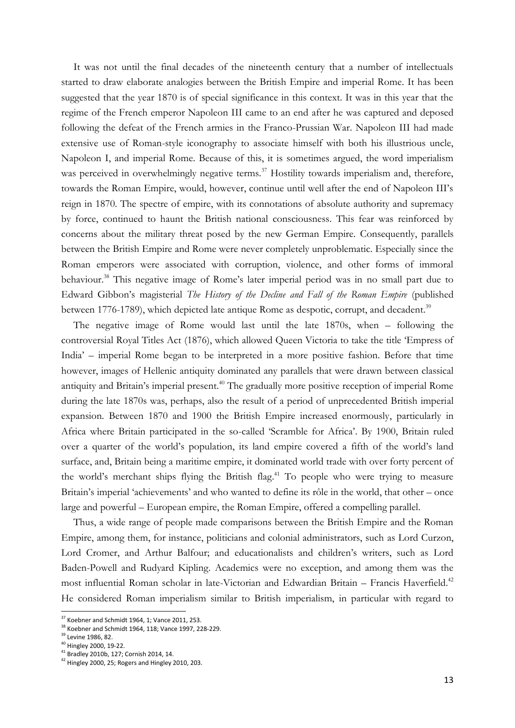It was not until the final decades of the nineteenth century that a number of intellectuals started to draw elaborate analogies between the British Empire and imperial Rome. It has been suggested that the year 1870 is of special significance in this context. It was in this year that the regime of the French emperor Napoleon III came to an end after he was captured and deposed following the defeat of the French armies in the Franco-Prussian War. Napoleon III had made extensive use of Roman-style iconography to associate himself with both his illustrious uncle, Napoleon I, and imperial Rome. Because of this, it is sometimes argued, the word imperialism was perceived in overwhelmingly negative terms.[37] Hostility towards imperialism and, therefore, towards the Roman Empire, would, however, continue until well after the end of Napoleon III's reign in 1870. The spectre of empire, with its connotations of absolute authority and supremacy by force, continued to haunt the British national consciousness. This fear was reinforced by concerns about the military threat posed by the new German Empire. Consequently, parallels between the British Empire and Rome were never completely unproblematic. Especially since the Roman emperors were associated with corruption, violence, and other forms of immoral behaviour.[38] This negative image of Rome's later imperial period was in no small part due to Edward Gibbon's magisterial *The History of the Decline and Fall of the Roman Empire* (published between 1776-1789), which depicted late antique Rome as despotic, corrupt, and decadent.[39]

The negative image of Rome would last until the late 1870s, when – following the controversial Royal Titles Act (1876), which allowed Queen Victoria to take the title 'Empress of India' – imperial Rome began to be interpreted in a more positive fashion. Before that time however, images of Hellenic antiquity dominated any parallels that were drawn between classical antiquity and Britain's imperial present.[40] The gradually more positive reception of imperial Rome during the late 1870s was, perhaps, also the result of a period of unprecedented British imperial expansion. Between 1870 and 1900 the British Empire increased enormously, particularly in Africa where Britain participated in the so-called 'Scramble for Africa'. By 1900, Britain ruled over a quarter of the world's population, its land empire covered a fifth of the world's land surface, and, Britain being a maritime empire, it dominated world trade with over forty percent of the world's merchant ships flying the British flag.[41] To people who were trying to measure Britain's imperial 'achievements' and who wanted to define its rôle in the world, that other – once large and powerful – European empire, the Roman Empire, offered a compelling parallel.

Thus, a wide range of people made comparisons between the British Empire and the Roman Empire, among them, for instance, politicians and colonial administrators, such as Lord Curzon, Lord Cromer, and Arthur Balfour; and educationalists and children's writers, such as Lord Baden-Powell and Rudyard Kipling. Academics were no exception, and among them was the most influential Roman scholar in late-Victorian and Edwardian Britain – Francis Haverfield.[42] He considered Roman imperialism similar to British imperialism, in particular with regard to

---

[37] Koebner and Schmidt 1964, 1; Vance 2011, 253.
[38] Koebner and Schmidt 1964, 118; Vance 1997, 228-229.
[39] Levine 1986, 82.
[40] Hingley 2000, 19-22.
[41] Bradley 2010b, 127; Cornish 2014, 14.
[42] Hingley 2000, 25; Rogers and Hingley 2010, 203.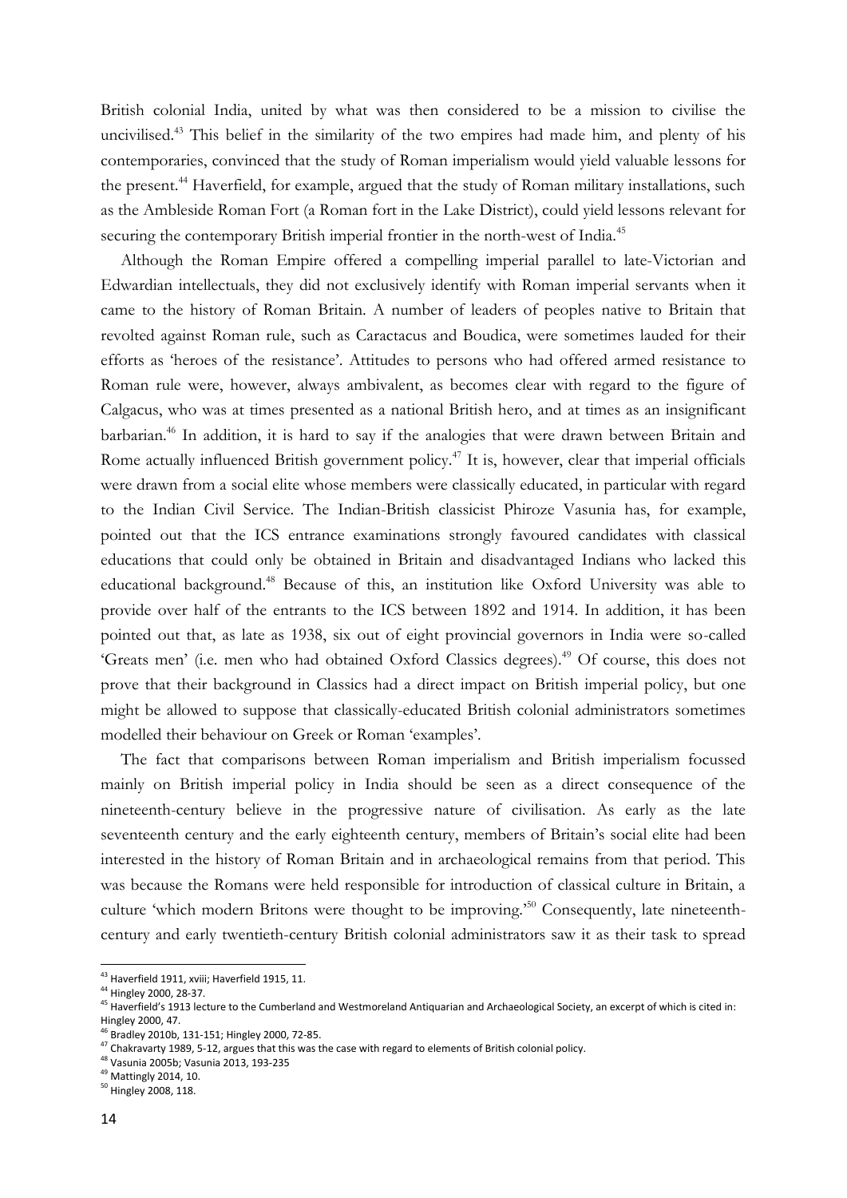British colonial India, united by what was then considered to be a mission to civilise the uncivilised.[43] This belief in the similarity of the two empires had made him, and plenty of his contemporaries, convinced that the study of Roman imperialism would yield valuable lessons for the present.[44] Haverfield, for example, argued that the study of Roman military installations, such as the Ambleside Roman Fort (a Roman fort in the Lake District), could yield lessons relevant for securing the contemporary British imperial frontier in the north-west of India.[45]

Although the Roman Empire offered a compelling imperial parallel to late-Victorian and Edwardian intellectuals, they did not exclusively identify with Roman imperial servants when it came to the history of Roman Britain. A number of leaders of peoples native to Britain that revolted against Roman rule, such as Caractacus and Boudica, were sometimes lauded for their efforts as 'heroes of the resistance'. Attitudes to persons who had offered armed resistance to Roman rule were, however, always ambivalent, as becomes clear with regard to the figure of Calgacus, who was at times presented as a national British hero, and at times as an insignificant barbarian.[46] In addition, it is hard to say if the analogies that were drawn between Britain and Rome actually influenced British government policy.[47] It is, however, clear that imperial officials were drawn from a social elite whose members were classically educated, in particular with regard to the Indian Civil Service. The Indian-British classicist Phiroze Vasunia has, for example, pointed out that the ICS entrance examinations strongly favoured candidates with classical educations that could only be obtained in Britain and disadvantaged Indians who lacked this educational background.[48] Because of this, an institution like Oxford University was able to provide over half of the entrants to the ICS between 1892 and 1914. In addition, it has been pointed out that, as late as 1938, six out of eight provincial governors in India were so-called 'Greats men' (i.e. men who had obtained Oxford Classics degrees).[49] Of course, this does not prove that their background in Classics had a direct impact on British imperial policy, but one might be allowed to suppose that classically-educated British colonial administrators sometimes modelled their behaviour on Greek or Roman 'examples'.

The fact that comparisons between Roman imperialism and British imperialism focussed mainly on British imperial policy in India should be seen as a direct consequence of the nineteenth-century believe in the progressive nature of civilisation. As early as the late seventeenth century and the early eighteenth century, members of Britain's social elite had been interested in the history of Roman Britain and in archaeological remains from that period. This was because the Romans were held responsible for introduction of classical culture in Britain, a culture 'which modern Britons were thought to be improving.'[50] Consequently, late nineteenth-century and early twentieth-century British colonial administrators saw it as their task to spread

---

[43] Haverfield 1911, xviii; Haverfield 1915, 11.

[44] Hingley 2000, 28-37.

[45] Haverfield's 1913 lecture to the Cumberland and Westmoreland Antiquarian and Archaeological Society, an excerpt of which is cited in: Hingley 2000, 47.

[46] Bradley 2010b, 131-151; Hingley 2000, 72-85.

[47] Chakravarty 1989, 5-12, argues that this was the case with regard to elements of British colonial policy.

[48] Vasunia 2005b; Vasunia 2013, 193-235

[49] Mattingly 2014, 10.

[50] Hingley 2008, 118.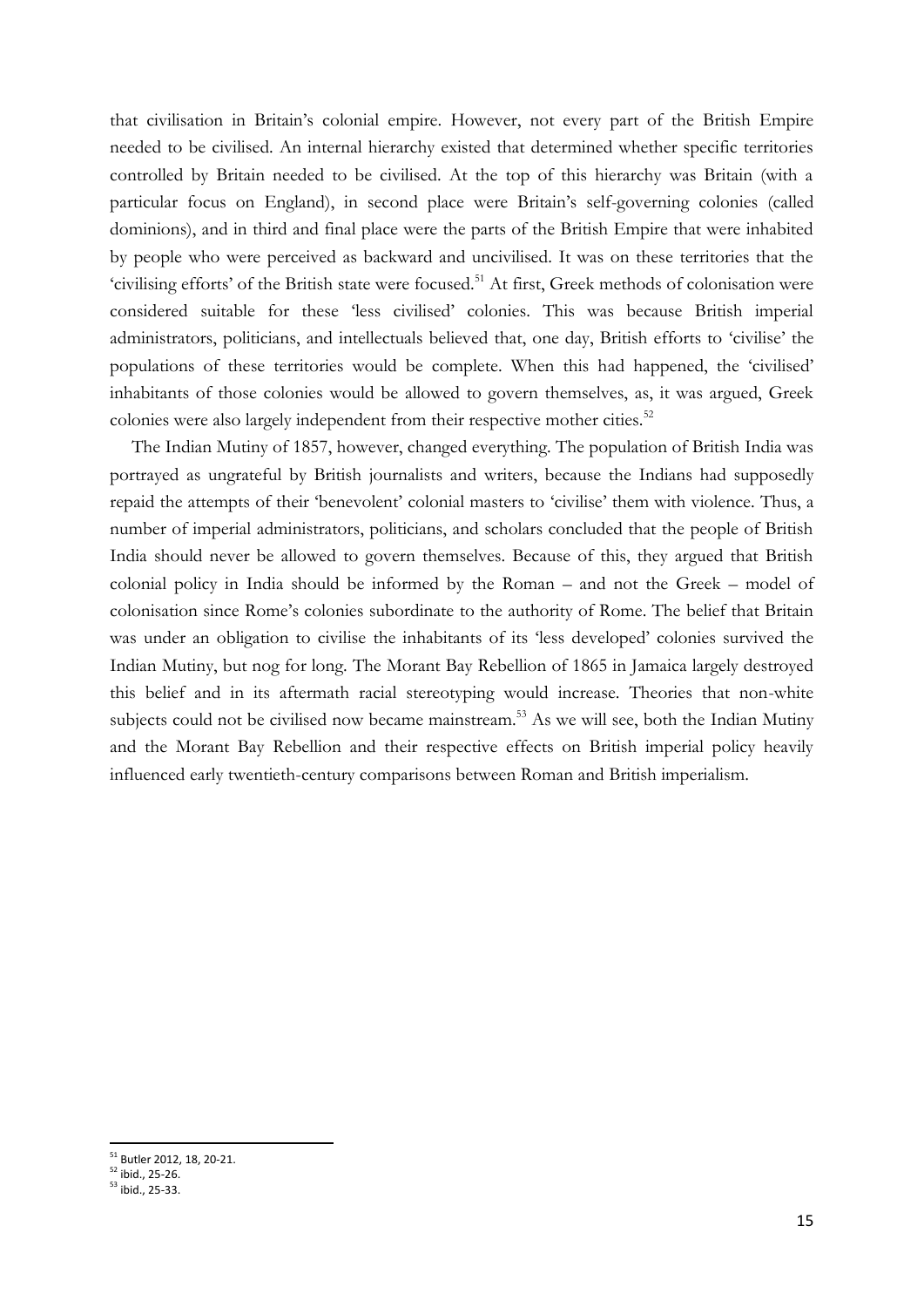that civilisation in Britain's colonial empire. However, not every part of the British Empire needed to be civilised. An internal hierarchy existed that determined whether specific territories controlled by Britain needed to be civilised. At the top of this hierarchy was Britain (with a particular focus on England), in second place were Britain's self-governing colonies (called dominions), and in third and final place were the parts of the British Empire that were inhabited by people who were perceived as backward and uncivilised. It was on these territories that the 'civilising efforts' of the British state were focused.[51] At first, Greek methods of colonisation were considered suitable for these 'less civilised' colonies. This was because British imperial administrators, politicians, and intellectuals believed that, one day, British efforts to 'civilise' the populations of these territories would be complete. When this had happened, the 'civilised' inhabitants of those colonies would be allowed to govern themselves, as, it was argued, Greek colonies were also largely independent from their respective mother cities.[52]

The Indian Mutiny of 1857, however, changed everything. The population of British India was portrayed as ungrateful by British journalists and writers, because the Indians had supposedly repaid the attempts of their 'benevolent' colonial masters to 'civilise' them with violence. Thus, a number of imperial administrators, politicians, and scholars concluded that the people of British India should never be allowed to govern themselves. Because of this, they argued that British colonial policy in India should be informed by the Roman – and not the Greek – model of colonisation since Rome's colonies subordinate to the authority of Rome. The belief that Britain was under an obligation to civilise the inhabitants of its 'less developed' colonies survived the Indian Mutiny, but nog for long. The Morant Bay Rebellion of 1865 in Jamaica largely destroyed this belief and in its aftermath racial stereotyping would increase. Theories that non-white subjects could not be civilised now became mainstream.[53] As we will see, both the Indian Mutiny and the Morant Bay Rebellion and their respective effects on British imperial policy heavily influenced early twentieth-century comparisons between Roman and British imperialism.

---

[51] Butler 2012, 18, 20-21.
[52] ibid., 25-26.
[53] ibid., 25-33.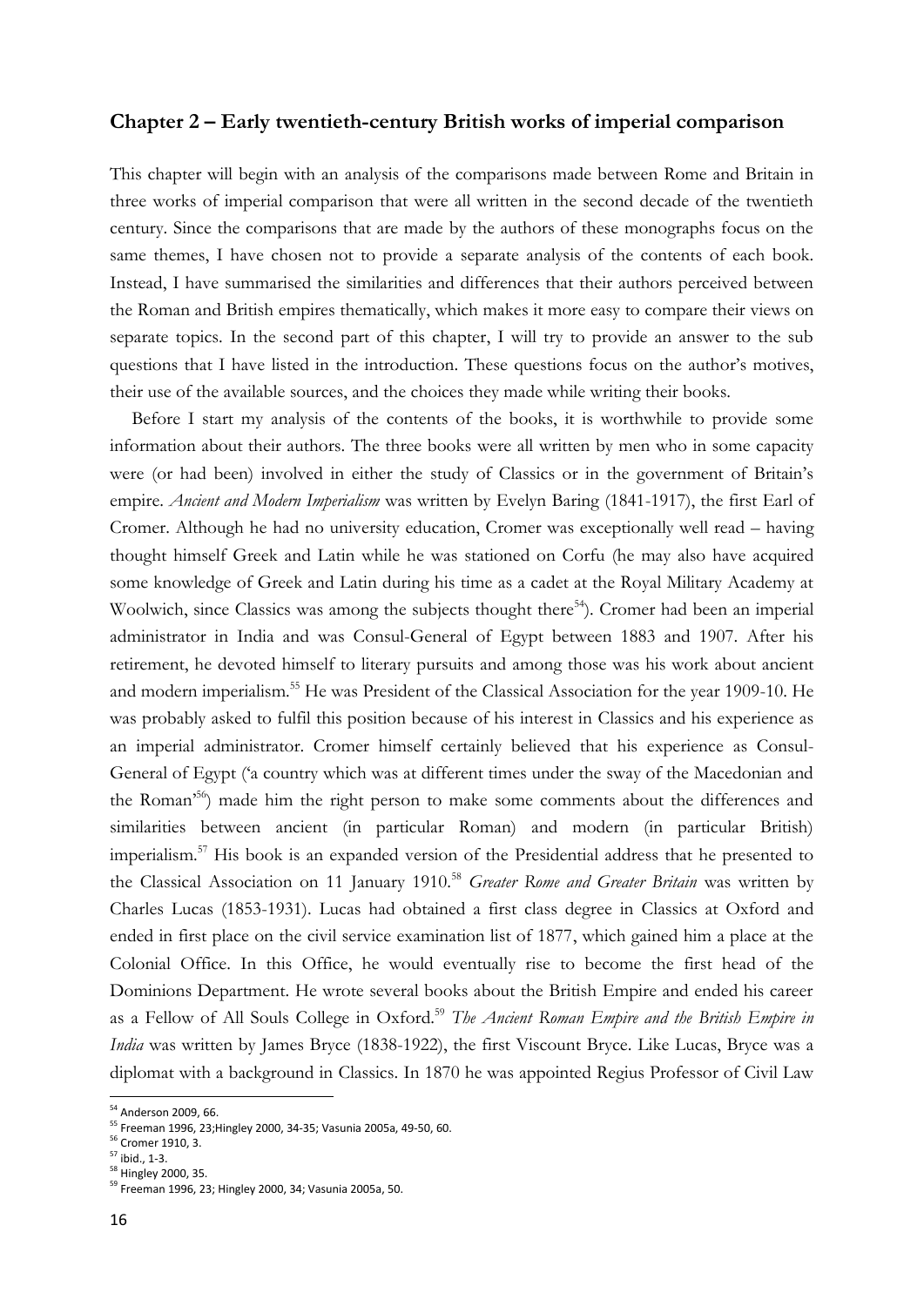## Chapter 2 – Early twentieth-century British works of imperial comparison

This chapter will begin with an analysis of the comparisons made between Rome and Britain in three works of imperial comparison that were all written in the second decade of the twentieth century. Since the comparisons that are made by the authors of these monographs focus on the same themes, I have chosen not to provide a separate analysis of the contents of each book. Instead, I have summarised the similarities and differences that their authors perceived between the Roman and British empires thematically, which makes it more easy to compare their views on separate topics. In the second part of this chapter, I will try to provide an answer to the sub questions that I have listed in the introduction. These questions focus on the author's motives, their use of the available sources, and the choices they made while writing their books.

Before I start my analysis of the contents of the books, it is worthwhile to provide some information about their authors. The three books were all written by men who in some capacity were (or had been) involved in either the study of Classics or in the government of Britain's empire. *Ancient and Modern Imperialism* was written by Evelyn Baring (1841-1917), the first Earl of Cromer. Although he had no university education, Cromer was exceptionally well read – having thought himself Greek and Latin while he was stationed on Corfu (he may also have acquired some knowledge of Greek and Latin during his time as a cadet at the Royal Military Academy at Woolwich, since Classics was among the subjects thought there[54]). Cromer had been an imperial administrator in India and was Consul-General of Egypt between 1883 and 1907. After his retirement, he devoted himself to literary pursuits and among those was his work about ancient and modern imperialism.[55] He was President of the Classical Association for the year 1909-10. He was probably asked to fulfil this position because of his interest in Classics and his experience as an imperial administrator. Cromer himself certainly believed that his experience as Consul-General of Egypt ('a country which was at different times under the sway of the Macedonian and the Roman'[56]) made him the right person to make some comments about the differences and similarities between ancient (in particular Roman) and modern (in particular British) imperialism.[57] His book is an expanded version of the Presidential address that he presented to the Classical Association on 11 January 1910.[58] *Greater Rome and Greater Britain* was written by Charles Lucas (1853-1931). Lucas had obtained a first class degree in Classics at Oxford and ended in first place on the civil service examination list of 1877, which gained him a place at the Colonial Office. In this Office, he would eventually rise to become the first head of the Dominions Department. He wrote several books about the British Empire and ended his career as a Fellow of All Souls College in Oxford.[59] *The Ancient Roman Empire and the British Empire in India* was written by James Bryce (1838-1922), the first Viscount Bryce. Like Lucas, Bryce was a diplomat with a background in Classics. In 1870 he was appointed Regius Professor of Civil Law

[54] Anderson 2009, 66.
[55] Freeman 1996, 23;Hingley 2000, 34-35; Vasunia 2005a, 49-50, 60.
[56] Cromer 1910, 3.
[57] ibid., 1-3.
[58] Hingley 2000, 35.
[59] Freeman 1996, 23; Hingley 2000, 34; Vasunia 2005a, 50.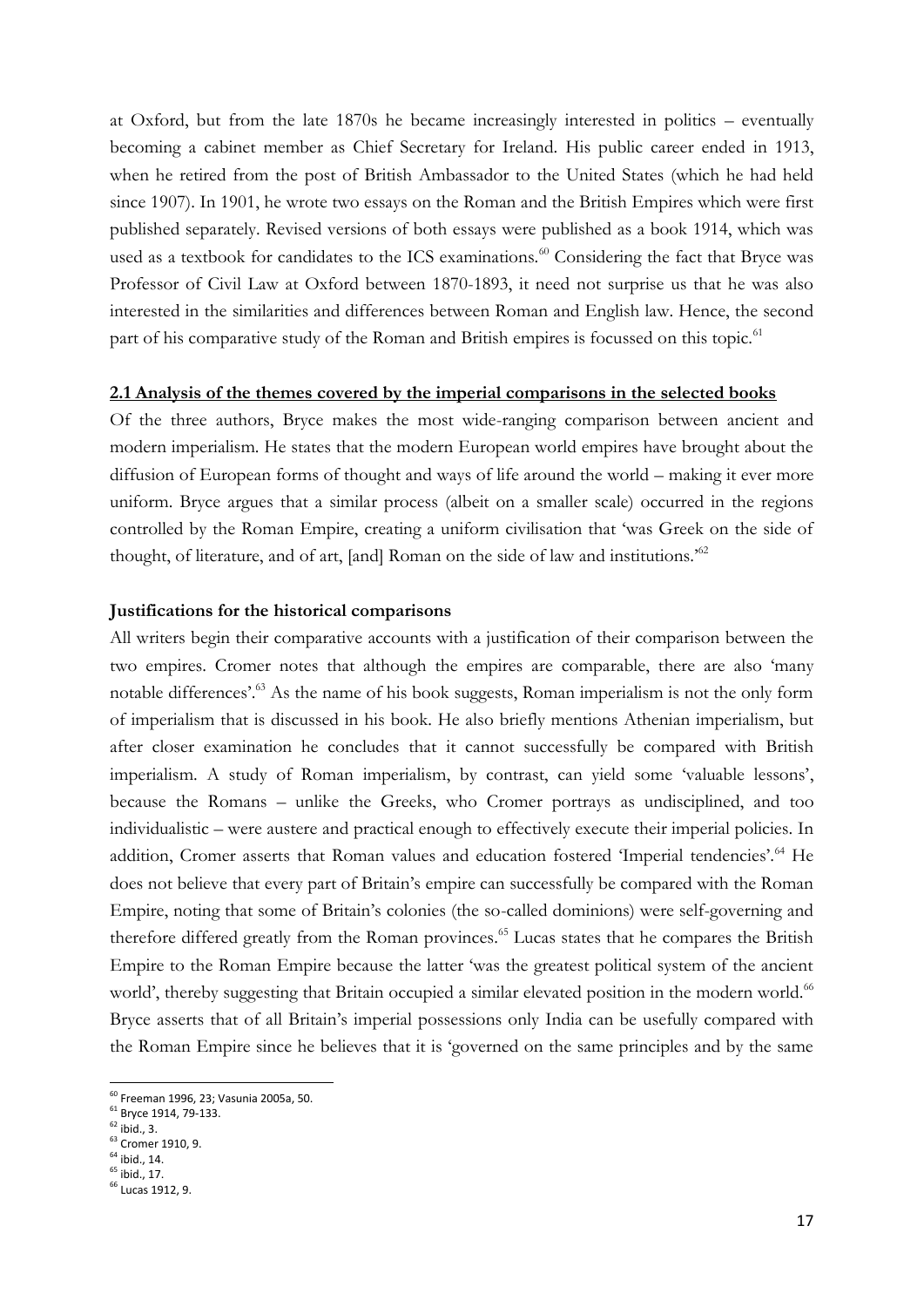at Oxford, but from the late 1870s he became increasingly interested in politics – eventually becoming a cabinet member as Chief Secretary for Ireland. His public career ended in 1913, when he retired from the post of British Ambassador to the United States (which he had held since 1907). In 1901, he wrote two essays on the Roman and the British Empires which were first published separately. Revised versions of both essays were published as a book 1914, which was used as a textbook for candidates to the ICS examinations.[60] Considering the fact that Bryce was Professor of Civil Law at Oxford between 1870-1893, it need not surprise us that he was also interested in the similarities and differences between Roman and English law. Hence, the second part of his comparative study of the Roman and British empires is focussed on this topic.[61]

## 2.1 Analysis of the themes covered by the imperial comparisons in the selected books

Of the three authors, Bryce makes the most wide-ranging comparison between ancient and modern imperialism. He states that the modern European world empires have brought about the diffusion of European forms of thought and ways of life around the world – making it ever more uniform. Bryce argues that a similar process (albeit on a smaller scale) occurred in the regions controlled by the Roman Empire, creating a uniform civilisation that 'was Greek on the side of thought, of literature, and of art, [and] Roman on the side of law and institutions.'[62]

### Justifications for the historical comparisons

All writers begin their comparative accounts with a justification of their comparison between the two empires. Cromer notes that although the empires are comparable, there are also 'many notable differences'.[63] As the name of his book suggests, Roman imperialism is not the only form of imperialism that is discussed in his book. He also briefly mentions Athenian imperialism, but after closer examination he concludes that it cannot successfully be compared with British imperialism. A study of Roman imperialism, by contrast, can yield some 'valuable lessons', because the Romans – unlike the Greeks, who Cromer portrays as undisciplined, and too individualistic – were austere and practical enough to effectively execute their imperial policies. In addition, Cromer asserts that Roman values and education fostered 'Imperial tendencies'.[64] He does not believe that every part of Britain's empire can successfully be compared with the Roman Empire, noting that some of Britain's colonies (the so-called dominions) were self-governing and therefore differed greatly from the Roman provinces.[65] Lucas states that he compares the British Empire to the Roman Empire because the latter 'was the greatest political system of the ancient world', thereby suggesting that Britain occupied a similar elevated position in the modern world.[66] Bryce asserts that of all Britain's imperial possessions only India can be usefully compared with the Roman Empire since he believes that it is 'governed on the same principles and by the same

[60] Freeman 1996, 23; Vasunia 2005a, 50.
[61] Bryce 1914, 79-133.
[62] ibid., 3.
[63] Cromer 1910, 9.
[64] ibid., 14.
[65] ibid., 17.
[66] Lucas 1912, 9.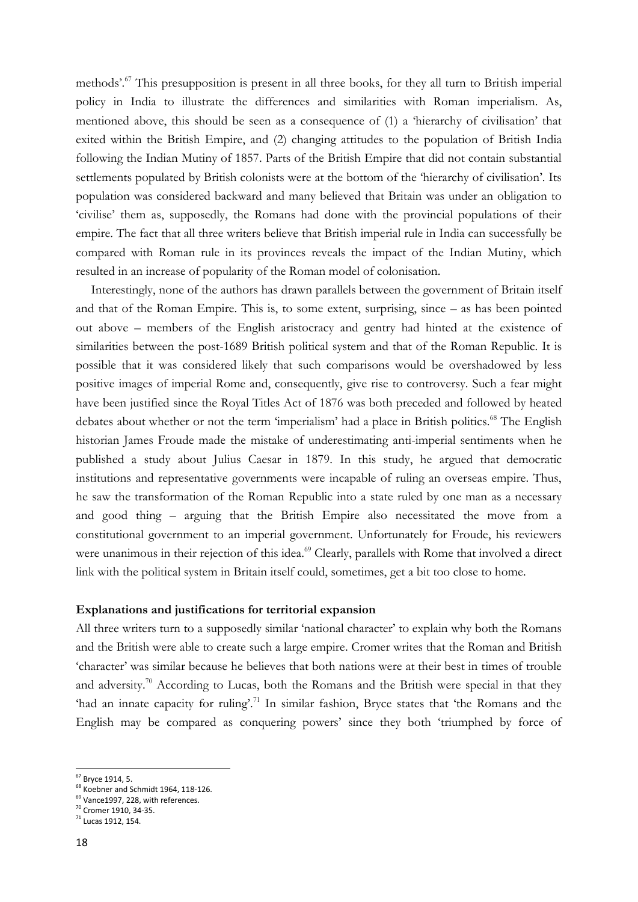methods'.[67] This presupposition is present in all three books, for they all turn to British imperial policy in India to illustrate the differences and similarities with Roman imperialism. As, mentioned above, this should be seen as a consequence of (1) a 'hierarchy of civilisation' that exited within the British Empire, and (2) changing attitudes to the population of British India following the Indian Mutiny of 1857. Parts of the British Empire that did not contain substantial settlements populated by British colonists were at the bottom of the 'hierarchy of civilisation'. Its population was considered backward and many believed that Britain was under an obligation to 'civilise' them as, supposedly, the Romans had done with the provincial populations of their empire. The fact that all three writers believe that British imperial rule in India can successfully be compared with Roman rule in its provinces reveals the impact of the Indian Mutiny, which resulted in an increase of popularity of the Roman model of colonisation.

Interestingly, none of the authors has drawn parallels between the government of Britain itself and that of the Roman Empire. This is, to some extent, surprising, since – as has been pointed out above – members of the English aristocracy and gentry had hinted at the existence of similarities between the post-1689 British political system and that of the Roman Republic. It is possible that it was considered likely that such comparisons would be overshadowed by less positive images of imperial Rome and, consequently, give rise to controversy. Such a fear might have been justified since the Royal Titles Act of 1876 was both preceded and followed by heated debates about whether or not the term 'imperialism' had a place in British politics.[68] The English historian James Froude made the mistake of underestimating anti-imperial sentiments when he published a study about Julius Caesar in 1879. In this study, he argued that democratic institutions and representative governments were incapable of ruling an overseas empire. Thus, he saw the transformation of the Roman Republic into a state ruled by one man as a necessary and good thing – arguing that the British Empire also necessitated the move from a constitutional government to an imperial government. Unfortunately for Froude, his reviewers were unanimous in their rejection of this idea.[69] Clearly, parallels with Rome that involved a direct link with the political system in Britain itself could, sometimes, get a bit too close to home.

**Explanations and justifications for territorial expansion**

All three writers turn to a supposedly similar 'national character' to explain why both the Romans and the British were able to create such a large empire. Cromer writes that the Roman and British 'character' was similar because he believes that both nations were at their best in times of trouble and adversity.[70] According to Lucas, both the Romans and the British were special in that they 'had an innate capacity for ruling'.[71] In similar fashion, Bryce states that 'the Romans and the English may be compared as conquering powers' since they both 'triumphed by force of

---

[67] Bryce 1914, 5.

[68] Koebner and Schmidt 1964, 118-126.

[69] Vance1997, 228, with references.

[70] Cromer 1910, 34-35.

[71] Lucas 1912, 154.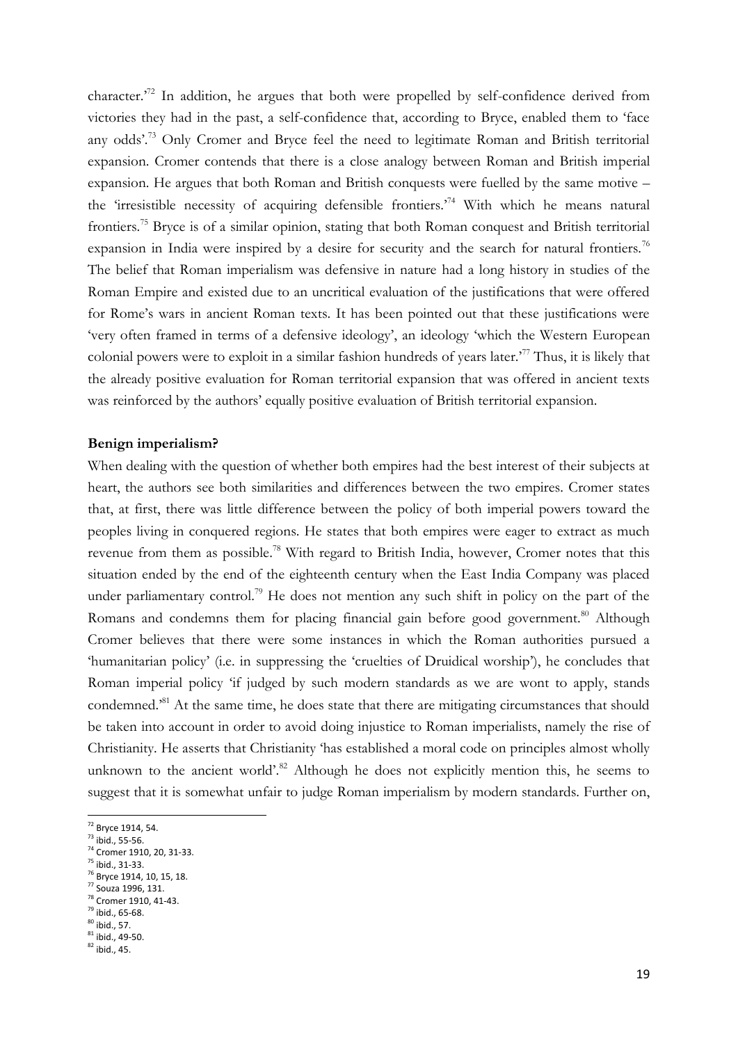character.'[72] In addition, he argues that both were propelled by self-confidence derived from victories they had in the past, a self-confidence that, according to Bryce, enabled them to 'face any odds'.[73] Only Cromer and Bryce feel the need to legitimate Roman and British territorial expansion. Cromer contends that there is a close analogy between Roman and British imperial expansion. He argues that both Roman and British conquests were fuelled by the same motive – the 'irresistible necessity of acquiring defensible frontiers.'[74] With which he means natural frontiers.[75] Bryce is of a similar opinion, stating that both Roman conquest and British territorial expansion in India were inspired by a desire for security and the search for natural frontiers.[76] The belief that Roman imperialism was defensive in nature had a long history in studies of the Roman Empire and existed due to an uncritical evaluation of the justifications that were offered for Rome's wars in ancient Roman texts. It has been pointed out that these justifications were 'very often framed in terms of a defensive ideology', an ideology 'which the Western European colonial powers were to exploit in a similar fashion hundreds of years later.'[77] Thus, it is likely that the already positive evaluation for Roman territorial expansion that was offered in ancient texts was reinforced by the authors' equally positive evaluation of British territorial expansion.

**Benign imperialism?**

When dealing with the question of whether both empires had the best interest of their subjects at heart, the authors see both similarities and differences between the two empires. Cromer states that, at first, there was little difference between the policy of both imperial powers toward the peoples living in conquered regions. He states that both empires were eager to extract as much revenue from them as possible.[78] With regard to British India, however, Cromer notes that this situation ended by the end of the eighteenth century when the East India Company was placed under parliamentary control.[79] He does not mention any such shift in policy on the part of the Romans and condemns them for placing financial gain before good government.[80] Although Cromer believes that there were some instances in which the Roman authorities pursued a 'humanitarian policy' (i.e. in suppressing the 'cruelties of Druidical worship'), he concludes that Roman imperial policy 'if judged by such modern standards as we are wont to apply, stands condemned.'[81] At the same time, he does state that there are mitigating circumstances that should be taken into account in order to avoid doing injustice to Roman imperialists, namely the rise of Christianity. He asserts that Christianity 'has established a moral code on principles almost wholly unknown to the ancient world'.[82] Although he does not explicitly mention this, he seems to suggest that it is somewhat unfair to judge Roman imperialism by modern standards. Further on,

---

[72] Bryce 1914, 54.
[73] ibid., 55-56.
[74] Cromer 1910, 20, 31-33.
[75] ibid., 31-33.
[76] Bryce 1914, 10, 15, 18.
[77] Souza 1996, 131.
[78] Cromer 1910, 41-43.
[79] ibid., 65-68.
[80] ibid., 57.
[81] ibid., 49-50.
[82] ibid., 45.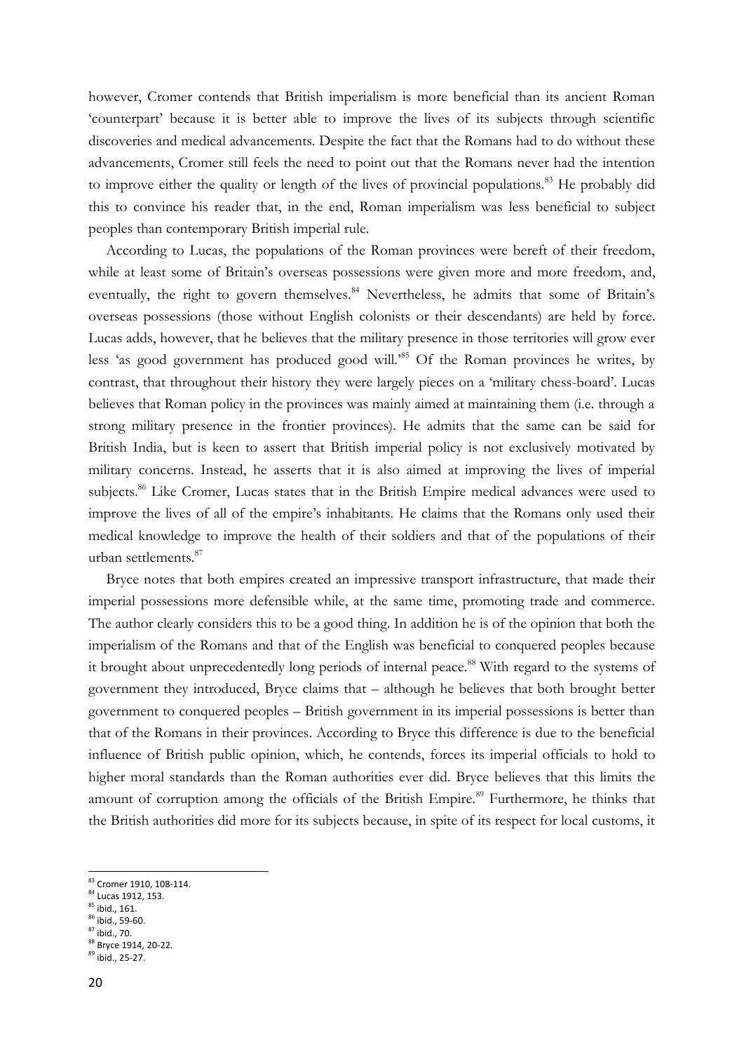however, Cromer contends that British imperialism is more beneficial than its ancient Roman 'counterpart' because it is better able to improve the lives of its subjects through scientific discoveries and medical advancements. Despite the fact that the Romans had to do without these advancements, Cromer still feels the need to point out that the Romans never had the intention to improve either the quality or length of the lives of provincial populations.[83] He probably did this to convince his reader that, in the end, Roman imperialism was less beneficial to subject peoples than contemporary British imperial rule.

According to Lucas, the populations of the Roman provinces were bereft of their freedom, while at least some of Britain's overseas possessions were given more and more freedom, and, eventually, the right to govern themselves.[84] Nevertheless, he admits that some of Britain's overseas possessions (those without English colonists or their descendants) are held by force. Lucas adds, however, that he believes that the military presence in those territories will grow ever less 'as good government has produced good will.'[85] Of the Roman provinces he writes, by contrast, that throughout their history they were largely pieces on a 'military chess-board'. Lucas believes that Roman policy in the provinces was mainly aimed at maintaining them (i.e. through a strong military presence in the frontier provinces). He admits that the same can be said for British India, but is keen to assert that British imperial policy is not exclusively motivated by military concerns. Instead, he asserts that it is also aimed at improving the lives of imperial subjects.[86] Like Cromer, Lucas states that in the British Empire medical advances were used to improve the lives of all of the empire's inhabitants. He claims that the Romans only used their medical knowledge to improve the health of their soldiers and that of the populations of their urban settlements.[87]

Bryce notes that both empires created an impressive transport infrastructure, that made their imperial possessions more defensible while, at the same time, promoting trade and commerce. The author clearly considers this to be a good thing. In addition he is of the opinion that both the imperialism of the Romans and that of the English was beneficial to conquered peoples because it brought about unprecedentedly long periods of internal peace.[88] With regard to the systems of government they introduced, Bryce claims that – although he believes that both brought better government to conquered peoples – British government in its imperial possessions is better than that of the Romans in their provinces. According to Bryce this difference is due to the beneficial influence of British public opinion, which, he contends, forces its imperial officials to hold to higher moral standards than the Roman authorities ever did. Bryce believes that this limits the amount of corruption among the officials of the British Empire.[89] Furthermore, he thinks that the British authorities did more for its subjects because, in spite of its respect for local customs, it

[83] Cromer 1910, 108-114.
[84] Lucas 1912, 153.
[85] ibid., 161.
[86] ibid., 59-60.
[87] ibid., 70.
[88] Bryce 1914, 20-22.
[89] ibid., 25-27.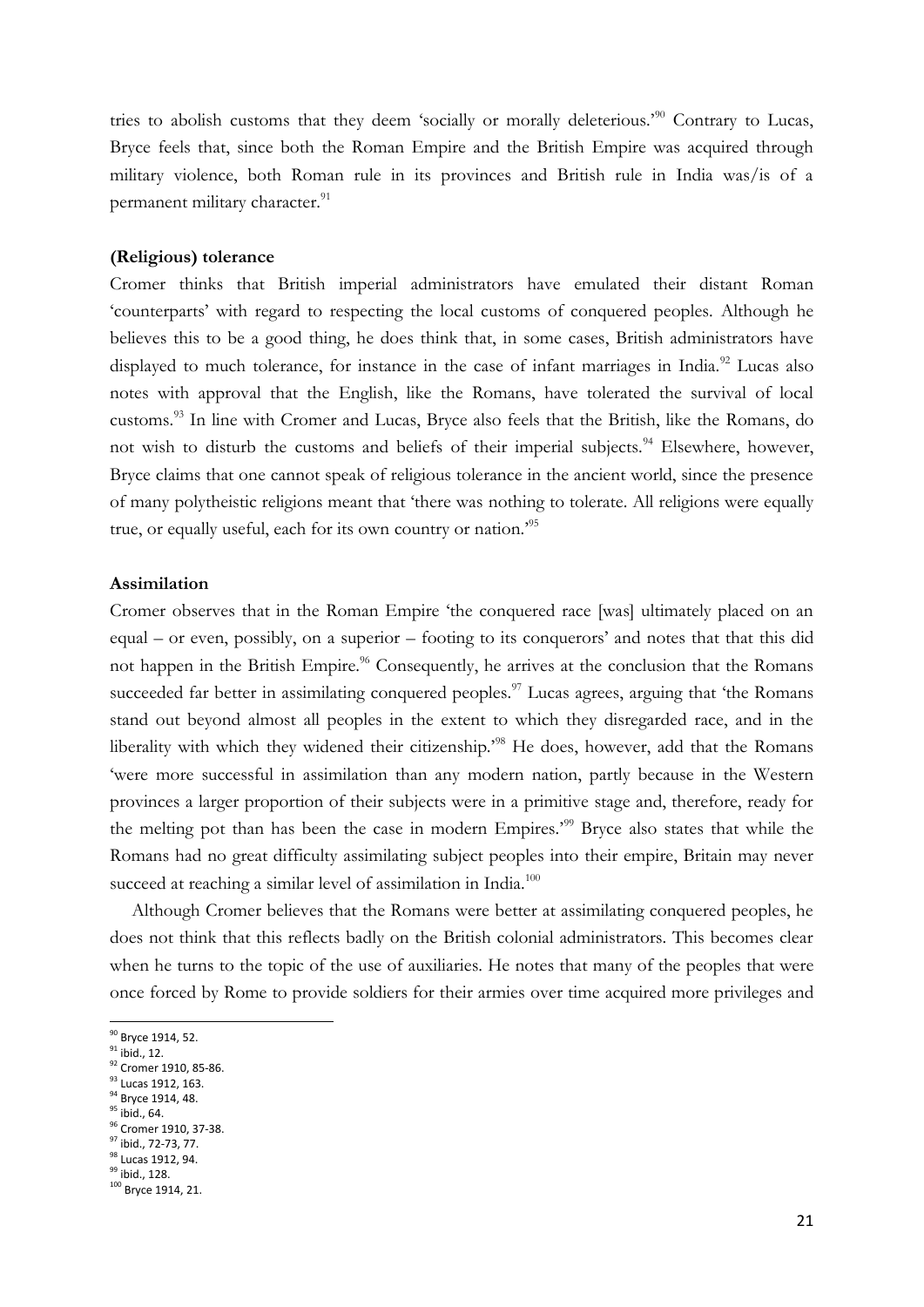tries to abolish customs that they deem 'socially or morally deleterious.'[90] Contrary to Lucas, Bryce feels that, since both the Roman Empire and the British Empire was acquired through military violence, both Roman rule in its provinces and British rule in India was/is of a permanent military character.[91]

**(Religious) tolerance**

Cromer thinks that British imperial administrators have emulated their distant Roman 'counterparts' with regard to respecting the local customs of conquered peoples. Although he believes this to be a good thing, he does think that, in some cases, British administrators have displayed to much tolerance, for instance in the case of infant marriages in India.[92] Lucas also notes with approval that the English, like the Romans, have tolerated the survival of local customs.[93] In line with Cromer and Lucas, Bryce also feels that the British, like the Romans, do not wish to disturb the customs and beliefs of their imperial subjects.[94] Elsewhere, however, Bryce claims that one cannot speak of religious tolerance in the ancient world, since the presence of many polytheistic religions meant that 'there was nothing to tolerate. All religions were equally true, or equally useful, each for its own country or nation.'[95]

**Assimilation**

Cromer observes that in the Roman Empire 'the conquered race [was] ultimately placed on an equal – or even, possibly, on a superior – footing to its conquerors' and notes that that this did not happen in the British Empire.[96] Consequently, he arrives at the conclusion that the Romans succeeded far better in assimilating conquered peoples.[97] Lucas agrees, arguing that 'the Romans stand out beyond almost all peoples in the extent to which they disregarded race, and in the liberality with which they widened their citizenship.'[98] He does, however, add that the Romans 'were more successful in assimilation than any modern nation, partly because in the Western provinces a larger proportion of their subjects were in a primitive stage and, therefore, ready for the melting pot than has been the case in modern Empires.'[99] Bryce also states that while the Romans had no great difficulty assimilating subject peoples into their empire, Britain may never succeed at reaching a similar level of assimilation in India.[100]

Although Cromer believes that the Romans were better at assimilating conquered peoples, he does not think that this reflects badly on the British colonial administrators. This becomes clear when he turns to the topic of the use of auxiliaries. He notes that many of the peoples that were once forced by Rome to provide soldiers for their armies over time acquired more privileges and

---

[90] Bryce 1914, 52.
[91] ibid., 12.
[92] Cromer 1910, 85-86.
[93] Lucas 1912, 163.
[94] Bryce 1914, 48.
[95] ibid., 64.
[96] Cromer 1910, 37-38.
[97] ibid., 72-73, 77.
[98] Lucas 1912, 94.
[99] ibid., 128.
[100] Bryce 1914, 21.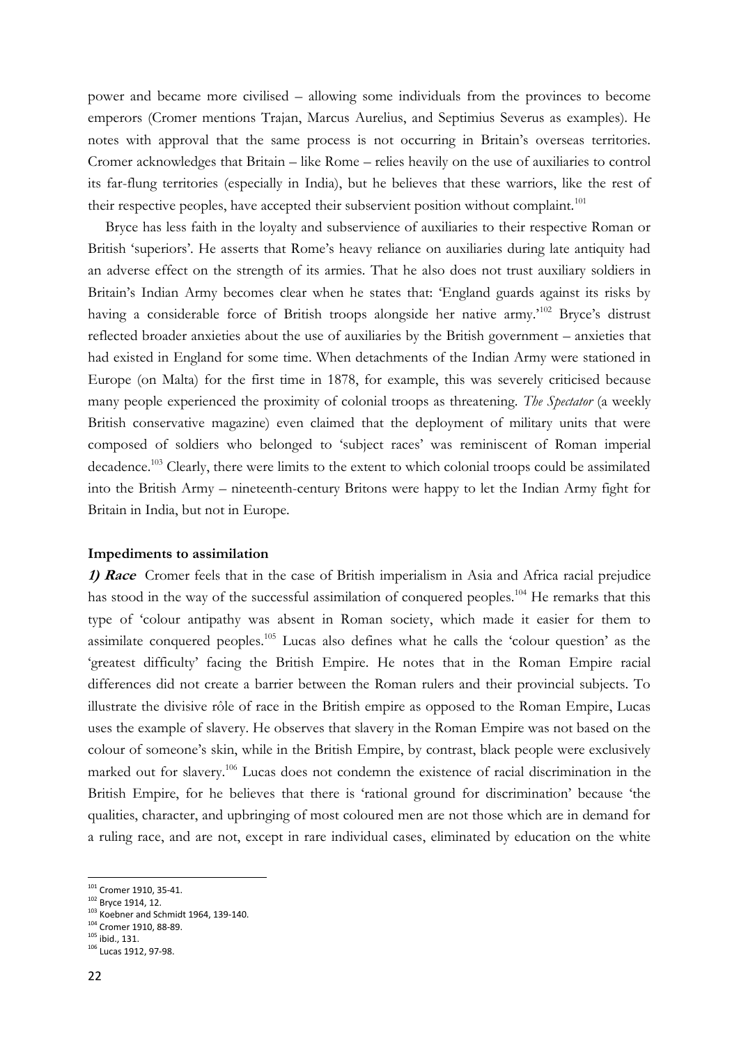power and became more civilised – allowing some individuals from the provinces to become emperors (Cromer mentions Trajan, Marcus Aurelius, and Septimius Severus as examples). He notes with approval that the same process is not occurring in Britain's overseas territories. Cromer acknowledges that Britain – like Rome – relies heavily on the use of auxiliaries to control its far-flung territories (especially in India), but he believes that these warriors, like the rest of their respective peoples, have accepted their subservient position without complaint.[101]

Bryce has less faith in the loyalty and subservience of auxiliaries to their respective Roman or British 'superiors'. He asserts that Rome's heavy reliance on auxiliaries during late antiquity had an adverse effect on the strength of its armies. That he also does not trust auxiliary soldiers in Britain's Indian Army becomes clear when he states that: 'England guards against its risks by having a considerable force of British troops alongside her native army.'[102] Bryce's distrust reflected broader anxieties about the use of auxiliaries by the British government – anxieties that had existed in England for some time. When detachments of the Indian Army were stationed in Europe (on Malta) for the first time in 1878, for example, this was severely criticised because many people experienced the proximity of colonial troops as threatening. *The Spectator* (a weekly British conservative magazine) even claimed that the deployment of military units that were composed of soldiers who belonged to 'subject races' was reminiscent of Roman imperial decadence.[103] Clearly, there were limits to the extent to which colonial troops could be assimilated into the British Army – nineteenth-century Britons were happy to let the Indian Army fight for Britain in India, but not in Europe.

**Impediments to assimilation**

***1) Race*** Cromer feels that in the case of British imperialism in Asia and Africa racial prejudice has stood in the way of the successful assimilation of conquered peoples.[104] He remarks that this type of 'colour antipathy was absent in Roman society, which made it easier for them to assimilate conquered peoples.[105] Lucas also defines what he calls the 'colour question' as the 'greatest difficulty' facing the British Empire. He notes that in the Roman Empire racial differences did not create a barrier between the Roman rulers and their provincial subjects. To illustrate the divisive rôle of race in the British empire as opposed to the Roman Empire, Lucas uses the example of slavery. He observes that slavery in the Roman Empire was not based on the colour of someone's skin, while in the British Empire, by contrast, black people were exclusively marked out for slavery.[106] Lucas does not condemn the existence of racial discrimination in the British Empire, for he believes that there is 'rational ground for discrimination' because 'the qualities, character, and upbringing of most coloured men are not those which are in demand for a ruling race, and are not, except in rare individual cases, eliminated by education on the white

---

[101] Cromer 1910, 35-41.
[102] Bryce 1914, 12.
[103] Koebner and Schmidt 1964, 139-140.
[104] Cromer 1910, 88-89.
[105] ibid., 131.
[106] Lucas 1912, 97-98.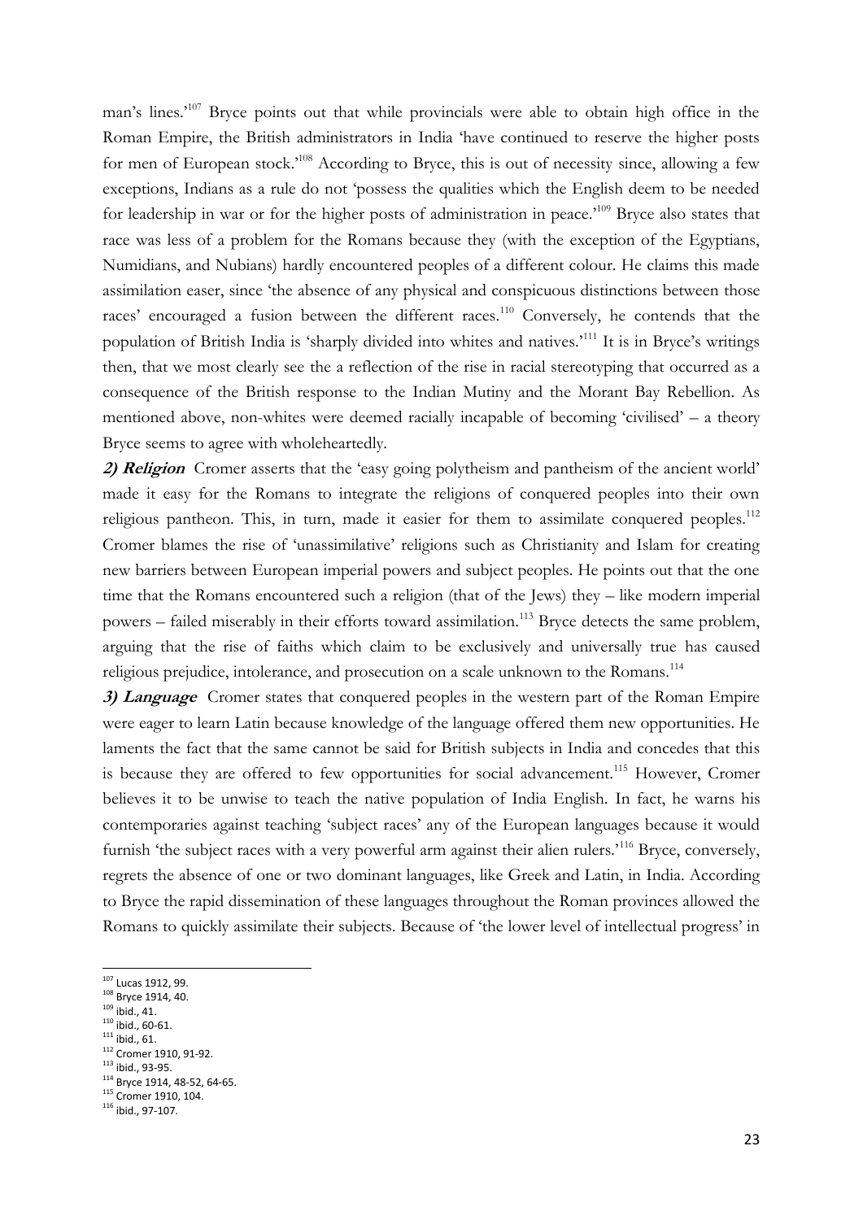man's lines.'[107] Bryce points out that while provincials were able to obtain high office in the Roman Empire, the British administrators in India 'have continued to reserve the higher posts for men of European stock.'[108] According to Bryce, this is out of necessity since, allowing a few exceptions, Indians as a rule do not 'possess the qualities which the English deem to be needed for leadership in war or for the higher posts of administration in peace.'[109] Bryce also states that race was less of a problem for the Romans because they (with the exception of the Egyptians, Numidians, and Nubians) hardly encountered peoples of a different colour. He claims this made assimilation easer, since 'the absence of any physical and conspicuous distinctions between those races' encouraged a fusion between the different races.[110] Conversely, he contends that the population of British India is 'sharply divided into whites and natives.'[111] It is in Bryce's writings then, that we most clearly see the a reflection of the rise in racial stereotyping that occurred as a consequence of the British response to the Indian Mutiny and the Morant Bay Rebellion. As mentioned above, non-whites were deemed racially incapable of becoming 'civilised' – a theory Bryce seems to agree with wholeheartedly.

***2) Religion*** Cromer asserts that the 'easy going polytheism and pantheism of the ancient world' made it easy for the Romans to integrate the religions of conquered peoples into their own religious pantheon. This, in turn, made it easier for them to assimilate conquered peoples.[112] Cromer blames the rise of 'unassimilative' religions such as Christianity and Islam for creating new barriers between European imperial powers and subject peoples. He points out that the one time that the Romans encountered such a religion (that of the Jews) they – like modern imperial powers – failed miserably in their efforts toward assimilation.[113] Bryce detects the same problem, arguing that the rise of faiths which claim to be exclusively and universally true has caused religious prejudice, intolerance, and prosecution on a scale unknown to the Romans.[114]

***3) Language*** Cromer states that conquered peoples in the western part of the Roman Empire were eager to learn Latin because knowledge of the language offered them new opportunities. He laments the fact that the same cannot be said for British subjects in India and concedes that this is because they are offered to few opportunities for social advancement.[115] However, Cromer believes it to be unwise to teach the native population of India English. In fact, he warns his contemporaries against teaching 'subject races' any of the European languages because it would furnish 'the subject races with a very powerful arm against their alien rulers.'[116] Bryce, conversely, regrets the absence of one or two dominant languages, like Greek and Latin, in India. According to Bryce the rapid dissemination of these languages throughout the Roman provinces allowed the Romans to quickly assimilate their subjects. Because of 'the lower level of intellectual progress' in

---

[107] Lucas 1912, 99.
[108] Bryce 1914, 40.
[109] ibid., 41.
[110] ibid., 60-61.
[111] ibid., 61.
[112] Cromer 1910, 91-92.
[113] ibid., 93-95.
[114] Bryce 1914, 48-52, 64-65.
[115] Cromer 1910, 104.
[116] ibid., 97-107.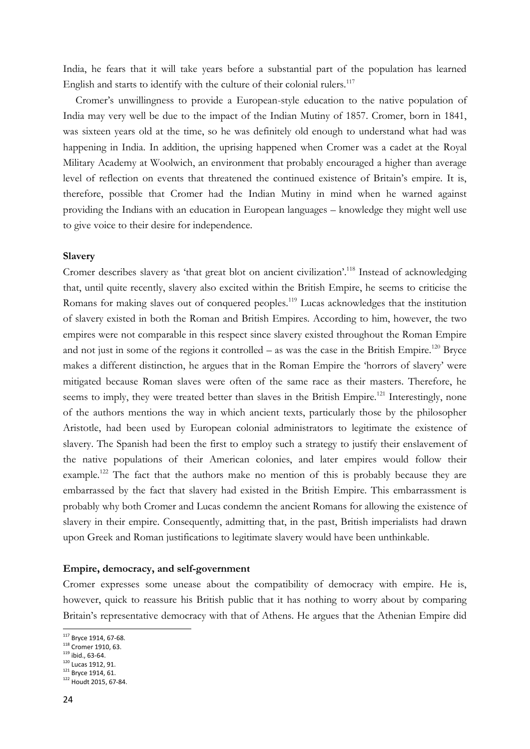India, he fears that it will take years before a substantial part of the population has learned English and starts to identify with the culture of their colonial rulers.[117]

Cromer's unwillingness to provide a European-style education to the native population of India may very well be due to the impact of the Indian Mutiny of 1857. Cromer, born in 1841, was sixteen years old at the time, so he was definitely old enough to understand what had was happening in India. In addition, the uprising happened when Cromer was a cadet at the Royal Military Academy at Woolwich, an environment that probably encouraged a higher than average level of reflection on events that threatened the continued existence of Britain's empire. It is, therefore, possible that Cromer had the Indian Mutiny in mind when he warned against providing the Indians with an education in European languages – knowledge they might well use to give voice to their desire for independence.

**Slavery**

Cromer describes slavery as 'that great blot on ancient civilization'.[118] Instead of acknowledging that, until quite recently, slavery also excited within the British Empire, he seems to criticise the Romans for making slaves out of conquered peoples.[119] Lucas acknowledges that the institution of slavery existed in both the Roman and British Empires. According to him, however, the two empires were not comparable in this respect since slavery existed throughout the Roman Empire and not just in some of the regions it controlled – as was the case in the British Empire.[120] Bryce makes a different distinction, he argues that in the Roman Empire the 'horrors of slavery' were mitigated because Roman slaves were often of the same race as their masters. Therefore, he seems to imply, they were treated better than slaves in the British Empire.[121] Interestingly, none of the authors mentions the way in which ancient texts, particularly those by the philosopher Aristotle, had been used by European colonial administrators to legitimate the existence of slavery. The Spanish had been the first to employ such a strategy to justify their enslavement of the native populations of their American colonies, and later empires would follow their example.[122] The fact that the authors make no mention of this is probably because they are embarrassed by the fact that slavery had existed in the British Empire. This embarrassment is probably why both Cromer and Lucas condemn the ancient Romans for allowing the existence of slavery in their empire. Consequently, admitting that, in the past, British imperialists had drawn upon Greek and Roman justifications to legitimate slavery would have been unthinkable.

**Empire, democracy, and self-government**

Cromer expresses some unease about the compatibility of democracy with empire. He is, however, quick to reassure his British public that it has nothing to worry about by comparing Britain's representative democracy with that of Athens. He argues that the Athenian Empire did

---

[117] Bryce 1914, 67-68.

[118] Cromer 1910, 63.

[119] ibid., 63-64.

[120] Lucas 1912, 91.

[121] Bryce 1914, 61.

[122] Houdt 2015, 67-84.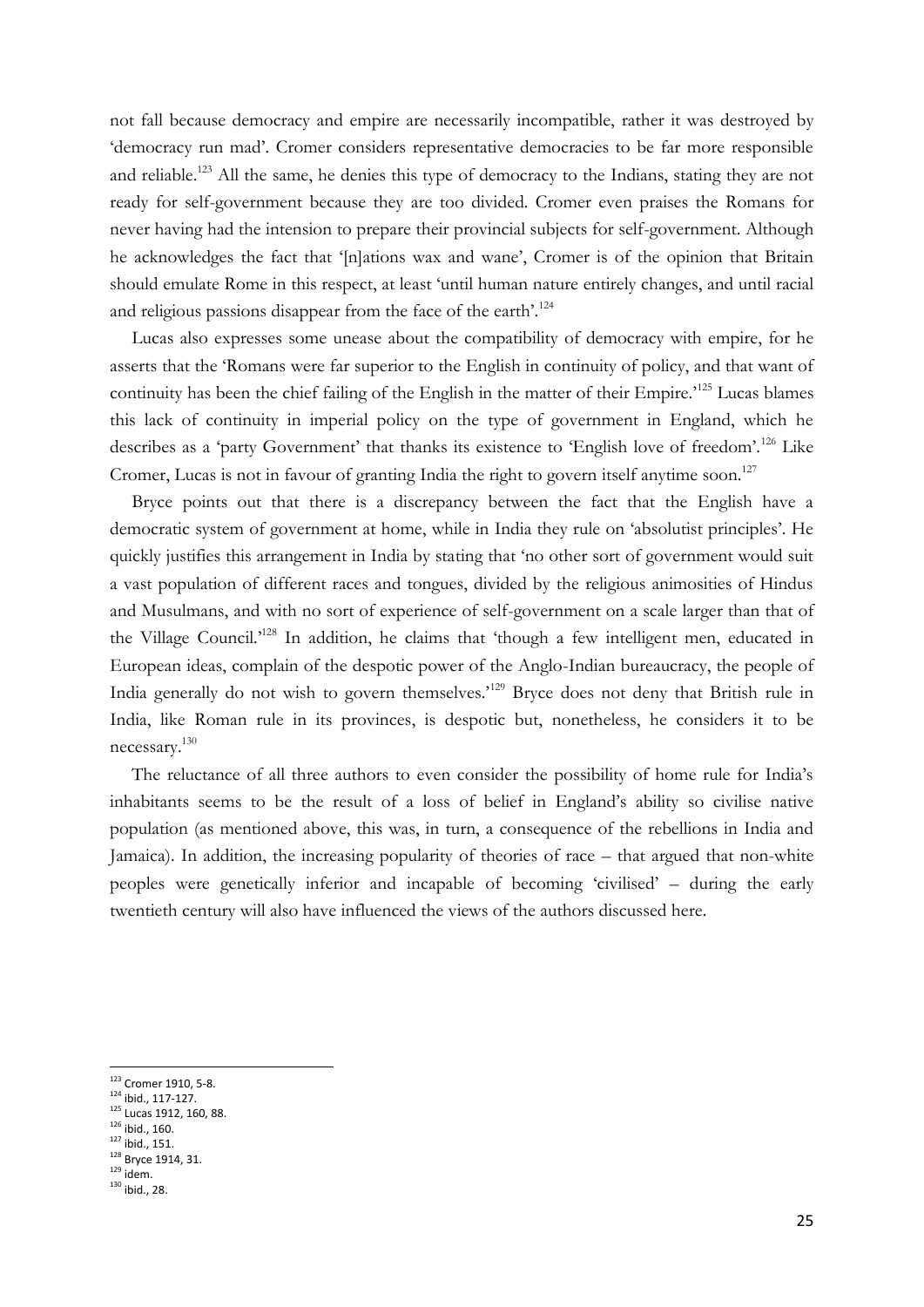not fall because democracy and empire are necessarily incompatible, rather it was destroyed by 'democracy run mad'. Cromer considers representative democracies to be far more responsible and reliable.[123] All the same, he denies this type of democracy to the Indians, stating they are not ready for self-government because they are too divided. Cromer even praises the Romans for never having had the intension to prepare their provincial subjects for self-government. Although he acknowledges the fact that '[n]ations wax and wane', Cromer is of the opinion that Britain should emulate Rome in this respect, at least 'until human nature entirely changes, and until racial and religious passions disappear from the face of the earth'.[124]

Lucas also expresses some unease about the compatibility of democracy with empire, for he asserts that the 'Romans were far superior to the English in continuity of policy, and that want of continuity has been the chief failing of the English in the matter of their Empire.'[125] Lucas blames this lack of continuity in imperial policy on the type of government in England, which he describes as a 'party Government' that thanks its existence to 'English love of freedom'.[126] Like Cromer, Lucas is not in favour of granting India the right to govern itself anytime soon.[127]

Bryce points out that there is a discrepancy between the fact that the English have a democratic system of government at home, while in India they rule on 'absolutist principles'. He quickly justifies this arrangement in India by stating that 'no other sort of government would suit a vast population of different races and tongues, divided by the religious animosities of Hindus and Musulmans, and with no sort of experience of self-government on a scale larger than that of the Village Council.'[128] In addition, he claims that 'though a few intelligent men, educated in European ideas, complain of the despotic power of the Anglo-Indian bureaucracy, the people of India generally do not wish to govern themselves.'[129] Bryce does not deny that British rule in India, like Roman rule in its provinces, is despotic but, nonetheless, he considers it to be necessary.[130]

The reluctance of all three authors to even consider the possibility of home rule for India's inhabitants seems to be the result of a loss of belief in England's ability so civilise native population (as mentioned above, this was, in turn, a consequence of the rebellions in India and Jamaica). In addition, the increasing popularity of theories of race – that argued that non-white peoples were genetically inferior and incapable of becoming 'civilised' – during the early twentieth century will also have influenced the views of the authors discussed here.

[123] Cromer 1910, 5-8.
[124] ibid., 117-127.
[125] Lucas 1912, 160, 88.
[126] ibid., 160.
[127] ibid., 151.
[128] Bryce 1914, 31.
[129] idem.
[130] ibid., 28.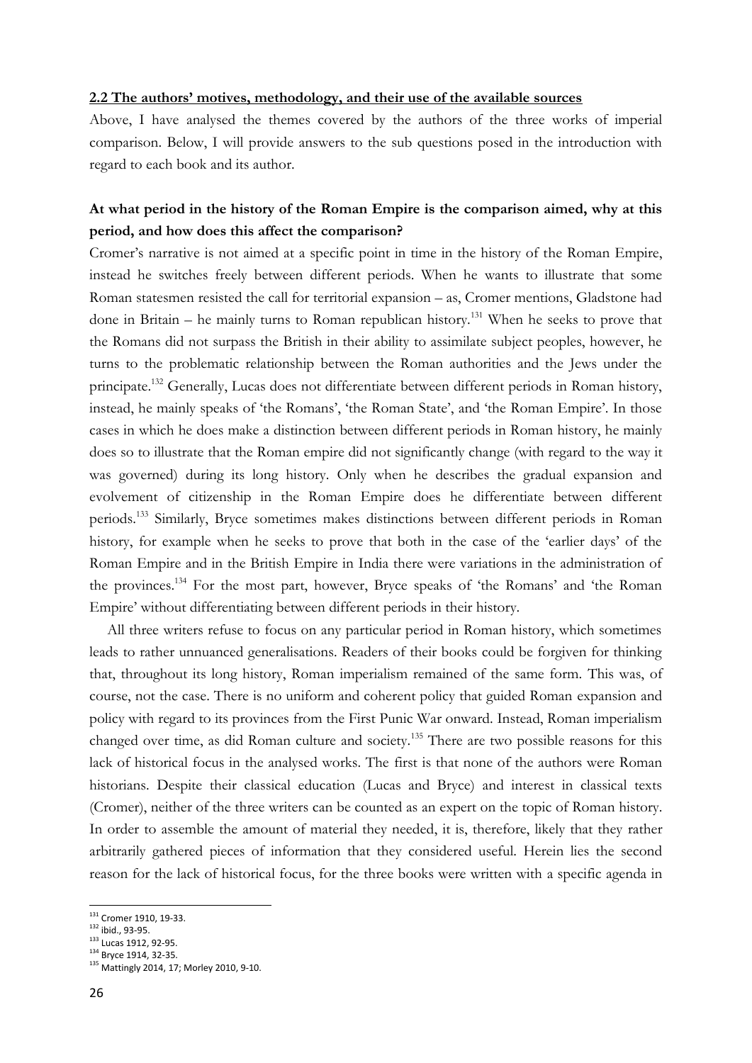## 2.2 The authors' motives, methodology, and their use of the available sources

Above, I have analysed the themes covered by the authors of the three works of imperial comparison. Below, I will provide answers to the sub questions posed in the introduction with regard to each book and its author.

### At what period in the history of the Roman Empire is the comparison aimed, why at this period, and how does this affect the comparison?

Cromer's narrative is not aimed at a specific point in time in the history of the Roman Empire, instead he switches freely between different periods. When he wants to illustrate that some Roman statesmen resisted the call for territorial expansion – as, Cromer mentions, Gladstone had done in Britain – he mainly turns to Roman republican history.[131] When he seeks to prove that the Romans did not surpass the British in their ability to assimilate subject peoples, however, he turns to the problematic relationship between the Roman authorities and the Jews under the principate.[132] Generally, Lucas does not differentiate between different periods in Roman history, instead, he mainly speaks of 'the Romans', 'the Roman State', and 'the Roman Empire'. In those cases in which he does make a distinction between different periods in Roman history, he mainly does so to illustrate that the Roman empire did not significantly change (with regard to the way it was governed) during its long history. Only when he describes the gradual expansion and evolvement of citizenship in the Roman Empire does he differentiate between different periods.[133] Similarly, Bryce sometimes makes distinctions between different periods in Roman history, for example when he seeks to prove that both in the case of the 'earlier days' of the Roman Empire and in the British Empire in India there were variations in the administration of the provinces.[134] For the most part, however, Bryce speaks of 'the Romans' and 'the Roman Empire' without differentiating between different periods in their history.

All three writers refuse to focus on any particular period in Roman history, which sometimes leads to rather unnuanced generalisations. Readers of their books could be forgiven for thinking that, throughout its long history, Roman imperialism remained of the same form. This was, of course, not the case. There is no uniform and coherent policy that guided Roman expansion and policy with regard to its provinces from the First Punic War onward. Instead, Roman imperialism changed over time, as did Roman culture and society.[135] There are two possible reasons for this lack of historical focus in the analysed works. The first is that none of the authors were Roman historians. Despite their classical education (Lucas and Bryce) and interest in classical texts (Cromer), neither of the three writers can be counted as an expert on the topic of Roman history. In order to assemble the amount of material they needed, it is, therefore, likely that they rather arbitrarily gathered pieces of information that they considered useful. Herein lies the second reason for the lack of historical focus, for the three books were written with a specific agenda in

[131] Cromer 1910, 19-33.
[132] ibid., 93-95.
[133] Lucas 1912, 92-95.
[134] Bryce 1914, 32-35.
[135] Mattingly 2014, 17; Morley 2010, 9-10.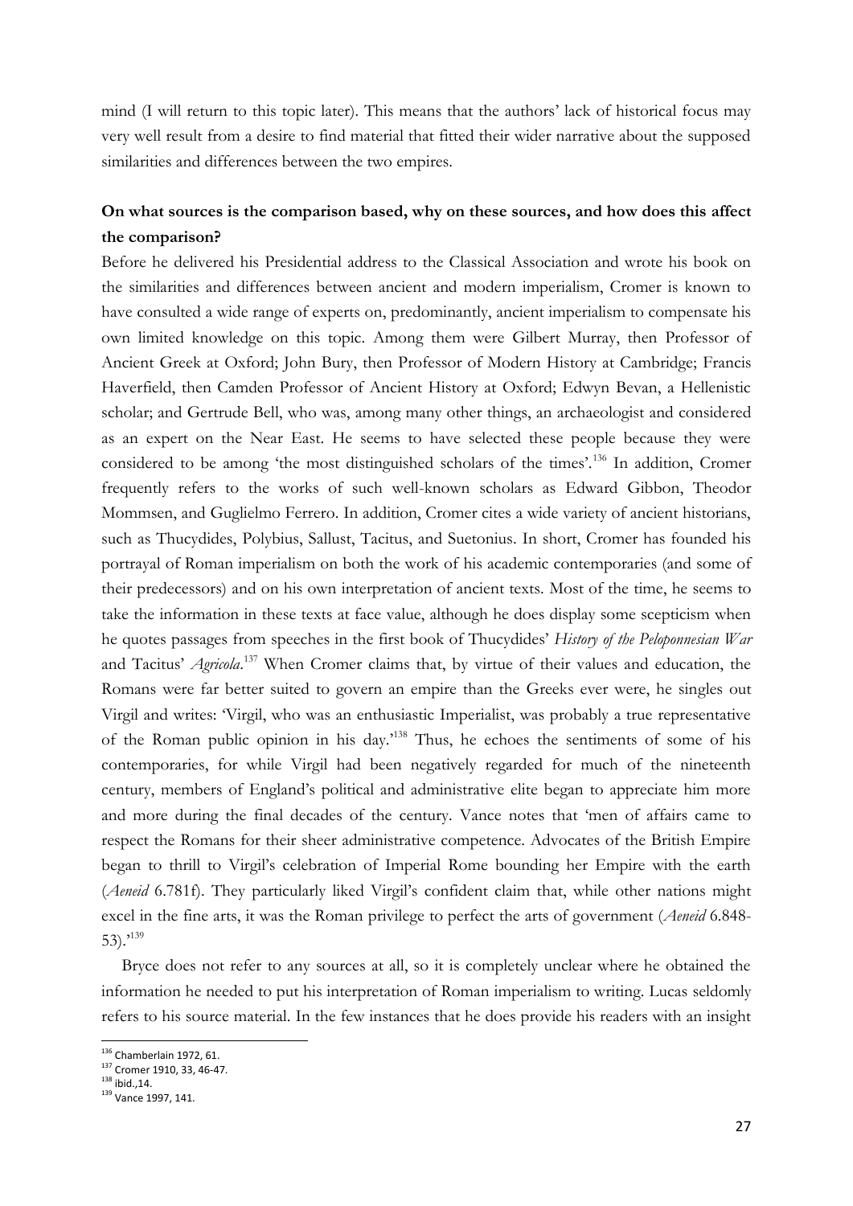mind (I will return to this topic later). This means that the authors' lack of historical focus may very well result from a desire to find material that fitted their wider narrative about the supposed similarities and differences between the two empires.

**On what sources is the comparison based, why on these sources, and how does this affect the comparison?**

Before he delivered his Presidential address to the Classical Association and wrote his book on the similarities and differences between ancient and modern imperialism, Cromer is known to have consulted a wide range of experts on, predominantly, ancient imperialism to compensate his own limited knowledge on this topic. Among them were Gilbert Murray, then Professor of Ancient Greek at Oxford; John Bury, then Professor of Modern History at Cambridge; Francis Haverfield, then Camden Professor of Ancient History at Oxford; Edwyn Bevan, a Hellenistic scholar; and Gertrude Bell, who was, among many other things, an archaeologist and considered as an expert on the Near East. He seems to have selected these people because they were considered to be among 'the most distinguished scholars of the times'.[136] In addition, Cromer frequently refers to the works of such well-known scholars as Edward Gibbon, Theodor Mommsen, and Guglielmo Ferrero. In addition, Cromer cites a wide variety of ancient historians, such as Thucydides, Polybius, Sallust, Tacitus, and Suetonius. In short, Cromer has founded his portrayal of Roman imperialism on both the work of his academic contemporaries (and some of their predecessors) and on his own interpretation of ancient texts. Most of the time, he seems to take the information in these texts at face value, although he does display some scepticism when he quotes passages from speeches in the first book of Thucydides' *History of the Peloponnesian War* and Tacitus' *Agricola*.[137] When Cromer claims that, by virtue of their values and education, the Romans were far better suited to govern an empire than the Greeks ever were, he singles out Virgil and writes: 'Virgil, who was an enthusiastic Imperialist, was probably a true representative of the Roman public opinion in his day.'[138] Thus, he echoes the sentiments of some of his contemporaries, for while Virgil had been negatively regarded for much of the nineteenth century, members of England's political and administrative elite began to appreciate him more and more during the final decades of the century. Vance notes that 'men of affairs came to respect the Romans for their sheer administrative competence. Advocates of the British Empire began to thrill to Virgil's celebration of Imperial Rome bounding her Empire with the earth (*Aeneid* 6.781f). They particularly liked Virgil's confident claim that, while other nations might excel in the fine arts, it was the Roman privilege to perfect the arts of government (*Aeneid* 6.848-53).'[139]

Bryce does not refer to any sources at all, so it is completely unclear where he obtained the information he needed to put his interpretation of Roman imperialism to writing. Lucas seldomly refers to his source material. In the few instances that he does provide his readers with an insight

---

[136] Chamberlain 1972, 61.
[137] Cromer 1910, 33, 46-47.
[138] ibid.,14.
[139] Vance 1997, 141.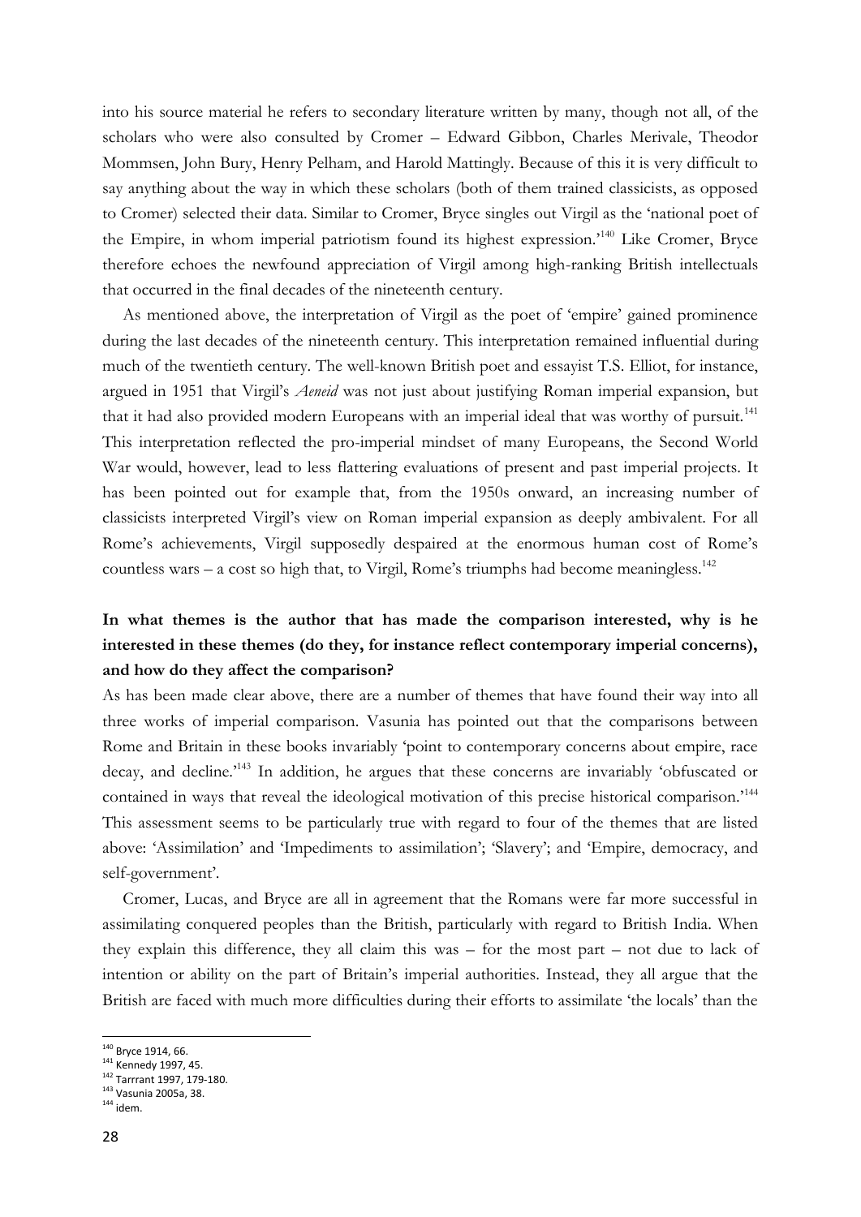into his source material he refers to secondary literature written by many, though not all, of the scholars who were also consulted by Cromer – Edward Gibbon, Charles Merivale, Theodor Mommsen, John Bury, Henry Pelham, and Harold Mattingly. Because of this it is very difficult to say anything about the way in which these scholars (both of them trained classicists, as opposed to Cromer) selected their data. Similar to Cromer, Bryce singles out Virgil as the 'national poet of the Empire, in whom imperial patriotism found its highest expression.'[140] Like Cromer, Bryce therefore echoes the newfound appreciation of Virgil among high-ranking British intellectuals that occurred in the final decades of the nineteenth century.

As mentioned above, the interpretation of Virgil as the poet of 'empire' gained prominence during the last decades of the nineteenth century. This interpretation remained influential during much of the twentieth century. The well-known British poet and essayist T.S. Elliot, for instance, argued in 1951 that Virgil's *Aeneid* was not just about justifying Roman imperial expansion, but that it had also provided modern Europeans with an imperial ideal that was worthy of pursuit.[141] This interpretation reflected the pro-imperial mindset of many Europeans, the Second World War would, however, lead to less flattering evaluations of present and past imperial projects. It has been pointed out for example that, from the 1950s onward, an increasing number of classicists interpreted Virgil's view on Roman imperial expansion as deeply ambivalent. For all Rome's achievements, Virgil supposedly despaired at the enormous human cost of Rome's countless wars – a cost so high that, to Virgil, Rome's triumphs had become meaningless.[142]

**In what themes is the author that has made the comparison interested, why is he interested in these themes (do they, for instance reflect contemporary imperial concerns), and how do they affect the comparison?**

As has been made clear above, there are a number of themes that have found their way into all three works of imperial comparison. Vasunia has pointed out that the comparisons between Rome and Britain in these books invariably 'point to contemporary concerns about empire, race decay, and decline.'[143] In addition, he argues that these concerns are invariably 'obfuscated or contained in ways that reveal the ideological motivation of this precise historical comparison.'[144] This assessment seems to be particularly true with regard to four of the themes that are listed above: 'Assimilation' and 'Impediments to assimilation'; 'Slavery'; and 'Empire, democracy, and self-government'.

Cromer, Lucas, and Bryce are all in agreement that the Romans were far more successful in assimilating conquered peoples than the British, particularly with regard to British India. When they explain this difference, they all claim this was – for the most part – not due to lack of intention or ability on the part of Britain's imperial authorities. Instead, they all argue that the British are faced with much more difficulties during their efforts to assimilate 'the locals' than the

[140] Bryce 1914, 66.
[141] Kennedy 1997, 45.
[142] Tarrrant 1997, 179-180.
[143] Vasunia 2005a, 38.
[144] idem.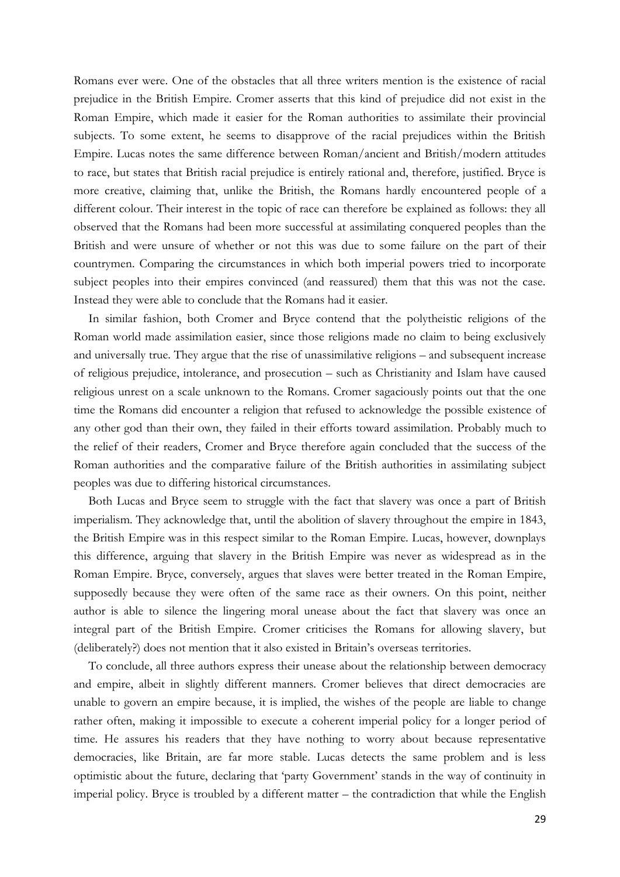Romans ever were. One of the obstacles that all three writers mention is the existence of racial prejudice in the British Empire. Cromer asserts that this kind of prejudice did not exist in the Roman Empire, which made it easier for the Roman authorities to assimilate their provincial subjects. To some extent, he seems to disapprove of the racial prejudices within the British Empire. Lucas notes the same difference between Roman/ancient and British/modern attitudes to race, but states that British racial prejudice is entirely rational and, therefore, justified. Bryce is more creative, claiming that, unlike the British, the Romans hardly encountered people of a different colour. Their interest in the topic of race can therefore be explained as follows: they all observed that the Romans had been more successful at assimilating conquered peoples than the British and were unsure of whether or not this was due to some failure on the part of their countrymen. Comparing the circumstances in which both imperial powers tried to incorporate subject peoples into their empires convinced (and reassured) them that this was not the case. Instead they were able to conclude that the Romans had it easier.

In similar fashion, both Cromer and Bryce contend that the polytheistic religions of the Roman world made assimilation easier, since those religions made no claim to being exclusively and universally true. They argue that the rise of unassimilative religions – and subsequent increase of religious prejudice, intolerance, and prosecution – such as Christianity and Islam have caused religious unrest on a scale unknown to the Romans. Cromer sagaciously points out that the one time the Romans did encounter a religion that refused to acknowledge the possible existence of any other god than their own, they failed in their efforts toward assimilation. Probably much to the relief of their readers, Cromer and Bryce therefore again concluded that the success of the Roman authorities and the comparative failure of the British authorities in assimilating subject peoples was due to differing historical circumstances.

Both Lucas and Bryce seem to struggle with the fact that slavery was once a part of British imperialism. They acknowledge that, until the abolition of slavery throughout the empire in 1843, the British Empire was in this respect similar to the Roman Empire. Lucas, however, downplays this difference, arguing that slavery in the British Empire was never as widespread as in the Roman Empire. Bryce, conversely, argues that slaves were better treated in the Roman Empire, supposedly because they were often of the same race as their owners. On this point, neither author is able to silence the lingering moral unease about the fact that slavery was once an integral part of the British Empire. Cromer criticises the Romans for allowing slavery, but (deliberately?) does not mention that it also existed in Britain's overseas territories.

To conclude, all three authors express their unease about the relationship between democracy and empire, albeit in slightly different manners. Cromer believes that direct democracies are unable to govern an empire because, it is implied, the wishes of the people are liable to change rather often, making it impossible to execute a coherent imperial policy for a longer period of time. He assures his readers that they have nothing to worry about because representative democracies, like Britain, are far more stable. Lucas detects the same problem and is less optimistic about the future, declaring that 'party Government' stands in the way of continuity in imperial policy. Bryce is troubled by a different matter – the contradiction that while the English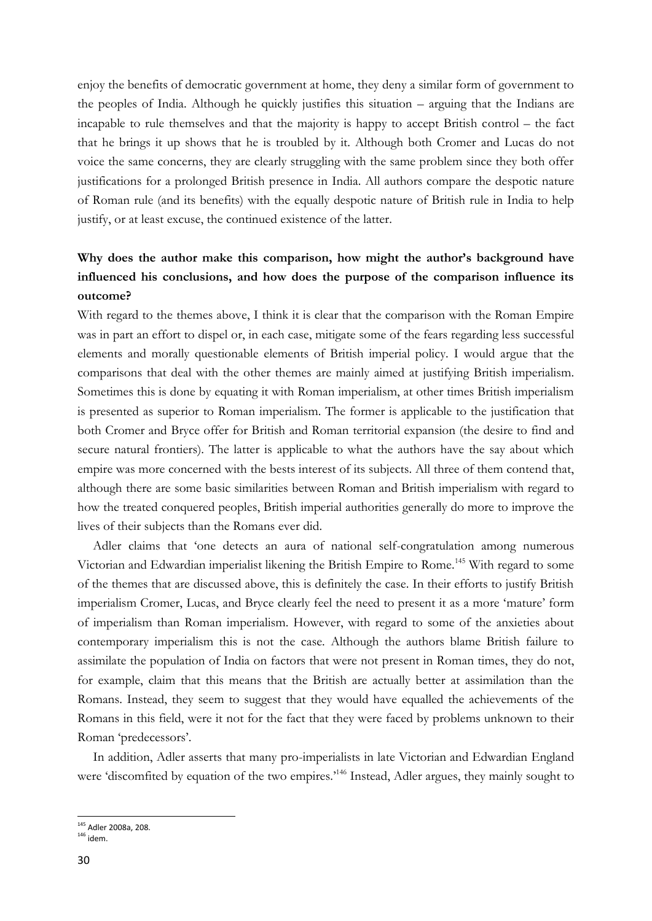enjoy the benefits of democratic government at home, they deny a similar form of government to the peoples of India. Although he quickly justifies this situation – arguing that the Indians are incapable to rule themselves and that the majority is happy to accept British control – the fact that he brings it up shows that he is troubled by it. Although both Cromer and Lucas do not voice the same concerns, they are clearly struggling with the same problem since they both offer justifications for a prolonged British presence in India. All authors compare the despotic nature of Roman rule (and its benefits) with the equally despotic nature of British rule in India to help justify, or at least excuse, the continued existence of the latter.

**Why does the author make this comparison, how might the author's background have influenced his conclusions, and how does the purpose of the comparison influence its outcome?**

With regard to the themes above, I think it is clear that the comparison with the Roman Empire was in part an effort to dispel or, in each case, mitigate some of the fears regarding less successful elements and morally questionable elements of British imperial policy. I would argue that the comparisons that deal with the other themes are mainly aimed at justifying British imperialism. Sometimes this is done by equating it with Roman imperialism, at other times British imperialism is presented as superior to Roman imperialism. The former is applicable to the justification that both Cromer and Bryce offer for British and Roman territorial expansion (the desire to find and secure natural frontiers). The latter is applicable to what the authors have the say about which empire was more concerned with the bests interest of its subjects. All three of them contend that, although there are some basic similarities between Roman and British imperialism with regard to how the treated conquered peoples, British imperial authorities generally do more to improve the lives of their subjects than the Romans ever did.

Adler claims that 'one detects an aura of national self-congratulation among numerous Victorian and Edwardian imperialist likening the British Empire to Rome.[145] With regard to some of the themes that are discussed above, this is definitely the case. In their efforts to justify British imperialism Cromer, Lucas, and Bryce clearly feel the need to present it as a more 'mature' form of imperialism than Roman imperialism. However, with regard to some of the anxieties about contemporary imperialism this is not the case. Although the authors blame British failure to assimilate the population of India on factors that were not present in Roman times, they do not, for example, claim that this means that the British are actually better at assimilation than the Romans. Instead, they seem to suggest that they would have equalled the achievements of the Romans in this field, were it not for the fact that they were faced by problems unknown to their Roman 'predecessors'.

In addition, Adler asserts that many pro-imperialists in late Victorian and Edwardian England were 'discomfited by equation of the two empires.'[146] Instead, Adler argues, they mainly sought to

[145] Adler 2008a, 208.
[146] idem.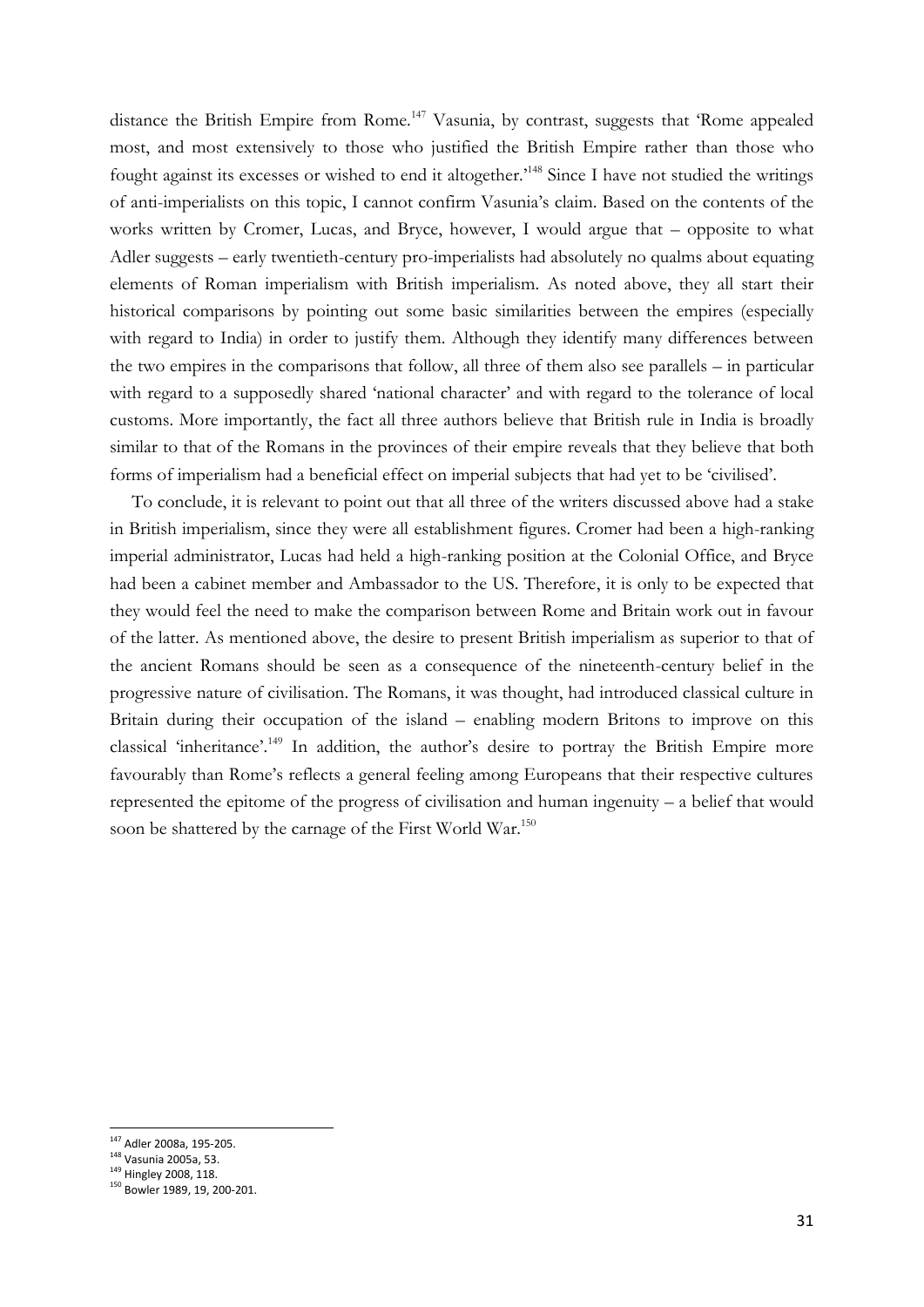distance the British Empire from Rome.[147] Vasunia, by contrast, suggests that 'Rome appealed most, and most extensively to those who justified the British Empire rather than those who fought against its excesses or wished to end it altogether.'[148] Since I have not studied the writings of anti-imperialists on this topic, I cannot confirm Vasunia's claim. Based on the contents of the works written by Cromer, Lucas, and Bryce, however, I would argue that – opposite to what Adler suggests – early twentieth-century pro-imperialists had absolutely no qualms about equating elements of Roman imperialism with British imperialism. As noted above, they all start their historical comparisons by pointing out some basic similarities between the empires (especially with regard to India) in order to justify them. Although they identify many differences between the two empires in the comparisons that follow, all three of them also see parallels – in particular with regard to a supposedly shared 'national character' and with regard to the tolerance of local customs. More importantly, the fact all three authors believe that British rule in India is broadly similar to that of the Romans in the provinces of their empire reveals that they believe that both forms of imperialism had a beneficial effect on imperial subjects that had yet to be 'civilised'.

To conclude, it is relevant to point out that all three of the writers discussed above had a stake in British imperialism, since they were all establishment figures. Cromer had been a high-ranking imperial administrator, Lucas had held a high-ranking position at the Colonial Office, and Bryce had been a cabinet member and Ambassador to the US. Therefore, it is only to be expected that they would feel the need to make the comparison between Rome and Britain work out in favour of the latter. As mentioned above, the desire to present British imperialism as superior to that of the ancient Romans should be seen as a consequence of the nineteenth-century belief in the progressive nature of civilisation. The Romans, it was thought, had introduced classical culture in Britain during their occupation of the island – enabling modern Britons to improve on this classical 'inheritance'.[149] In addition, the author's desire to portray the British Empire more favourably than Rome's reflects a general feeling among Europeans that their respective cultures represented the epitome of the progress of civilisation and human ingenuity – a belief that would soon be shattered by the carnage of the First World War.[150]

[147] Adler 2008a, 195-205.
[148] Vasunia 2005a, 53.
[149] Hingley 2008, 118.
[150] Bowler 1989, 19, 200-201.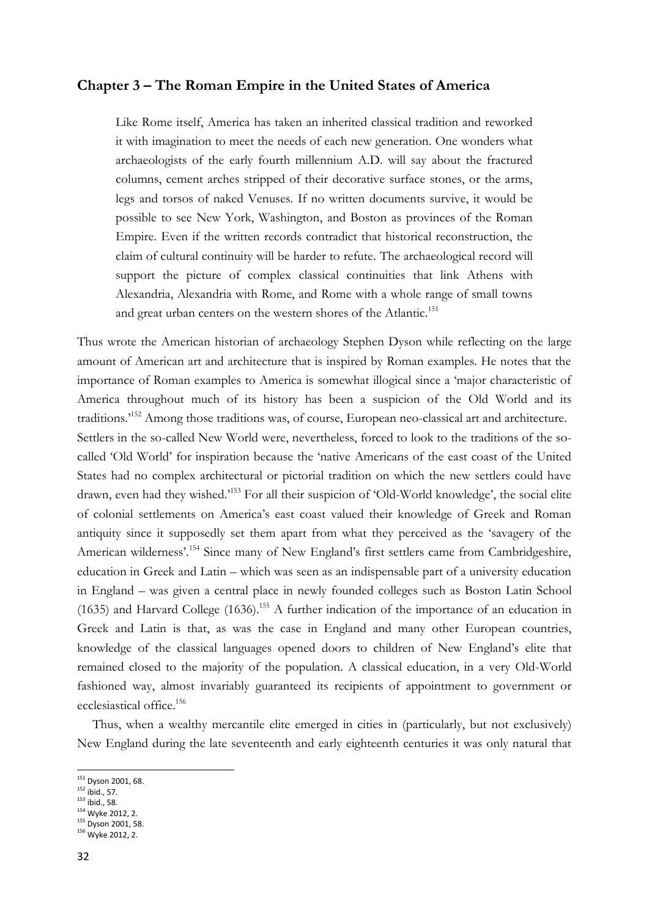## Chapter 3 – The Roman Empire in the United States of America

> Like Rome itself, America has taken an inherited classical tradition and reworked it with imagination to meet the needs of each new generation. One wonders what archaeologists of the early fourth millennium A.D. will say about the fractured columns, cement arches stripped of their decorative surface stones, or the arms, legs and torsos of naked Venuses. If no written documents survive, it would be possible to see New York, Washington, and Boston as provinces of the Roman Empire. Even if the written records contradict that historical reconstruction, the claim of cultural continuity will be harder to refute. The archaeological record will support the picture of complex classical continuities that link Athens with Alexandria, Alexandria with Rome, and Rome with a whole range of small towns and great urban centers on the western shores of the Atlantic.[151]

Thus wrote the American historian of archaeology Stephen Dyson while reflecting on the large amount of American art and architecture that is inspired by Roman examples. He notes that the importance of Roman examples to America is somewhat illogical since a 'major characteristic of America throughout much of its history has been a suspicion of the Old World and its traditions.'[152] Among those traditions was, of course, European neo-classical art and architecture. Settlers in the so-called New World were, nevertheless, forced to look to the traditions of the so-called 'Old World' for inspiration because the 'native Americans of the east coast of the United States had no complex architectural or pictorial tradition on which the new settlers could have drawn, even had they wished.'[153] For all their suspicion of 'Old-World knowledge', the social elite of colonial settlements on America's east coast valued their knowledge of Greek and Roman antiquity since it supposedly set them apart from what they perceived as the 'savagery of the American wilderness'.[154] Since many of New England's first settlers came from Cambridgeshire, education in Greek and Latin – which was seen as an indispensable part of a university education in England – was given a central place in newly founded colleges such as Boston Latin School (1635) and Harvard College (1636).[155] A further indication of the importance of an education in Greek and Latin is that, as was the case in England and many other European countries, knowledge of the classical languages opened doors to children of New England's elite that remained closed to the majority of the population. A classical education, in a very Old-World fashioned way, almost invariably guaranteed its recipients of appointment to government or ecclesiastical office.[156]

Thus, when a wealthy mercantile elite emerged in cities in (particularly, but not exclusively) New England during the late seventeenth and early eighteenth centuries it was only natural that

---

[151] Dyson 2001, 68.
[152] ibid., 57.
[153] ibid., 58.
[154] Wyke 2012, 2.
[155] Dyson 2001, 58.
[156] Wyke 2012, 2.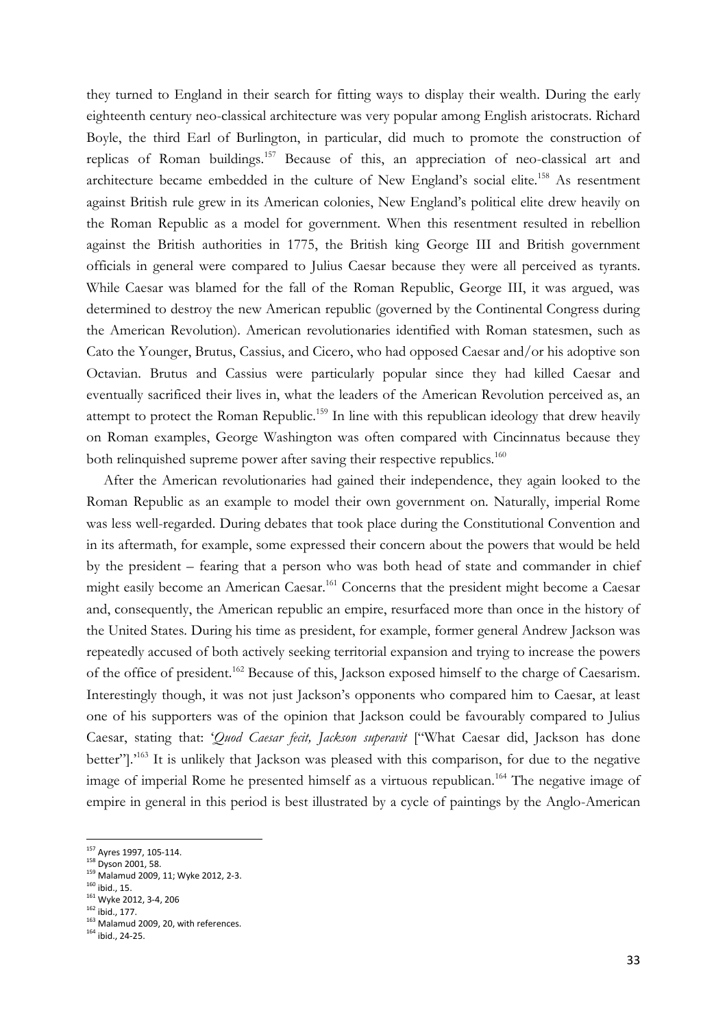they turned to England in their search for fitting ways to display their wealth. During the early eighteenth century neo-classical architecture was very popular among English aristocrats. Richard Boyle, the third Earl of Burlington, in particular, did much to promote the construction of replicas of Roman buildings.[157] Because of this, an appreciation of neo-classical art and architecture became embedded in the culture of New England's social elite.[158] As resentment against British rule grew in its American colonies, New England's political elite drew heavily on the Roman Republic as a model for government. When this resentment resulted in rebellion against the British authorities in 1775, the British king George III and British government officials in general were compared to Julius Caesar because they were all perceived as tyrants. While Caesar was blamed for the fall of the Roman Republic, George III, it was argued, was determined to destroy the new American republic (governed by the Continental Congress during the American Revolution). American revolutionaries identified with Roman statesmen, such as Cato the Younger, Brutus, Cassius, and Cicero, who had opposed Caesar and/or his adoptive son Octavian. Brutus and Cassius were particularly popular since they had killed Caesar and eventually sacrificed their lives in, what the leaders of the American Revolution perceived as, an attempt to protect the Roman Republic.[159] In line with this republican ideology that drew heavily on Roman examples, George Washington was often compared with Cincinnatus because they both relinquished supreme power after saving their respective republics.[160]

After the American revolutionaries had gained their independence, they again looked to the Roman Republic as an example to model their own government on. Naturally, imperial Rome was less well-regarded. During debates that took place during the Constitutional Convention and in its aftermath, for example, some expressed their concern about the powers that would be held by the president – fearing that a person who was both head of state and commander in chief might easily become an American Caesar.[161] Concerns that the president might become a Caesar and, consequently, the American republic an empire, resurfaced more than once in the history of the United States. During his time as president, for example, former general Andrew Jackson was repeatedly accused of both actively seeking territorial expansion and trying to increase the powers of the office of president.[162] Because of this, Jackson exposed himself to the charge of Caesarism. Interestingly though, it was not just Jackson's opponents who compared him to Caesar, at least one of his supporters was of the opinion that Jackson could be favourably compared to Julius Caesar, stating that: '*Quod Caesar fecit, Jackson superavit* ["What Caesar did, Jackson has done better"].'[163] It is unlikely that Jackson was pleased with this comparison, for due to the negative image of imperial Rome he presented himself as a virtuous republican.[164] The negative image of empire in general in this period is best illustrated by a cycle of paintings by the Anglo-American

---

[157] Ayres 1997, 105-114.
[158] Dyson 2001, 58.
[159] Malamud 2009, 11; Wyke 2012, 2-3.
[160] ibid., 15.
[161] Wyke 2012, 3-4, 206
[162] ibid., 177.
[163] Malamud 2009, 20, with references.
[164] ibid., 24-25.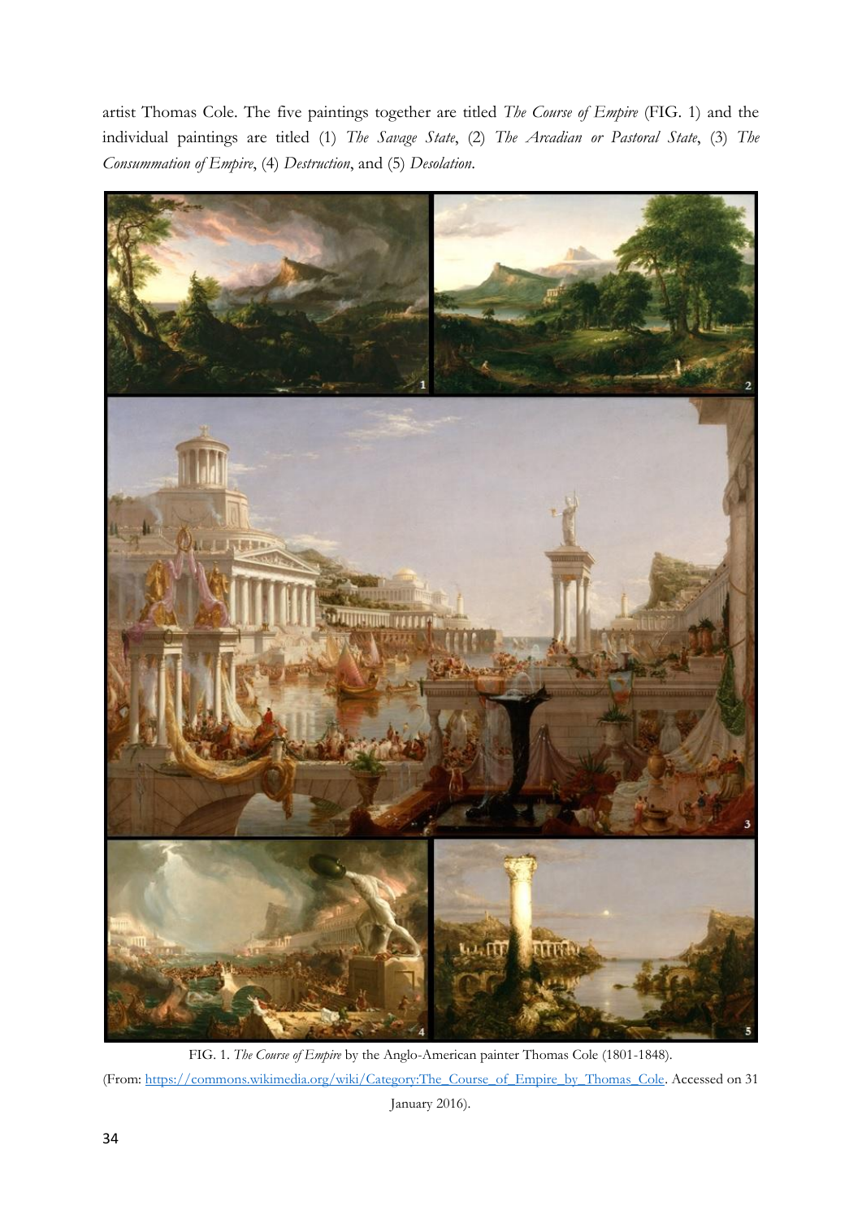artist Thomas Cole. The five paintings together are titled *The Course of Empire* (FIG. 1) and the individual paintings are titled (1) *The Savage State*, (2) *The Arcadian or Pastoral State*, (3) *The Consummation of Empire*, (4) *Destruction*, and (5) *Desolation*.

FIG. 1. *The Course of Empire* by the Anglo-American painter Thomas Cole (1801-1848).
(From: https://commons.wikimedia.org/wiki/Category:The_Course_of_Empire_by_Thomas_Cole. Accessed on 31 January 2016).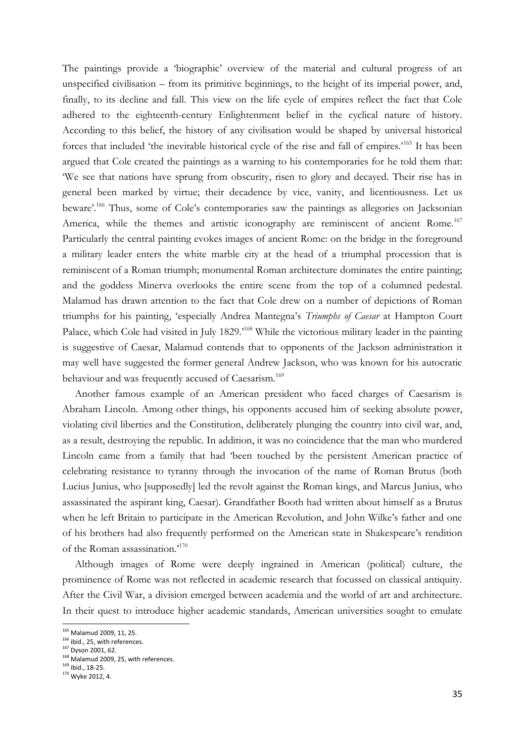The paintings provide a 'biographic' overview of the material and cultural progress of an unspecified civilisation – from its primitive beginnings, to the height of its imperial power, and, finally, to its decline and fall. This view on the life cycle of empires reflect the fact that Cole adhered to the eighteenth-century Enlightenment belief in the cyclical nature of history. According to this belief, the history of any civilisation would be shaped by universal historical forces that included 'the inevitable historical cycle of the rise and fall of empires.'[165] It has been argued that Cole created the paintings as a warning to his contemporaries for he told them that: 'We see that nations have sprung from obscurity, risen to glory and decayed. Their rise has in general been marked by virtue; their decadence by vice, vanity, and licentiousness. Let us beware'.[166] Thus, some of Cole's contemporaries saw the paintings as allegories on Jacksonian America, while the themes and artistic iconography are reminiscent of ancient Rome.[167] Particularly the central painting evokes images of ancient Rome: on the bridge in the foreground a military leader enters the white marble city at the head of a triumphal procession that is reminiscent of a Roman triumph; monumental Roman architecture dominates the entire painting; and the goddess Minerva overlooks the entire scene from the top of a columned pedestal. Malamud has drawn attention to the fact that Cole drew on a number of depictions of Roman triumphs for his painting, 'especially Andrea Mantegna's *Triumphs of Caesar* at Hampton Court Palace, which Cole had visited in July 1829.'[168] While the victorious military leader in the painting is suggestive of Caesar, Malamud contends that to opponents of the Jackson administration it may well have suggested the former general Andrew Jackson, who was known for his autocratic behaviour and was frequently accused of Caesarism.[169]

Another famous example of an American president who faced charges of Caesarism is Abraham Lincoln. Among other things, his opponents accused him of seeking absolute power, violating civil liberties and the Constitution, deliberately plunging the country into civil war, and, as a result, destroying the republic. In addition, it was no coincidence that the man who murdered Lincoln came from a family that had 'been touched by the persistent American practice of celebrating resistance to tyranny through the invocation of the name of Roman Brutus (both Lucius Junius, who [supposedly] led the revolt against the Roman kings, and Marcus Junius, who assassinated the aspirant king, Caesar). Grandfather Booth had written about himself as a Brutus when he left Britain to participate in the American Revolution, and John Wilke's father and one of his brothers had also frequently performed on the American state in Shakespeare's rendition of the Roman assassination.'[170]

Although images of Rome were deeply ingrained in American (political) culture, the prominence of Rome was not reflected in academic research that focussed on classical antiquity. After the Civil War, a division emerged between academia and the world of art and architecture. In their quest to introduce higher academic standards, American universities sought to emulate

---

[165] Malamud 2009, 11, 25.
[166] ibid., 25, with references.
[167] Dyson 2001, 62.
[168] Malamud 2009, 25, with references.
[169] ibid., 18-25.
[170] Wyke 2012, 4.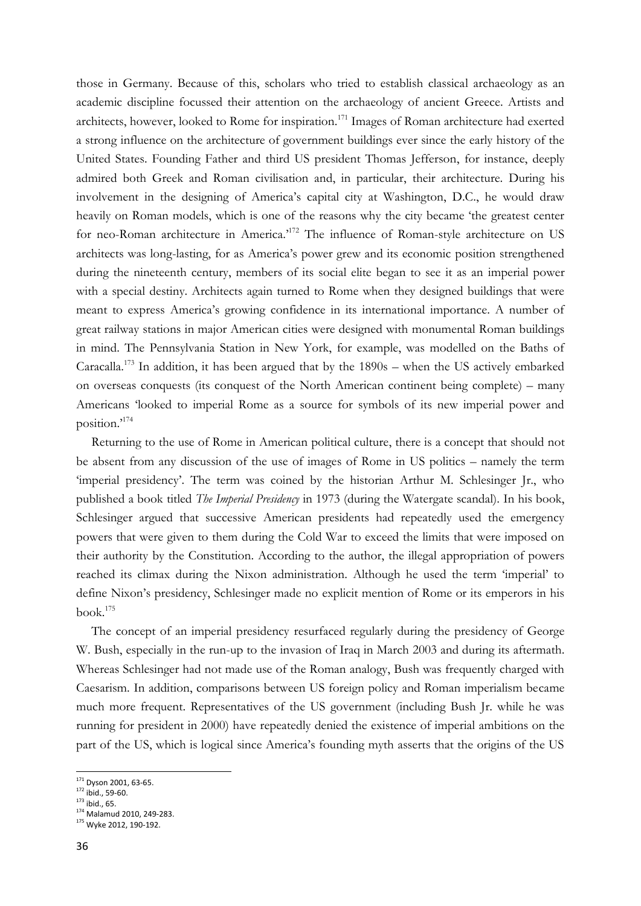those in Germany. Because of this, scholars who tried to establish classical archaeology as an academic discipline focussed their attention on the archaeology of ancient Greece. Artists and architects, however, looked to Rome for inspiration.[171] Images of Roman architecture had exerted a strong influence on the architecture of government buildings ever since the early history of the United States. Founding Father and third US president Thomas Jefferson, for instance, deeply admired both Greek and Roman civilisation and, in particular, their architecture. During his involvement in the designing of America's capital city at Washington, D.C., he would draw heavily on Roman models, which is one of the reasons why the city became 'the greatest center for neo-Roman architecture in America.'[172] The influence of Roman-style architecture on US architects was long-lasting, for as America's power grew and its economic position strengthened during the nineteenth century, members of its social elite began to see it as an imperial power with a special destiny. Architects again turned to Rome when they designed buildings that were meant to express America's growing confidence in its international importance. A number of great railway stations in major American cities were designed with monumental Roman buildings in mind. The Pennsylvania Station in New York, for example, was modelled on the Baths of Caracalla.[173] In addition, it has been argued that by the 1890s – when the US actively embarked on overseas conquests (its conquest of the North American continent being complete) – many Americans 'looked to imperial Rome as a source for symbols of its new imperial power and position.'[174]

Returning to the use of Rome in American political culture, there is a concept that should not be absent from any discussion of the use of images of Rome in US politics – namely the term 'imperial presidency'. The term was coined by the historian Arthur M. Schlesinger Jr., who published a book titled *The Imperial Presidency* in 1973 (during the Watergate scandal). In his book, Schlesinger argued that successive American presidents had repeatedly used the emergency powers that were given to them during the Cold War to exceed the limits that were imposed on their authority by the Constitution. According to the author, the illegal appropriation of powers reached its climax during the Nixon administration. Although he used the term 'imperial' to define Nixon's presidency, Schlesinger made no explicit mention of Rome or its emperors in his book.[175]

The concept of an imperial presidency resurfaced regularly during the presidency of George W. Bush, especially in the run-up to the invasion of Iraq in March 2003 and during its aftermath. Whereas Schlesinger had not made use of the Roman analogy, Bush was frequently charged with Caesarism. In addition, comparisons between US foreign policy and Roman imperialism became much more frequent. Representatives of the US government (including Bush Jr. while he was running for president in 2000) have repeatedly denied the existence of imperial ambitions on the part of the US, which is logical since America's founding myth asserts that the origins of the US

[171] Dyson 2001, 63-65.
[172] ibid., 59-60.
[173] ibid., 65.
[174] Malamud 2010, 249-283.
[175] Wyke 2012, 190-192.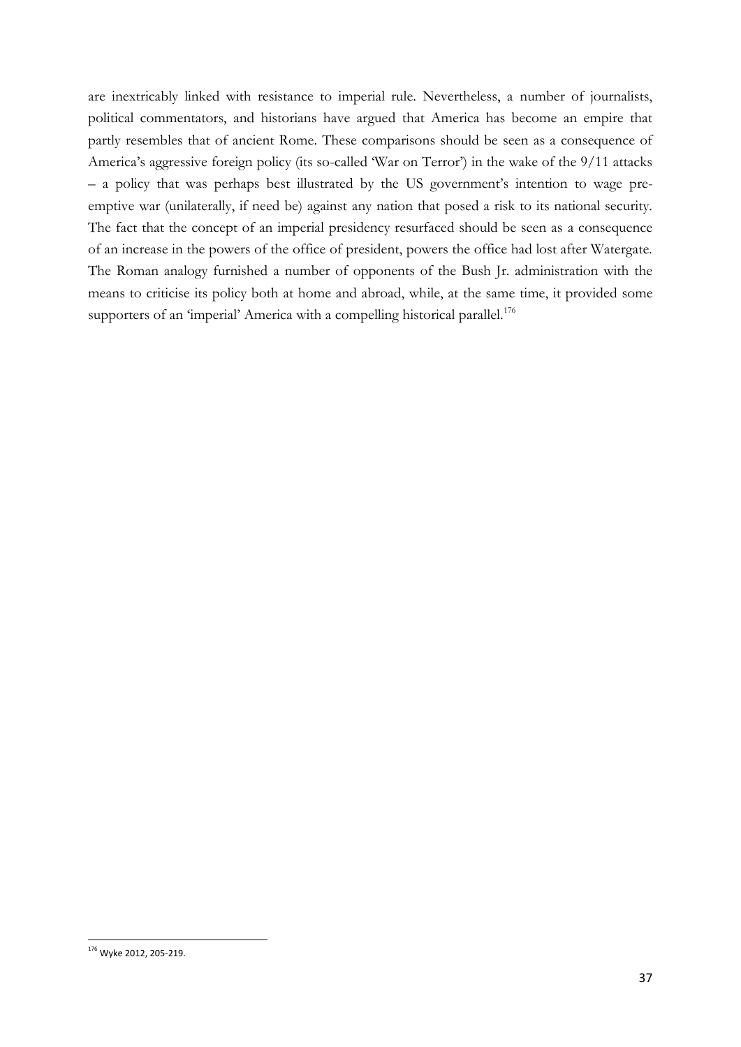are inextricably linked with resistance to imperial rule. Nevertheless, a number of journalists, political commentators, and historians have argued that America has become an empire that partly resembles that of ancient Rome. These comparisons should be seen as a consequence of America's aggressive foreign policy (its so-called 'War on Terror') in the wake of the 9/11 attacks – a policy that was perhaps best illustrated by the US government's intention to wage pre-emptive war (unilaterally, if need be) against any nation that posed a risk to its national security. The fact that the concept of an imperial presidency resurfaced should be seen as a consequence of an increase in the powers of the office of president, powers the office had lost after Watergate. The Roman analogy furnished a number of opponents of the Bush Jr. administration with the means to criticise its policy both at home and abroad, while, at the same time, it provided some supporters of an 'imperial' America with a compelling historical parallel.[176]

[176] Wyke 2012, 205-219.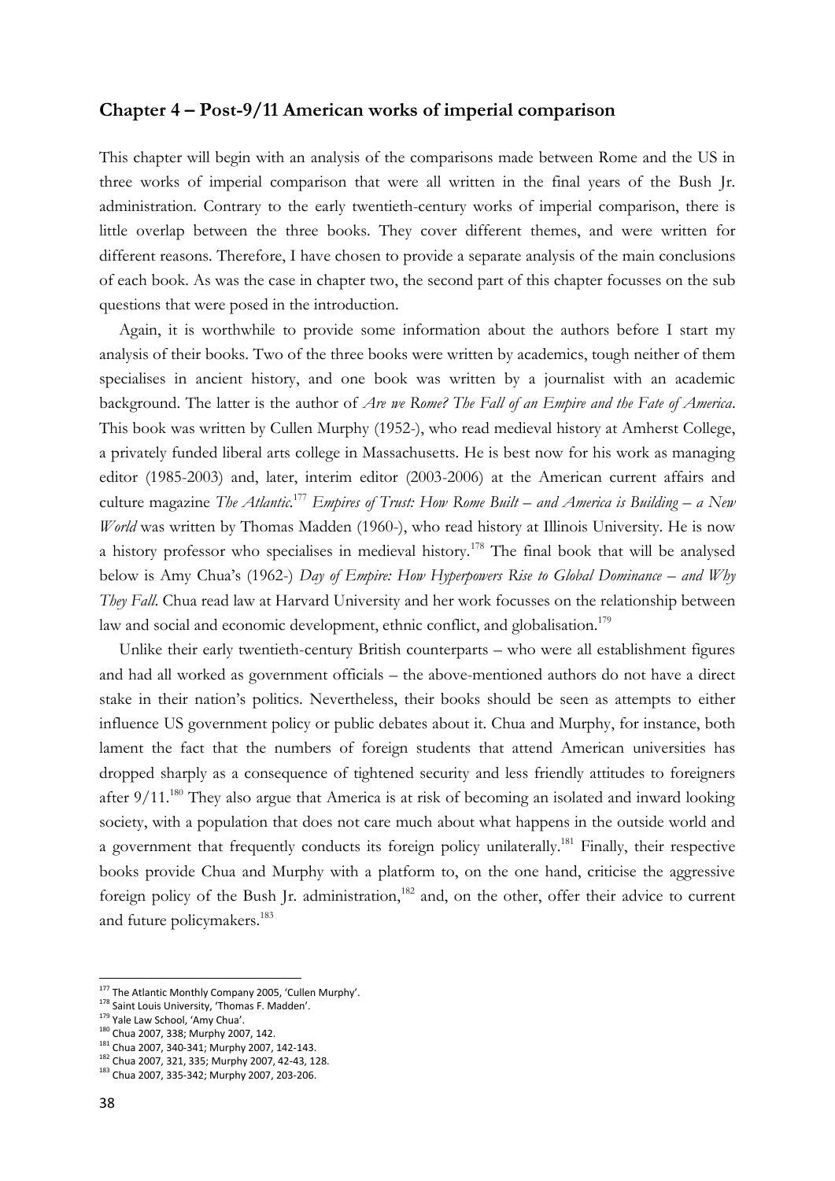## Chapter 4 – Post-9/11 American works of imperial comparison

This chapter will begin with an analysis of the comparisons made between Rome and the US in three works of imperial comparison that were all written in the final years of the Bush Jr. administration. Contrary to the early twentieth-century works of imperial comparison, there is little overlap between the three books. They cover different themes, and were written for different reasons. Therefore, I have chosen to provide a separate analysis of the main conclusions of each book. As was the case in chapter two, the second part of this chapter focusses on the sub questions that were posed in the introduction.

Again, it is worthwhile to provide some information about the authors before I start my analysis of their books. Two of the three books were written by academics, tough neither of them specialises in ancient history, and one book was written by a journalist with an academic background. The latter is the author of *Are we Rome? The Fall of an Empire and the Fate of America*. This book was written by Cullen Murphy (1952-), who read medieval history at Amherst College, a privately funded liberal arts college in Massachusetts. He is best now for his work as managing editor (1985-2003) and, later, interim editor (2003-2006) at the American current affairs and culture magazine *The Atlantic*.[177] *Empires of Trust: How Rome Built – and America is Building – a New World* was written by Thomas Madden (1960-), who read history at Illinois University. He is now a history professor who specialises in medieval history.[178] The final book that will be analysed below is Amy Chua's (1962-) *Day of Empire: How Hyperpowers Rise to Global Dominance – and Why They Fall*. Chua read law at Harvard University and her work focusses on the relationship between law and social and economic development, ethnic conflict, and globalisation.[179]

Unlike their early twentieth-century British counterparts – who were all establishment figures and had all worked as government officials – the above-mentioned authors do not have a direct stake in their nation's politics. Nevertheless, their books should be seen as attempts to either influence US government policy or public debates about it. Chua and Murphy, for instance, both lament the fact that the numbers of foreign students that attend American universities has dropped sharply as a consequence of tightened security and less friendly attitudes to foreigners after 9/11.[180] They also argue that America is at risk of becoming an isolated and inward looking society, with a population that does not care much about what happens in the outside world and a government that frequently conducts its foreign policy unilaterally.[181] Finally, their respective books provide Chua and Murphy with a platform to, on the one hand, criticise the aggressive foreign policy of the Bush Jr. administration,[182] and, on the other, offer their advice to current and future policymakers.[183]

---

[177] The Atlantic Monthly Company 2005, 'Cullen Murphy'.
[178] Saint Louis University, 'Thomas F. Madden'.
[179] Yale Law School, 'Amy Chua'.
[180] Chua 2007, 338; Murphy 2007, 142.
[181] Chua 2007, 340-341; Murphy 2007, 142-143.
[182] Chua 2007, 321, 335; Murphy 2007, 42-43, 128.
[183] Chua 2007, 335-342; Murphy 2007, 203-206.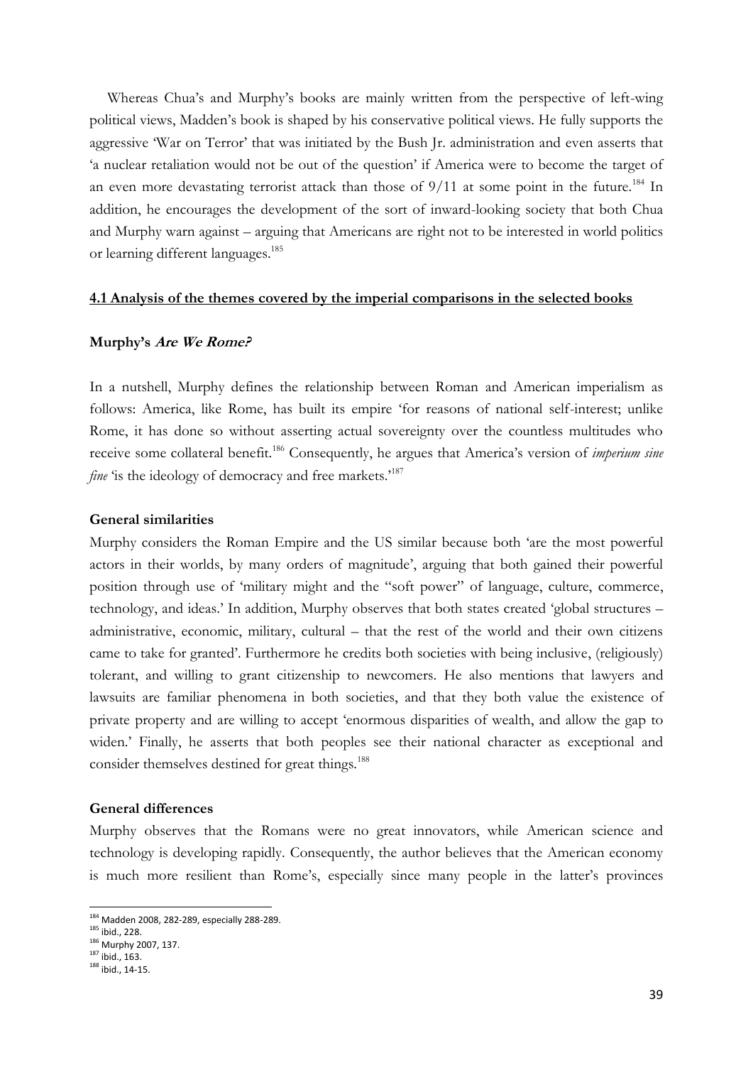Whereas Chua's and Murphy's books are mainly written from the perspective of left-wing political views, Madden's book is shaped by his conservative political views. He fully supports the aggressive 'War on Terror' that was initiated by the Bush Jr. administration and even asserts that 'a nuclear retaliation would not be out of the question' if America were to become the target of an even more devastating terrorist attack than those of 9/11 at some point in the future.[184] In addition, he encourages the development of the sort of inward-looking society that both Chua and Murphy warn against – arguing that Americans are right not to be interested in world politics or learning different languages.[185]

## 4.1 Analysis of the themes covered by the imperial comparisons in the selected books

### Murphy's *Are We Rome?*

In a nutshell, Murphy defines the relationship between Roman and American imperialism as follows: America, like Rome, has built its empire 'for reasons of national self-interest; unlike Rome, it has done so without asserting actual sovereignty over the countless multitudes who receive some collateral benefit.[186] Consequently, he argues that America's version of *imperium sine fine* 'is the ideology of democracy and free markets.'[187]

**General similarities**

Murphy considers the Roman Empire and the US similar because both 'are the most powerful actors in their worlds, by many orders of magnitude', arguing that both gained their powerful position through use of 'military might and the "soft power" of language, culture, commerce, technology, and ideas.' In addition, Murphy observes that both states created 'global structures – administrative, economic, military, cultural – that the rest of the world and their own citizens came to take for granted'. Furthermore he credits both societies with being inclusive, (religiously) tolerant, and willing to grant citizenship to newcomers. He also mentions that lawyers and lawsuits are familiar phenomena in both societies, and that they both value the existence of private property and are willing to accept 'enormous disparities of wealth, and allow the gap to widen.' Finally, he asserts that both peoples see their national character as exceptional and consider themselves destined for great things.[188]

**General differences**

Murphy observes that the Romans were no great innovators, while American science and technology is developing rapidly. Consequently, the author believes that the American economy is much more resilient than Rome's, especially since many people in the latter's provinces

---

[184] Madden 2008, 282-289, especially 288-289.
[185] ibid., 228.
[186] Murphy 2007, 137.
[187] ibid., 163.
[188] ibid., 14-15.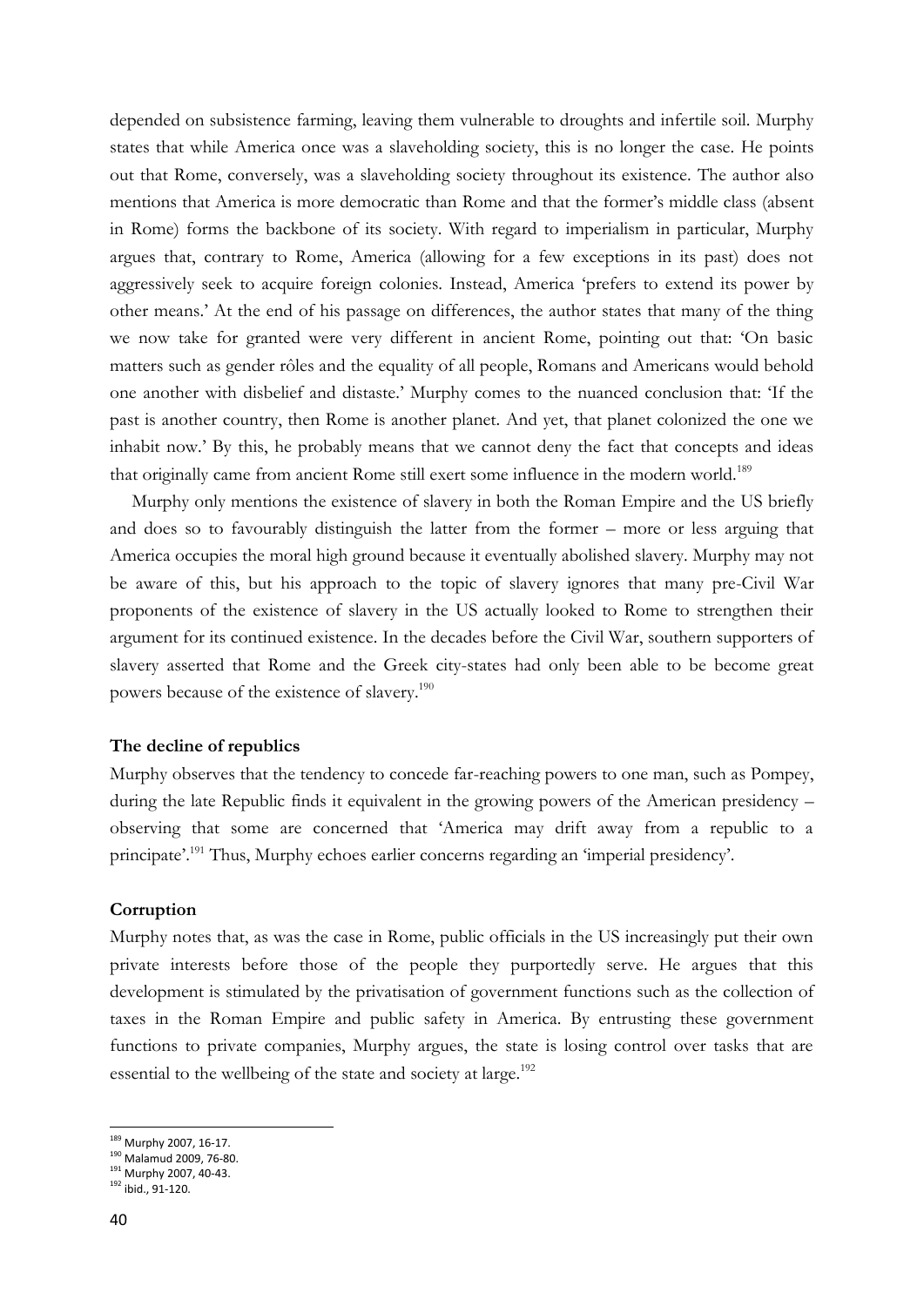depended on subsistence farming, leaving them vulnerable to droughts and infertile soil. Murphy states that while America once was a slaveholding society, this is no longer the case. He points out that Rome, conversely, was a slaveholding society throughout its existence. The author also mentions that America is more democratic than Rome and that the former's middle class (absent in Rome) forms the backbone of its society. With regard to imperialism in particular, Murphy argues that, contrary to Rome, America (allowing for a few exceptions in its past) does not aggressively seek to acquire foreign colonies. Instead, America 'prefers to extend its power by other means.' At the end of his passage on differences, the author states that many of the thing we now take for granted were very different in ancient Rome, pointing out that: 'On basic matters such as gender rôles and the equality of all people, Romans and Americans would behold one another with disbelief and distaste.' Murphy comes to the nuanced conclusion that: 'If the past is another country, then Rome is another planet. And yet, that planet colonized the one we inhabit now.' By this, he probably means that we cannot deny the fact that concepts and ideas that originally came from ancient Rome still exert some influence in the modern world.[189]

Murphy only mentions the existence of slavery in both the Roman Empire and the US briefly and does so to favourably distinguish the latter from the former – more or less arguing that America occupies the moral high ground because it eventually abolished slavery. Murphy may not be aware of this, but his approach to the topic of slavery ignores that many pre-Civil War proponents of the existence of slavery in the US actually looked to Rome to strengthen their argument for its continued existence. In the decades before the Civil War, southern supporters of slavery asserted that Rome and the Greek city-states had only been able to be become great powers because of the existence of slavery.[190]

**The decline of republics**

Murphy observes that the tendency to concede far-reaching powers to one man, such as Pompey, during the late Republic finds it equivalent in the growing powers of the American presidency – observing that some are concerned that 'America may drift away from a republic to a principate'.[191] Thus, Murphy echoes earlier concerns regarding an 'imperial presidency'.

**Corruption**

Murphy notes that, as was the case in Rome, public officials in the US increasingly put their own private interests before those of the people they purportedly serve. He argues that this development is stimulated by the privatisation of government functions such as the collection of taxes in the Roman Empire and public safety in America. By entrusting these government functions to private companies, Murphy argues, the state is losing control over tasks that are essential to the wellbeing of the state and society at large.[192]

---

[189] Murphy 2007, 16-17.
[190] Malamud 2009, 76-80.
[191] Murphy 2007, 40-43.
[192] ibid., 91-120.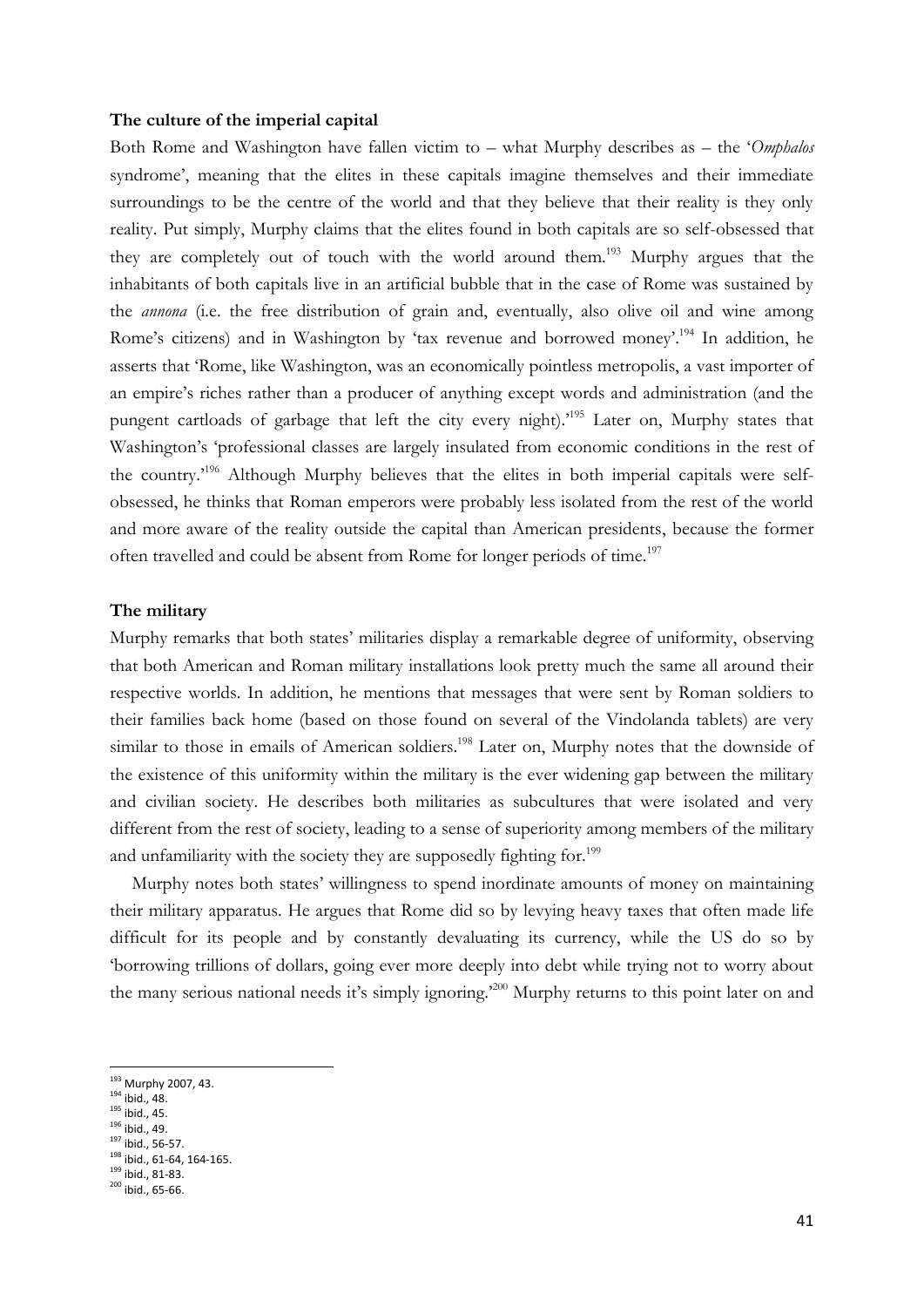**The culture of the imperial capital**

Both Rome and Washington have fallen victim to – what Murphy describes as – the '*Omphalos* syndrome', meaning that the elites in these capitals imagine themselves and their immediate surroundings to be the centre of the world and that they believe that their reality is they only reality. Put simply, Murphy claims that the elites found in both capitals are so self-obsessed that they are completely out of touch with the world around them.[193] Murphy argues that the inhabitants of both capitals live in an artificial bubble that in the case of Rome was sustained by the *annona* (i.e. the free distribution of grain and, eventually, also olive oil and wine among Rome's citizens) and in Washington by 'tax revenue and borrowed money'.[194] In addition, he asserts that 'Rome, like Washington, was an economically pointless metropolis, a vast importer of an empire's riches rather than a producer of anything except words and administration (and the pungent cartloads of garbage that left the city every night).'[195] Later on, Murphy states that Washington's 'professional classes are largely insulated from economic conditions in the rest of the country.'[196] Although Murphy believes that the elites in both imperial capitals were self-obsessed, he thinks that Roman emperors were probably less isolated from the rest of the world and more aware of the reality outside the capital than American presidents, because the former often travelled and could be absent from Rome for longer periods of time.[197]

**The military**

Murphy remarks that both states' militaries display a remarkable degree of uniformity, observing that both American and Roman military installations look pretty much the same all around their respective worlds. In addition, he mentions that messages that were sent by Roman soldiers to their families back home (based on those found on several of the Vindolanda tablets) are very similar to those in emails of American soldiers.[198] Later on, Murphy notes that the downside of the existence of this uniformity within the military is the ever widening gap between the military and civilian society. He describes both militaries as subcultures that were isolated and very different from the rest of society, leading to a sense of superiority among members of the military and unfamiliarity with the society they are supposedly fighting for.[199]

Murphy notes both states' willingness to spend inordinate amounts of money on maintaining their military apparatus. He argues that Rome did so by levying heavy taxes that often made life difficult for its people and by constantly devaluating its currency, while the US do so by 'borrowing trillions of dollars, going ever more deeply into debt while trying not to worry about the many serious national needs it's simply ignoring.'[200] Murphy returns to this point later on and

---

[193] Murphy 2007, 43.
[194] ibid., 48.
[195] ibid., 45.
[196] ibid., 49.
[197] ibid., 56-57.
[198] ibid., 61-64, 164-165.
[199] ibid., 81-83.
[200] ibid., 65-66.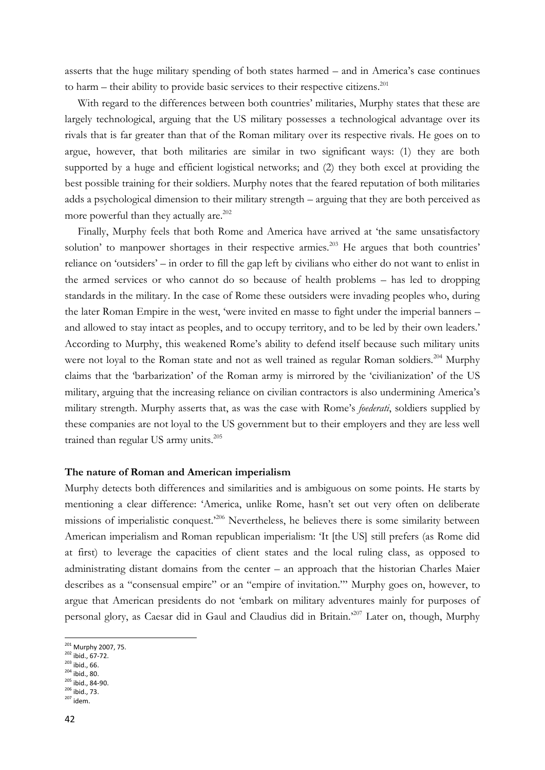asserts that the huge military spending of both states harmed – and in America's case continues to harm – their ability to provide basic services to their respective citizens.[201]

With regard to the differences between both countries' militaries, Murphy states that these are largely technological, arguing that the US military possesses a technological advantage over its rivals that is far greater than that of the Roman military over its respective rivals. He goes on to argue, however, that both militaries are similar in two significant ways: (1) they are both supported by a huge and efficient logistical networks; and (2) they both excel at providing the best possible training for their soldiers. Murphy notes that the feared reputation of both militaries adds a psychological dimension to their military strength – arguing that they are both perceived as more powerful than they actually are.[202]

Finally, Murphy feels that both Rome and America have arrived at 'the same unsatisfactory solution' to manpower shortages in their respective armies.[203] He argues that both countries' reliance on 'outsiders' – in order to fill the gap left by civilians who either do not want to enlist in the armed services or who cannot do so because of health problems – has led to dropping standards in the military. In the case of Rome these outsiders were invading peoples who, during the later Roman Empire in the west, 'were invited en masse to fight under the imperial banners – and allowed to stay intact as peoples, and to occupy territory, and to be led by their own leaders.' According to Murphy, this weakened Rome's ability to defend itself because such military units were not loyal to the Roman state and not as well trained as regular Roman soldiers.[204] Murphy claims that the 'barbarization' of the Roman army is mirrored by the 'civilianization' of the US military, arguing that the increasing reliance on civilian contractors is also undermining America's military strength. Murphy asserts that, as was the case with Rome's *foederati*, soldiers supplied by these companies are not loyal to the US government but to their employers and they are less well trained than regular US army units.[205]

**The nature of Roman and American imperialism**

Murphy detects both differences and similarities and is ambiguous on some points. He starts by mentioning a clear difference: 'America, unlike Rome, hasn't set out very often on deliberate missions of imperialistic conquest.'[206] Nevertheless, he believes there is some similarity between American imperialism and Roman republican imperialism: 'It [the US] still prefers (as Rome did at first) to leverage the capacities of client states and the local ruling class, as opposed to administrating distant domains from the center – an approach that the historian Charles Maier describes as a "consensual empire" or an "empire of invitation."' Murphy goes on, however, to argue that American presidents do not 'embark on military adventures mainly for purposes of personal glory, as Caesar did in Gaul and Claudius did in Britain.'[207] Later on, though, Murphy

[201] Murphy 2007, 75.
[202] ibid., 67-72.
[203] ibid., 66.
[204] ibid., 80.
[205] ibid., 84-90.
[206] ibid., 73.
[207] idem.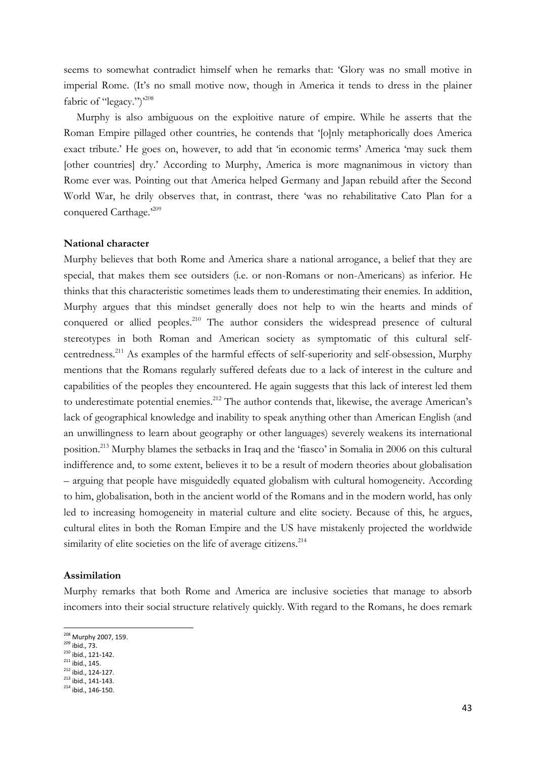seems to somewhat contradict himself when he remarks that: 'Glory was no small motive in imperial Rome. (It's no small motive now, though in America it tends to dress in the plainer fabric of "legacy.")'[208]

Murphy is also ambiguous on the exploitive nature of empire. While he asserts that the Roman Empire pillaged other countries, he contends that '[o]nly metaphorically does America exact tribute.' He goes on, however, to add that 'in economic terms' America 'may suck them [other countries] dry.' According to Murphy, America is more magnanimous in victory than Rome ever was. Pointing out that America helped Germany and Japan rebuild after the Second World War, he drily observes that, in contrast, there 'was no rehabilitative Cato Plan for a conquered Carthage.'[209]

**National character**

Murphy believes that both Rome and America share a national arrogance, a belief that they are special, that makes them see outsiders (i.e. or non-Romans or non-Americans) as inferior. He thinks that this characteristic sometimes leads them to underestimating their enemies. In addition, Murphy argues that this mindset generally does not help to win the hearts and minds of conquered or allied peoples.[210] The author considers the widespread presence of cultural stereotypes in both Roman and American society as symptomatic of this cultural self-centredness.[211] As examples of the harmful effects of self-superiority and self-obsession, Murphy mentions that the Romans regularly suffered defeats due to a lack of interest in the culture and capabilities of the peoples they encountered. He again suggests that this lack of interest led them to underestimate potential enemies.[212] The author contends that, likewise, the average American's lack of geographical knowledge and inability to speak anything other than American English (and an unwillingness to learn about geography or other languages) severely weakens its international position.[213] Murphy blames the setbacks in Iraq and the 'fiasco' in Somalia in 2006 on this cultural indifference and, to some extent, believes it to be a result of modern theories about globalisation – arguing that people have misguidedly equated globalism with cultural homogeneity. According to him, globalisation, both in the ancient world of the Romans and in the modern world, has only led to increasing homogeneity in material culture and elite society. Because of this, he argues, cultural elites in both the Roman Empire and the US have mistakenly projected the worldwide similarity of elite societies on the life of average citizens.[214]

**Assimilation**

Murphy remarks that both Rome and America are inclusive societies that manage to absorb incomers into their social structure relatively quickly. With regard to the Romans, he does remark

---

[208] Murphy 2007, 159.
[209] ibid., 73.
[210] ibid., 121-142.
[211] ibid., 145.
[212] ibid., 124-127.
[213] ibid., 141-143.
[214] ibid., 146-150.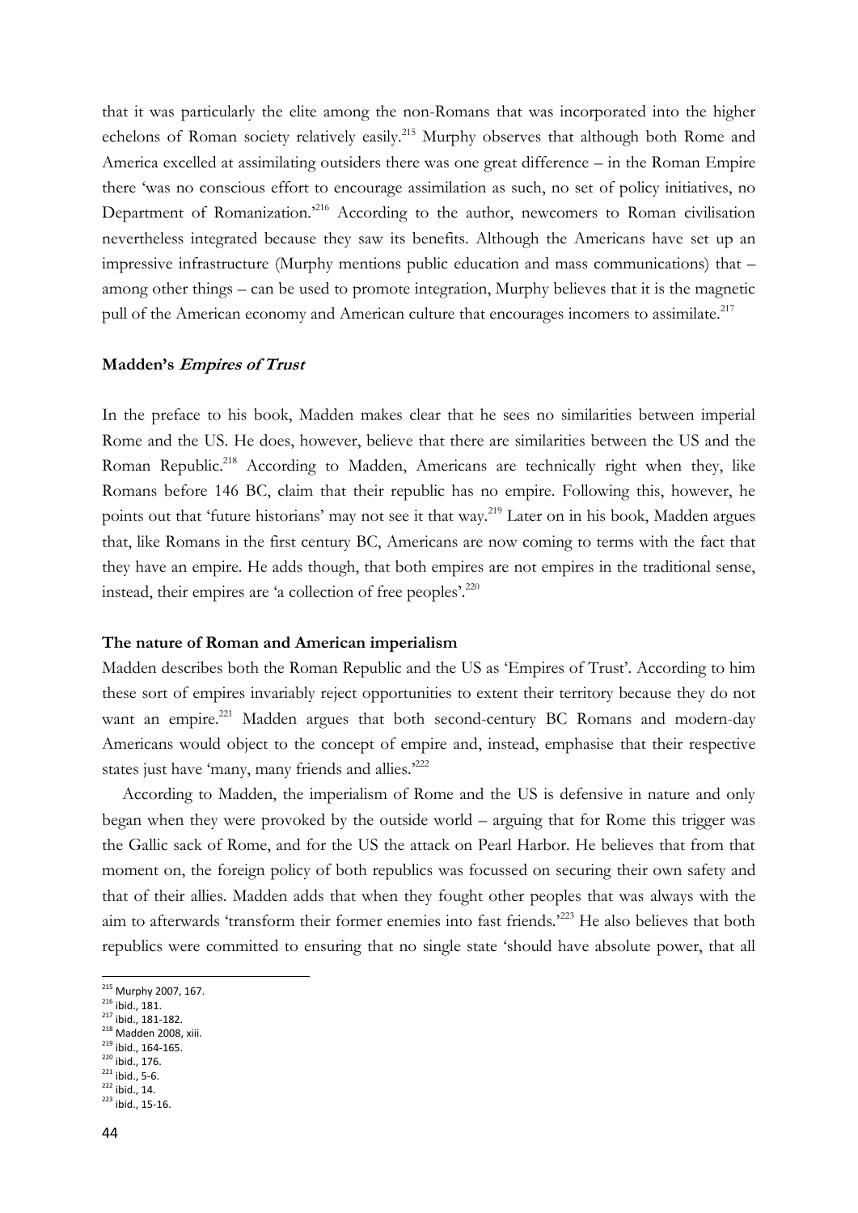that it was particularly the elite among the non-Romans that was incorporated into the higher echelons of Roman society relatively easily.[215] Murphy observes that although both Rome and America excelled at assimilating outsiders there was one great difference – in the Roman Empire there 'was no conscious effort to encourage assimilation as such, no set of policy initiatives, no Department of Romanization.'[216] According to the author, newcomers to Roman civilisation nevertheless integrated because they saw its benefits. Although the Americans have set up an impressive infrastructure (Murphy mentions public education and mass communications) that – among other things – can be used to promote integration, Murphy believes that it is the magnetic pull of the American economy and American culture that encourages incomers to assimilate.[217]

### Madden's *Empires of Trust*

In the preface to his book, Madden makes clear that he sees no similarities between imperial Rome and the US. He does, however, believe that there are similarities between the US and the Roman Republic.[218] According to Madden, Americans are technically right when they, like Romans before 146 BC, claim that their republic has no empire. Following this, however, he points out that 'future historians' may not see it that way.[219] Later on in his book, Madden argues that, like Romans in the first century BC, Americans are now coming to terms with the fact that they have an empire. He adds though, that both empires are not empires in the traditional sense, instead, their empires are 'a collection of free peoples'.[220]

### The nature of Roman and American imperialism

Madden describes both the Roman Republic and the US as 'Empires of Trust'. According to him these sort of empires invariably reject opportunities to extent their territory because they do not want an empire.[221] Madden argues that both second-century BC Romans and modern-day Americans would object to the concept of empire and, instead, emphasise that their respective states just have 'many, many friends and allies.'[222]

According to Madden, the imperialism of Rome and the US is defensive in nature and only began when they were provoked by the outside world – arguing that for Rome this trigger was the Gallic sack of Rome, and for the US the attack on Pearl Harbor. He believes that from that moment on, the foreign policy of both republics was focussed on securing their own safety and that of their allies. Madden adds that when they fought other peoples that was always with the aim to afterwards 'transform their former enemies into fast friends.'[223] He also believes that both republics were committed to ensuring that no single state 'should have absolute power, that all

---

[215] Murphy 2007, 167.
[216] ibid., 181.
[217] ibid., 181-182.
[218] Madden 2008, xiii.
[219] ibid., 164-165.
[220] ibid., 176.
[221] ibid., 5-6.
[222] ibid., 14.
[223] ibid., 15-16.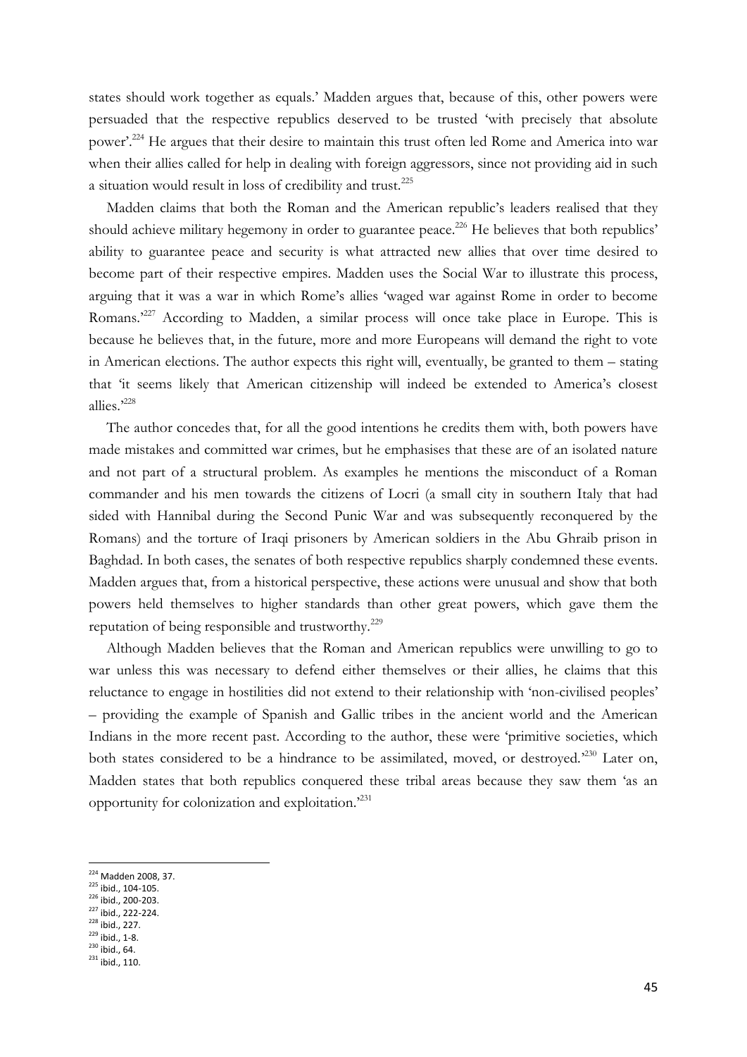states should work together as equals.' Madden argues that, because of this, other powers were persuaded that the respective republics deserved to be trusted 'with precisely that absolute power'.[224] He argues that their desire to maintain this trust often led Rome and America into war when their allies called for help in dealing with foreign aggressors, since not providing aid in such a situation would result in loss of credibility and trust.[225]

Madden claims that both the Roman and the American republic's leaders realised that they should achieve military hegemony in order to guarantee peace.[226] He believes that both republics' ability to guarantee peace and security is what attracted new allies that over time desired to become part of their respective empires. Madden uses the Social War to illustrate this process, arguing that it was a war in which Rome's allies 'waged war against Rome in order to become Romans.'[227] According to Madden, a similar process will once take place in Europe. This is because he believes that, in the future, more and more Europeans will demand the right to vote in American elections. The author expects this right will, eventually, be granted to them – stating that 'it seems likely that American citizenship will indeed be extended to America's closest allies.'[228]

The author concedes that, for all the good intentions he credits them with, both powers have made mistakes and committed war crimes, but he emphasises that these are of an isolated nature and not part of a structural problem. As examples he mentions the misconduct of a Roman commander and his men towards the citizens of Locri (a small city in southern Italy that had sided with Hannibal during the Second Punic War and was subsequently reconquered by the Romans) and the torture of Iraqi prisoners by American soldiers in the Abu Ghraib prison in Baghdad. In both cases, the senates of both respective republics sharply condemned these events. Madden argues that, from a historical perspective, these actions were unusual and show that both powers held themselves to higher standards than other great powers, which gave them the reputation of being responsible and trustworthy.[229]

Although Madden believes that the Roman and American republics were unwilling to go to war unless this was necessary to defend either themselves or their allies, he claims that this reluctance to engage in hostilities did not extend to their relationship with 'non-civilised peoples' – providing the example of Spanish and Gallic tribes in the ancient world and the American Indians in the more recent past. According to the author, these were 'primitive societies, which both states considered to be a hindrance to be assimilated, moved, or destroyed.'[230] Later on, Madden states that both republics conquered these tribal areas because they saw them 'as an opportunity for colonization and exploitation.'[231]

---

[224] Madden 2008, 37.
[225] ibid., 104-105.
[226] ibid., 200-203.
[227] ibid., 222-224.
[228] ibid., 227.
[229] ibid., 1-8.
[230] ibid., 64.
[231] ibid., 110.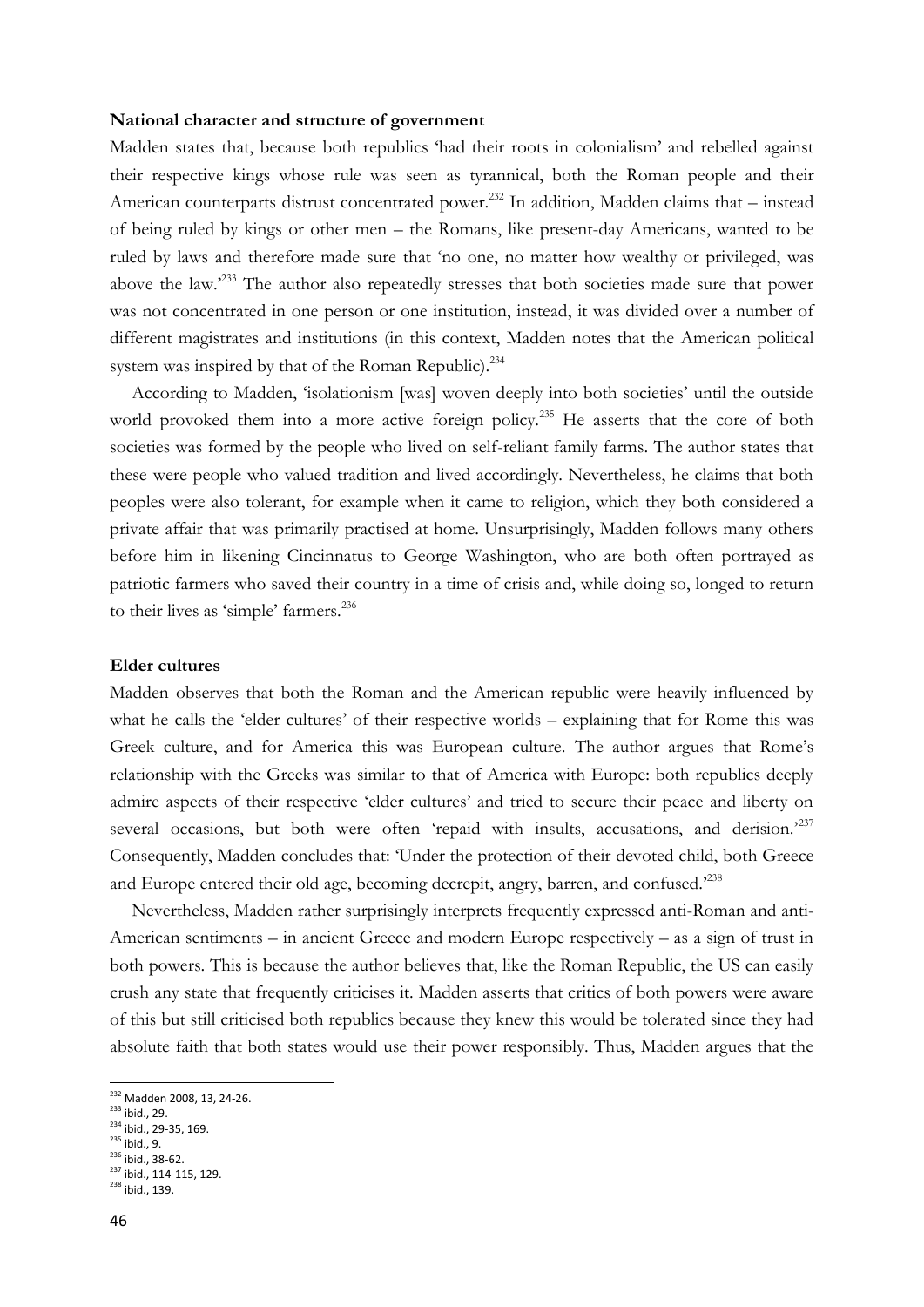**National character and structure of government**

Madden states that, because both republics 'had their roots in colonialism' and rebelled against their respective kings whose rule was seen as tyrannical, both the Roman people and their American counterparts distrust concentrated power.[232] In addition, Madden claims that – instead of being ruled by kings or other men – the Romans, like present-day Americans, wanted to be ruled by laws and therefore made sure that 'no one, no matter how wealthy or privileged, was above the law.'[233] The author also repeatedly stresses that both societies made sure that power was not concentrated in one person or one institution, instead, it was divided over a number of different magistrates and institutions (in this context, Madden notes that the American political system was inspired by that of the Roman Republic).[234]

According to Madden, 'isolationism [was] woven deeply into both societies' until the outside world provoked them into a more active foreign policy.[235] He asserts that the core of both societies was formed by the people who lived on self-reliant family farms. The author states that these were people who valued tradition and lived accordingly. Nevertheless, he claims that both peoples were also tolerant, for example when it came to religion, which they both considered a private affair that was primarily practised at home. Unsurprisingly, Madden follows many others before him in likening Cincinnatus to George Washington, who are both often portrayed as patriotic farmers who saved their country in a time of crisis and, while doing so, longed to return to their lives as 'simple' farmers.[236]

**Elder cultures**

Madden observes that both the Roman and the American republic were heavily influenced by what he calls the 'elder cultures' of their respective worlds – explaining that for Rome this was Greek culture, and for America this was European culture. The author argues that Rome's relationship with the Greeks was similar to that of America with Europe: both republics deeply admire aspects of their respective 'elder cultures' and tried to secure their peace and liberty on several occasions, but both were often 'repaid with insults, accusations, and derision.'[237] Consequently, Madden concludes that: 'Under the protection of their devoted child, both Greece and Europe entered their old age, becoming decrepit, angry, barren, and confused.'[238]

Nevertheless, Madden rather surprisingly interprets frequently expressed anti-Roman and anti-American sentiments – in ancient Greece and modern Europe respectively – as a sign of trust in both powers. This is because the author believes that, like the Roman Republic, the US can easily crush any state that frequently criticises it. Madden asserts that critics of both powers were aware of this but still criticised both republics because they knew this would be tolerated since they had absolute faith that both states would use their power responsibly. Thus, Madden argues that the

---

[232] Madden 2008, 13, 24-26.
[233] ibid., 29.
[234] ibid., 29-35, 169.
[235] ibid., 9.
[236] ibid., 38-62.
[237] ibid., 114-115, 129.
[238] ibid., 139.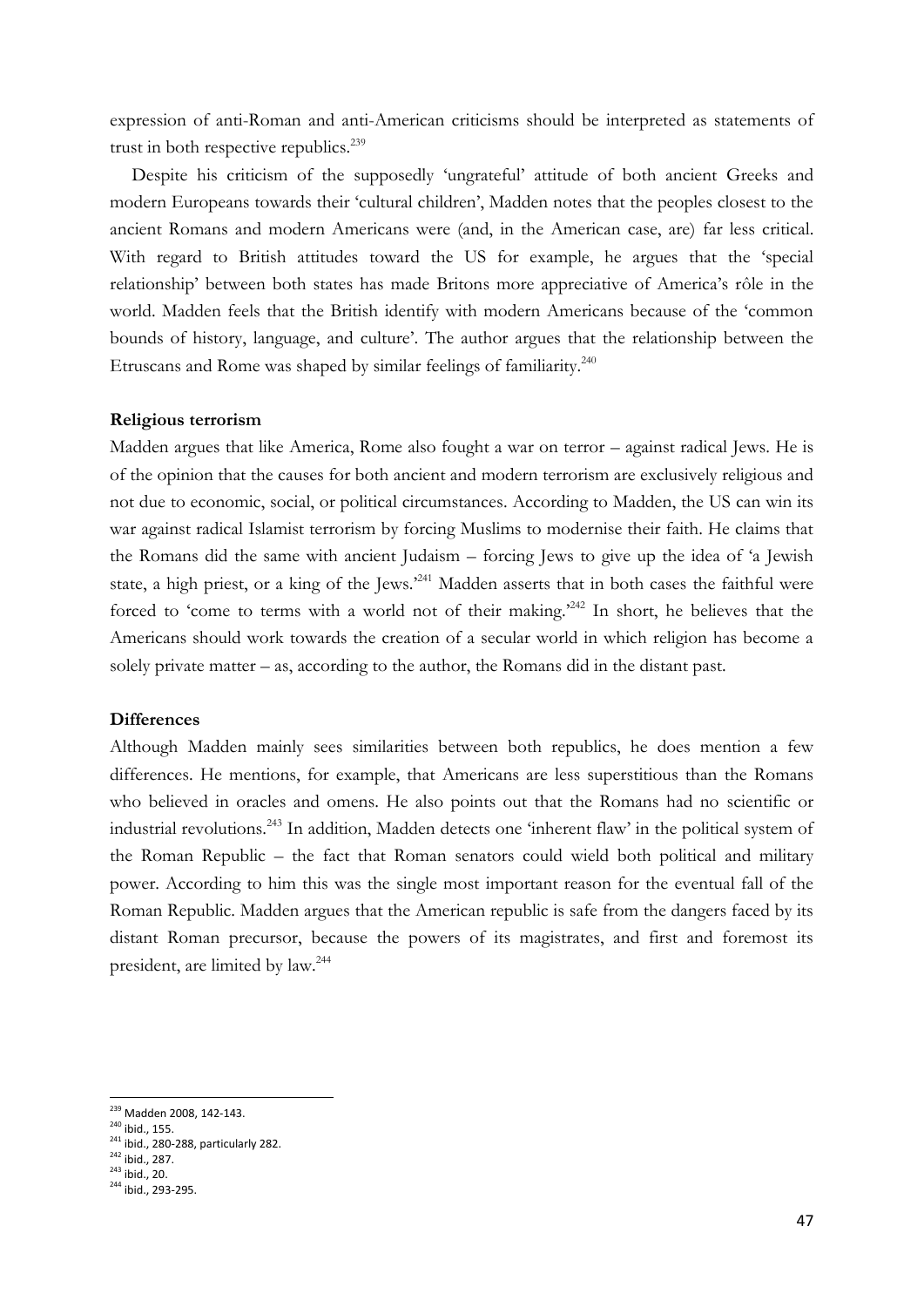expression of anti-Roman and anti-American criticisms should be interpreted as statements of trust in both respective republics.[239]

Despite his criticism of the supposedly 'ungrateful' attitude of both ancient Greeks and modern Europeans towards their 'cultural children', Madden notes that the peoples closest to the ancient Romans and modern Americans were (and, in the American case, are) far less critical. With regard to British attitudes toward the US for example, he argues that the 'special relationship' between both states has made Britons more appreciative of America's rôle in the world. Madden feels that the British identify with modern Americans because of the 'common bounds of history, language, and culture'. The author argues that the relationship between the Etruscans and Rome was shaped by similar feelings of familiarity.[240]

**Religious terrorism**

Madden argues that like America, Rome also fought a war on terror – against radical Jews. He is of the opinion that the causes for both ancient and modern terrorism are exclusively religious and not due to economic, social, or political circumstances. According to Madden, the US can win its war against radical Islamist terrorism by forcing Muslims to modernise their faith. He claims that the Romans did the same with ancient Judaism – forcing Jews to give up the idea of 'a Jewish state, a high priest, or a king of the Jews.'[241] Madden asserts that in both cases the faithful were forced to 'come to terms with a world not of their making.'[242] In short, he believes that the Americans should work towards the creation of a secular world in which religion has become a solely private matter – as, according to the author, the Romans did in the distant past.

**Differences**

Although Madden mainly sees similarities between both republics, he does mention a few differences. He mentions, for example, that Americans are less superstitious than the Romans who believed in oracles and omens. He also points out that the Romans had no scientific or industrial revolutions.[243] In addition, Madden detects one 'inherent flaw' in the political system of the Roman Republic – the fact that Roman senators could wield both political and military power. According to him this was the single most important reason for the eventual fall of the Roman Republic. Madden argues that the American republic is safe from the dangers faced by its distant Roman precursor, because the powers of its magistrates, and first and foremost its president, are limited by law.[244]

[239] Madden 2008, 142-143.
[240] ibid., 155.
[241] ibid., 280-288, particularly 282.
[242] ibid., 287.
[243] ibid., 20.
[244] ibid., 293-295.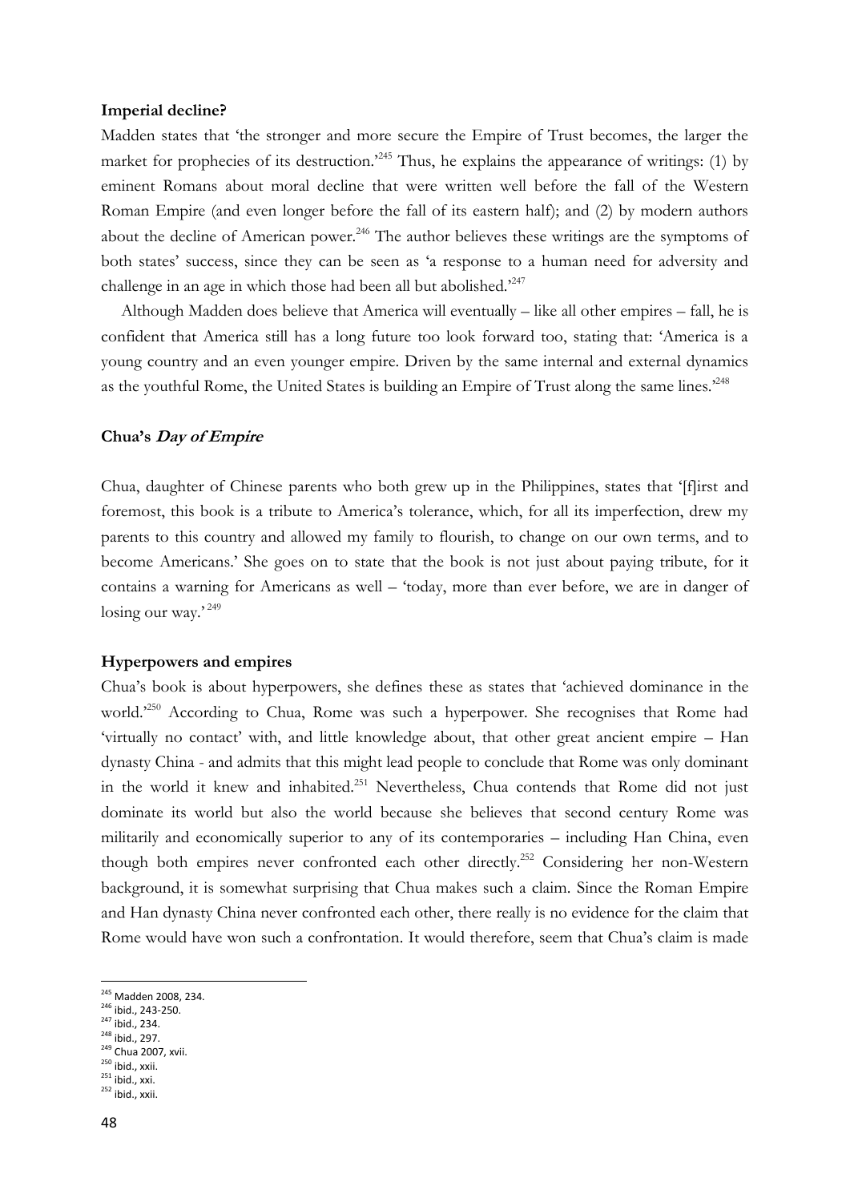**Imperial decline?**

Madden states that 'the stronger and more secure the Empire of Trust becomes, the larger the market for prophecies of its destruction.'[245] Thus, he explains the appearance of writings: (1) by eminent Romans about moral decline that were written well before the fall of the Western Roman Empire (and even longer before the fall of its eastern half); and (2) by modern authors about the decline of American power.[246] The author believes these writings are the symptoms of both states' success, since they can be seen as 'a response to a human need for adversity and challenge in an age in which those had been all but abolished.'[247]

Although Madden does believe that America will eventually – like all other empires – fall, he is confident that America still has a long future too look forward too, stating that: 'America is a young country and an even younger empire. Driven by the same internal and external dynamics as the youthful Rome, the United States is building an Empire of Trust along the same lines.'[248]

**Chua's *Day of Empire***

Chua, daughter of Chinese parents who both grew up in the Philippines, states that '[f]irst and foremost, this book is a tribute to America's tolerance, which, for all its imperfection, drew my parents to this country and allowed my family to flourish, to change on our own terms, and to become Americans.' She goes on to state that the book is not just about paying tribute, for it contains a warning for Americans as well – 'today, more than ever before, we are in danger of losing our way.'[249]

**Hyperpowers and empires**

Chua's book is about hyperpowers, she defines these as states that 'achieved dominance in the world.'[250] According to Chua, Rome was such a hyperpower. She recognises that Rome had 'virtually no contact' with, and little knowledge about, that other great ancient empire – Han dynasty China - and admits that this might lead people to conclude that Rome was only dominant in the world it knew and inhabited.[251] Nevertheless, Chua contends that Rome did not just dominate its world but also the world because she believes that second century Rome was militarily and economically superior to any of its contemporaries – including Han China, even though both empires never confronted each other directly.[252] Considering her non-Western background, it is somewhat surprising that Chua makes such a claim. Since the Roman Empire and Han dynasty China never confronted each other, there really is no evidence for the claim that Rome would have won such a confrontation. It would therefore, seem that Chua's claim is made

[245] Madden 2008, 234.
[246] ibid., 243-250.
[247] ibid., 234.
[248] ibid., 297.
[249] Chua 2007, xvii.
[250] ibid., xxii.
[251] ibid., xxi.
[252] ibid., xxii.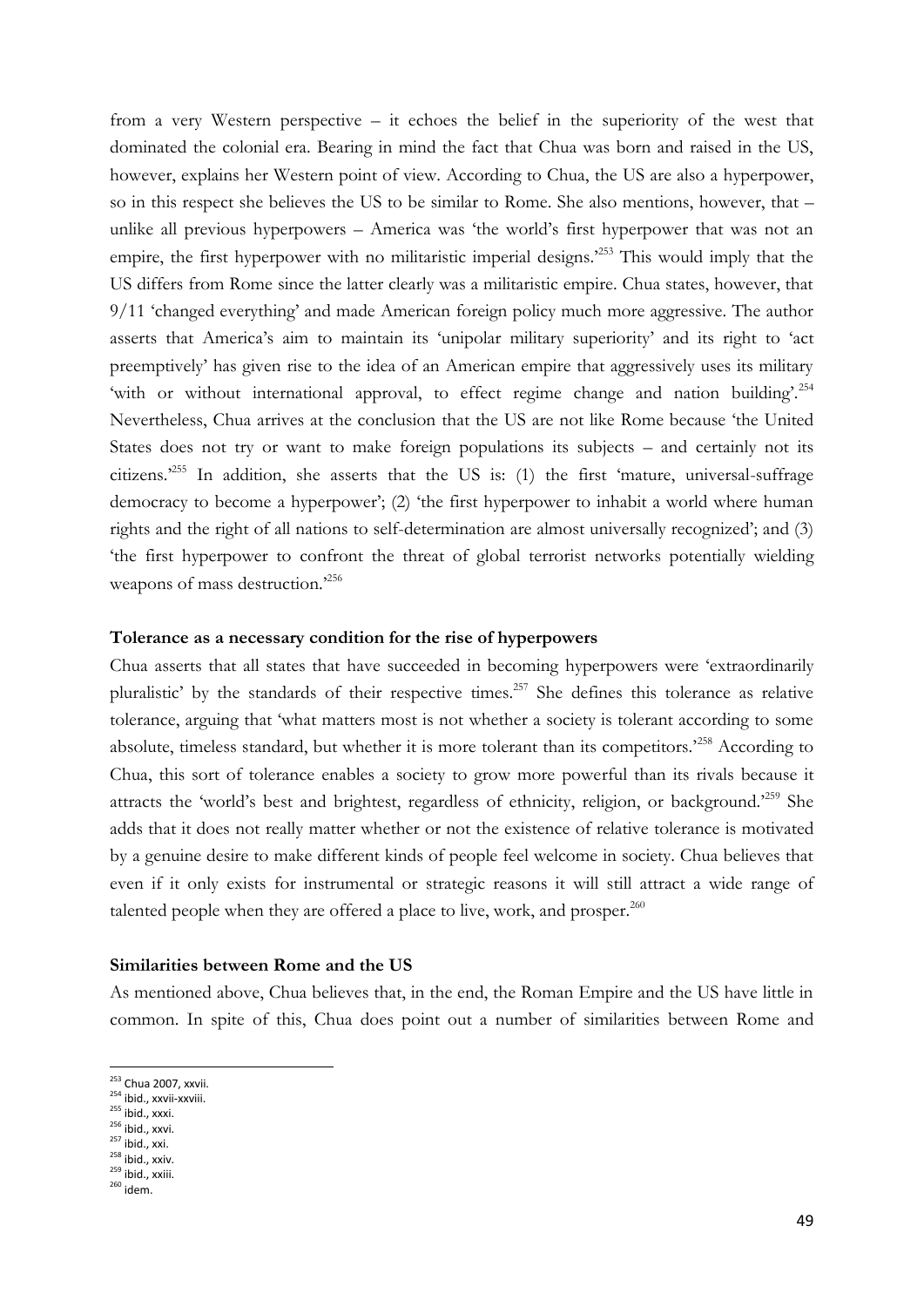from a very Western perspective – it echoes the belief in the superiority of the west that dominated the colonial era. Bearing in mind the fact that Chua was born and raised in the US, however, explains her Western point of view. According to Chua, the US are also a hyperpower, so in this respect she believes the US to be similar to Rome. She also mentions, however, that – unlike all previous hyperpowers – America was 'the world's first hyperpower that was not an empire, the first hyperpower with no militaristic imperial designs.'[253] This would imply that the US differs from Rome since the latter clearly was a militaristic empire. Chua states, however, that 9/11 'changed everything' and made American foreign policy much more aggressive. The author asserts that America's aim to maintain its 'unipolar military superiority' and its right to 'act preemptively' has given rise to the idea of an American empire that aggressively uses its military 'with or without international approval, to effect regime change and nation building'.[254] Nevertheless, Chua arrives at the conclusion that the US are not like Rome because 'the United States does not try or want to make foreign populations its subjects – and certainly not its citizens.'[255] In addition, she asserts that the US is: (1) the first 'mature, universal-suffrage democracy to become a hyperpower'; (2) 'the first hyperpower to inhabit a world where human rights and the right of all nations to self-determination are almost universally recognized'; and (3) 'the first hyperpower to confront the threat of global terrorist networks potentially wielding weapons of mass destruction.'[256]

**Tolerance as a necessary condition for the rise of hyperpowers**

Chua asserts that all states that have succeeded in becoming hyperpowers were 'extraordinarily pluralistic' by the standards of their respective times.[257] She defines this tolerance as relative tolerance, arguing that 'what matters most is not whether a society is tolerant according to some absolute, timeless standard, but whether it is more tolerant than its competitors.'[258] According to Chua, this sort of tolerance enables a society to grow more powerful than its rivals because it attracts the 'world's best and brightest, regardless of ethnicity, religion, or background.'[259] She adds that it does not really matter whether or not the existence of relative tolerance is motivated by a genuine desire to make different kinds of people feel welcome in society. Chua believes that even if it only exists for instrumental or strategic reasons it will still attract a wide range of talented people when they are offered a place to live, work, and prosper.[260]

**Similarities between Rome and the US**

As mentioned above, Chua believes that, in the end, the Roman Empire and the US have little in common. In spite of this, Chua does point out a number of similarities between Rome and

[253] Chua 2007, xxvii.
[254] ibid., xxvii-xxviii.
[255] ibid., xxxi.
[256] ibid., xxvi.
[257] ibid., xxi.
[258] ibid., xxiv.
[259] ibid., xxiii.
[260] idem.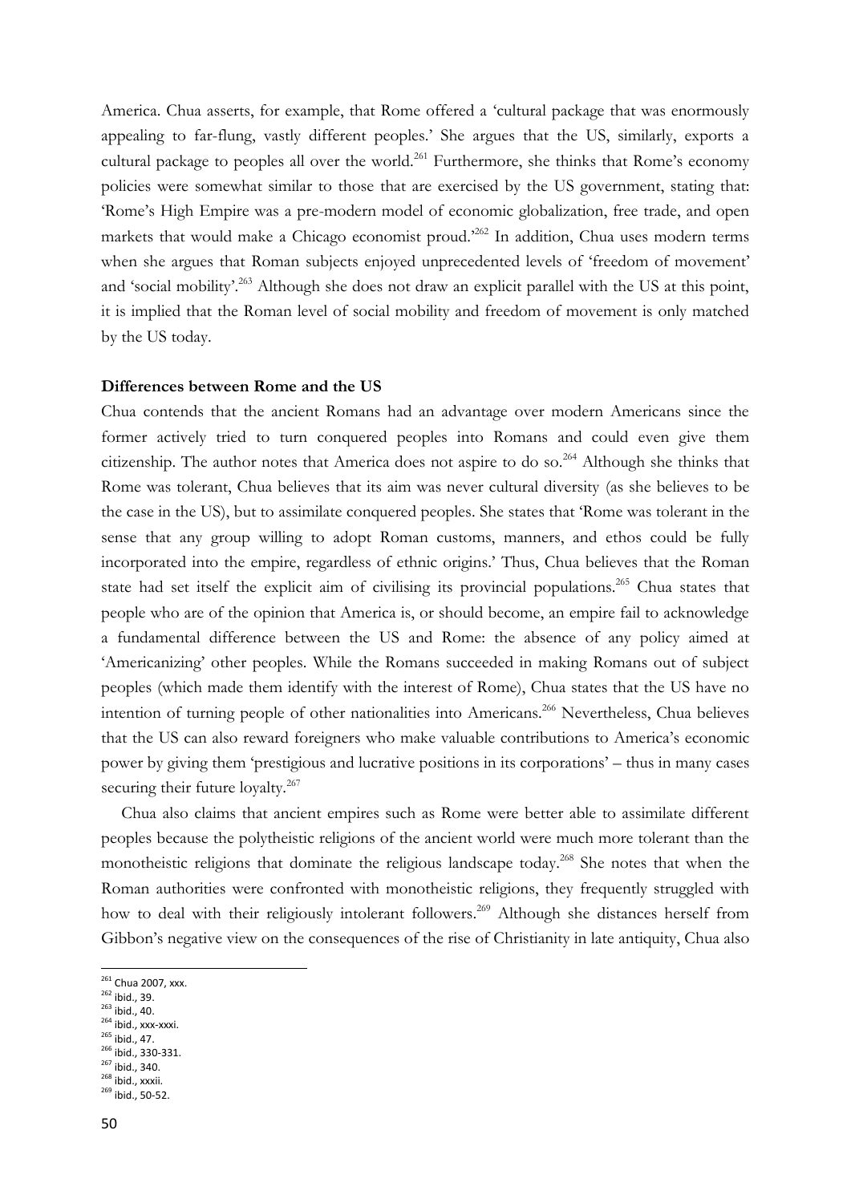America. Chua asserts, for example, that Rome offered a 'cultural package that was enormously appealing to far-flung, vastly different peoples.' She argues that the US, similarly, exports a cultural package to peoples all over the world.[261] Furthermore, she thinks that Rome's economy policies were somewhat similar to those that are exercised by the US government, stating that: 'Rome's High Empire was a pre-modern model of economic globalization, free trade, and open markets that would make a Chicago economist proud.'[262] In addition, Chua uses modern terms when she argues that Roman subjects enjoyed unprecedented levels of 'freedom of movement' and 'social mobility'.[263] Although she does not draw an explicit parallel with the US at this point, it is implied that the Roman level of social mobility and freedom of movement is only matched by the US today.

**Differences between Rome and the US**

Chua contends that the ancient Romans had an advantage over modern Americans since the former actively tried to turn conquered peoples into Romans and could even give them citizenship. The author notes that America does not aspire to do so.[264] Although she thinks that Rome was tolerant, Chua believes that its aim was never cultural diversity (as she believes to be the case in the US), but to assimilate conquered peoples. She states that 'Rome was tolerant in the sense that any group willing to adopt Roman customs, manners, and ethos could be fully incorporated into the empire, regardless of ethnic origins.' Thus, Chua believes that the Roman state had set itself the explicit aim of civilising its provincial populations.[265] Chua states that people who are of the opinion that America is, or should become, an empire fail to acknowledge a fundamental difference between the US and Rome: the absence of any policy aimed at 'Americanizing' other peoples. While the Romans succeeded in making Romans out of subject peoples (which made them identify with the interest of Rome), Chua states that the US have no intention of turning people of other nationalities into Americans.[266] Nevertheless, Chua believes that the US can also reward foreigners who make valuable contributions to America's economic power by giving them 'prestigious and lucrative positions in its corporations' – thus in many cases securing their future loyalty.[267]

Chua also claims that ancient empires such as Rome were better able to assimilate different peoples because the polytheistic religions of the ancient world were much more tolerant than the monotheistic religions that dominate the religious landscape today.[268] She notes that when the Roman authorities were confronted with monotheistic religions, they frequently struggled with how to deal with their religiously intolerant followers.[269] Although she distances herself from Gibbon's negative view on the consequences of the rise of Christianity in late antiquity, Chua also

---

[261] Chua 2007, xxx.
[262] ibid., 39.
[263] ibid., 40.
[264] ibid., xxx-xxxi.
[265] ibid., 47.
[266] ibid., 330-331.
[267] ibid., 340.
[268] ibid., xxxii.
[269] ibid., 50-52.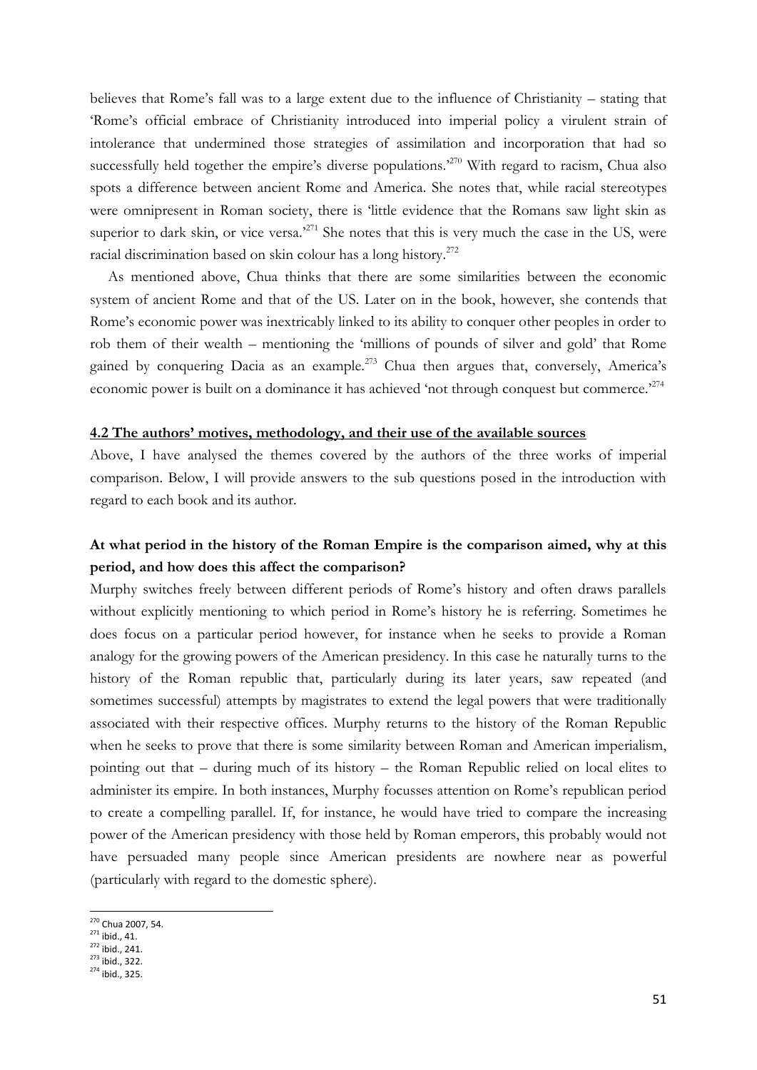believes that Rome's fall was to a large extent due to the influence of Christianity – stating that 'Rome's official embrace of Christianity introduced into imperial policy a virulent strain of intolerance that undermined those strategies of assimilation and incorporation that had so successfully held together the empire's diverse populations.'[270] With regard to racism, Chua also spots a difference between ancient Rome and America. She notes that, while racial stereotypes were omnipresent in Roman society, there is 'little evidence that the Romans saw light skin as superior to dark skin, or vice versa.'[271] She notes that this is very much the case in the US, were racial discrimination based on skin colour has a long history.[272]

As mentioned above, Chua thinks that there are some similarities between the economic system of ancient Rome and that of the US. Later on in the book, however, she contends that Rome's economic power was inextricably linked to its ability to conquer other peoples in order to rob them of their wealth – mentioning the 'millions of pounds of silver and gold' that Rome gained by conquering Dacia as an example.[273] Chua then argues that, conversely, America's economic power is built on a dominance it has achieved 'not through conquest but commerce.'[274]

### 4.2 The authors' motives, methodology, and their use of the available sources

Above, I have analysed the themes covered by the authors of the three works of imperial comparison. Below, I will provide answers to the sub questions posed in the introduction with regard to each book and its author.

**At what period in the history of the Roman Empire is the comparison aimed, why at this period, and how does this affect the comparison?**

Murphy switches freely between different periods of Rome's history and often draws parallels without explicitly mentioning to which period in Rome's history he is referring. Sometimes he does focus on a particular period however, for instance when he seeks to provide a Roman analogy for the growing powers of the American presidency. In this case he naturally turns to the history of the Roman republic that, particularly during its later years, saw repeated (and sometimes successful) attempts by magistrates to extend the legal powers that were traditionally associated with their respective offices. Murphy returns to the history of the Roman Republic when he seeks to prove that there is some similarity between Roman and American imperialism, pointing out that – during much of its history – the Roman Republic relied on local elites to administer its empire. In both instances, Murphy focusses attention on Rome's republican period to create a compelling parallel. If, for instance, he would have tried to compare the increasing power of the American presidency with those held by Roman emperors, this probably would not have persuaded many people since American presidents are nowhere near as powerful (particularly with regard to the domestic sphere).

---

[270] Chua 2007, 54.
[271] ibid., 41.
[272] ibid., 241.
[273] ibid., 322.
[274] ibid., 325.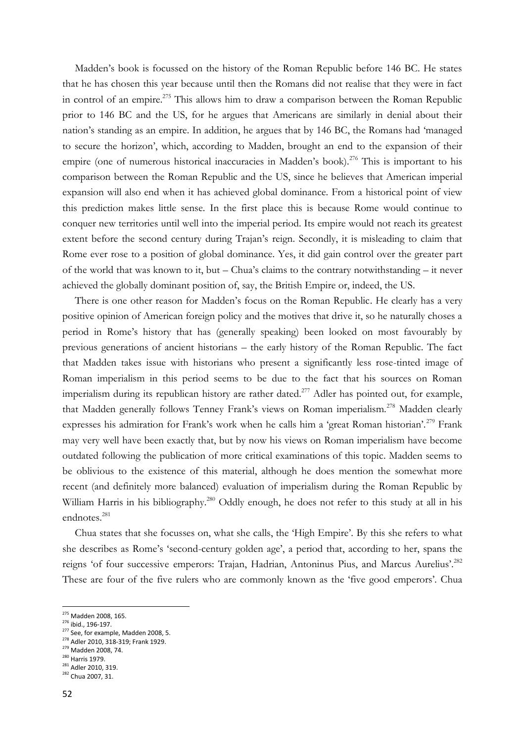Madden's book is focussed on the history of the Roman Republic before 146 BC. He states that he has chosen this year because until then the Romans did not realise that they were in fact in control of an empire.[275] This allows him to draw a comparison between the Roman Republic prior to 146 BC and the US, for he argues that Americans are similarly in denial about their nation's standing as an empire. In addition, he argues that by 146 BC, the Romans had 'managed to secure the horizon', which, according to Madden, brought an end to the expansion of their empire (one of numerous historical inaccuracies in Madden's book).[276] This is important to his comparison between the Roman Republic and the US, since he believes that American imperial expansion will also end when it has achieved global dominance. From a historical point of view this prediction makes little sense. In the first place this is because Rome would continue to conquer new territories until well into the imperial period. Its empire would not reach its greatest extent before the second century during Trajan's reign. Secondly, it is misleading to claim that Rome ever rose to a position of global dominance. Yes, it did gain control over the greater part of the world that was known to it, but – Chua's claims to the contrary notwithstanding – it never achieved the globally dominant position of, say, the British Empire or, indeed, the US.

There is one other reason for Madden's focus on the Roman Republic. He clearly has a very positive opinion of American foreign policy and the motives that drive it, so he naturally choses a period in Rome's history that has (generally speaking) been looked on most favourably by previous generations of ancient historians – the early history of the Roman Republic. The fact that Madden takes issue with historians who present a significantly less rose-tinted image of Roman imperialism in this period seems to be due to the fact that his sources on Roman imperialism during its republican history are rather dated.[277] Adler has pointed out, for example, that Madden generally follows Tenney Frank's views on Roman imperialism.[278] Madden clearly expresses his admiration for Frank's work when he calls him a 'great Roman historian'.[279] Frank may very well have been exactly that, but by now his views on Roman imperialism have become outdated following the publication of more critical examinations of this topic. Madden seems to be oblivious to the existence of this material, although he does mention the somewhat more recent (and definitely more balanced) evaluation of imperialism during the Roman Republic by William Harris in his bibliography.[280] Oddly enough, he does not refer to this study at all in his endnotes.[281]

Chua states that she focusses on, what she calls, the 'High Empire'. By this she refers to what she describes as Rome's 'second-century golden age', a period that, according to her, spans the reigns 'of four successive emperors: Trajan, Hadrian, Antoninus Pius, and Marcus Aurelius'.[282] These are four of the five rulers who are commonly known as the 'five good emperors'. Chua

---

[275] Madden 2008, 165.
[276] ibid., 196-197.
[277] See, for example, Madden 2008, 5.
[278] Adler 2010, 318-319; Frank 1929.
[279] Madden 2008, 74.
[280] Harris 1979.
[281] Adler 2010, 319.
[282] Chua 2007, 31.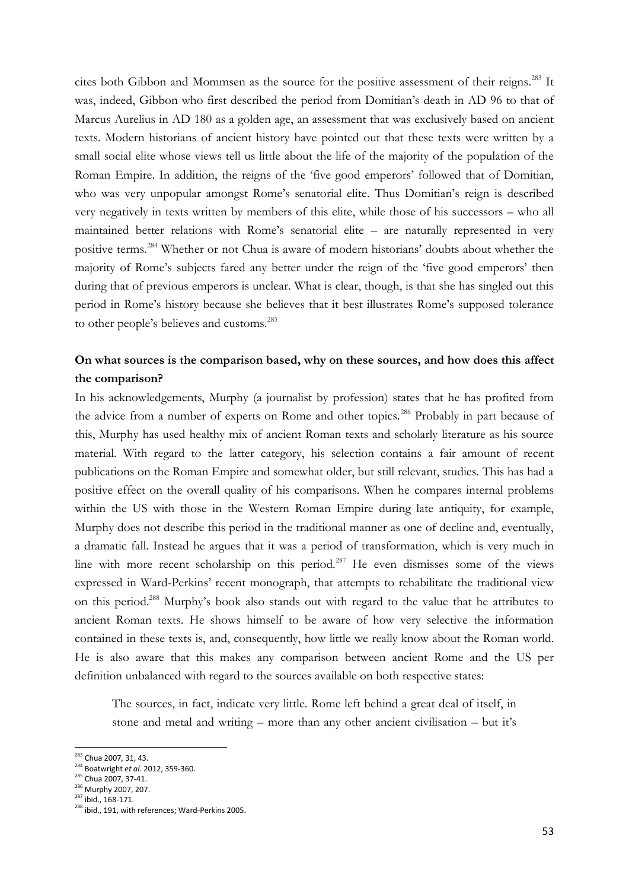cites both Gibbon and Mommsen as the source for the positive assessment of their reigns.[283] It was, indeed, Gibbon who first described the period from Domitian's death in AD 96 to that of Marcus Aurelius in AD 180 as a golden age, an assessment that was exclusively based on ancient texts. Modern historians of ancient history have pointed out that these texts were written by a small social elite whose views tell us little about the life of the majority of the population of the Roman Empire. In addition, the reigns of the 'five good emperors' followed that of Domitian, who was very unpopular amongst Rome's senatorial elite. Thus Domitian's reign is described very negatively in texts written by members of this elite, while those of his successors – who all maintained better relations with Rome's senatorial elite – are naturally represented in very positive terms.[284] Whether or not Chua is aware of modern historians' doubts about whether the majority of Rome's subjects fared any better under the reign of the 'five good emperors' then during that of previous emperors is unclear. What is clear, though, is that she has singled out this period in Rome's history because she believes that it best illustrates Rome's supposed tolerance to other people's believes and customs.[285]

**On what sources is the comparison based, why on these sources, and how does this affect the comparison?**

In his acknowledgements, Murphy (a journalist by profession) states that he has profited from the advice from a number of experts on Rome and other topics.[286] Probably in part because of this, Murphy has used healthy mix of ancient Roman texts and scholarly literature as his source material. With regard to the latter category, his selection contains a fair amount of recent publications on the Roman Empire and somewhat older, but still relevant, studies. This has had a positive effect on the overall quality of his comparisons. When he compares internal problems within the US with those in the Western Roman Empire during late antiquity, for example, Murphy does not describe this period in the traditional manner as one of decline and, eventually, a dramatic fall. Instead he argues that it was a period of transformation, which is very much in line with more recent scholarship on this period.[287] He even dismisses some of the views expressed in Ward-Perkins' recent monograph, that attempts to rehabilitate the traditional view on this period.[288] Murphy's book also stands out with regard to the value that he attributes to ancient Roman texts. He shows himself to be aware of how very selective the information contained in these texts is, and, consequently, how little we really know about the Roman world. He is also aware that this makes any comparison between ancient Rome and the US per definition unbalanced with regard to the sources available on both respective states:

> The sources, in fact, indicate very little. Rome left behind a great deal of itself, in stone and metal and writing – more than any other ancient civilisation – but it's

[283] Chua 2007, 31, 43.
[284] Boatwright *et al*. 2012, 359-360.
[285] Chua 2007, 37-41.
[286] Murphy 2007, 207.
[287] ibid., 168-171.
[288] ibid., 191, with references; Ward-Perkins 2005.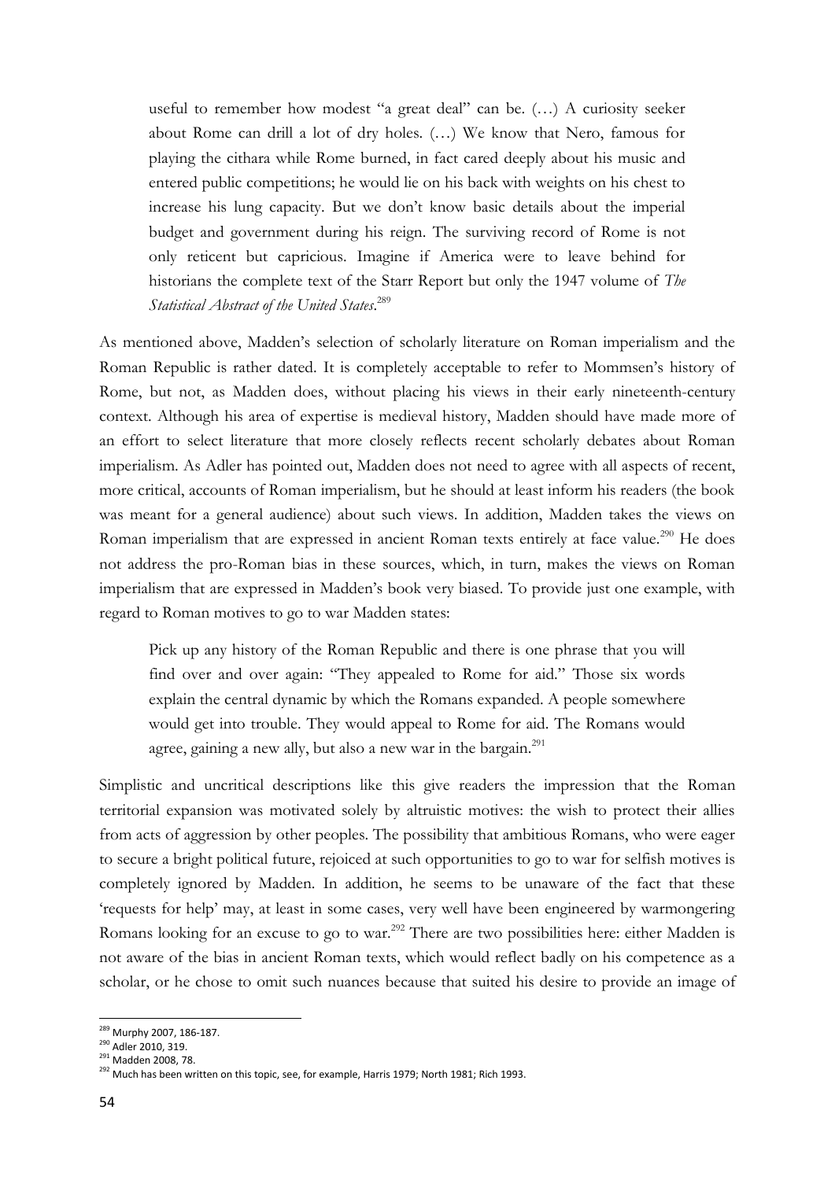> useful to remember how modest "a great deal" can be. (…) A curiosity seeker about Rome can drill a lot of dry holes. (…) We know that Nero, famous for playing the cithara while Rome burned, in fact cared deeply about his music and entered public competitions; he would lie on his back with weights on his chest to increase his lung capacity. But we don't know basic details about the imperial budget and government during his reign. The surviving record of Rome is not only reticent but capricious. Imagine if America were to leave behind for historians the complete text of the Starr Report but only the 1947 volume of *The Statistical Abstract of the United States*.[289]

As mentioned above, Madden's selection of scholarly literature on Roman imperialism and the Roman Republic is rather dated. It is completely acceptable to refer to Mommsen's history of Rome, but not, as Madden does, without placing his views in their early nineteenth-century context. Although his area of expertise is medieval history, Madden should have made more of an effort to select literature that more closely reflects recent scholarly debates about Roman imperialism. As Adler has pointed out, Madden does not need to agree with all aspects of recent, more critical, accounts of Roman imperialism, but he should at least inform his readers (the book was meant for a general audience) about such views. In addition, Madden takes the views on Roman imperialism that are expressed in ancient Roman texts entirely at face value.[290] He does not address the pro-Roman bias in these sources, which, in turn, makes the views on Roman imperialism that are expressed in Madden's book very biased. To provide just one example, with regard to Roman motives to go to war Madden states:

> Pick up any history of the Roman Republic and there is one phrase that you will find over and over again: "They appealed to Rome for aid." Those six words explain the central dynamic by which the Romans expanded. A people somewhere would get into trouble. They would appeal to Rome for aid. The Romans would agree, gaining a new ally, but also a new war in the bargain.[291]

Simplistic and uncritical descriptions like this give readers the impression that the Roman territorial expansion was motivated solely by altruistic motives: the wish to protect their allies from acts of aggression by other peoples. The possibility that ambitious Romans, who were eager to secure a bright political future, rejoiced at such opportunities to go to war for selfish motives is completely ignored by Madden. In addition, he seems to be unaware of the fact that these 'requests for help' may, at least in some cases, very well have been engineered by warmongering Romans looking for an excuse to go to war.[292] There are two possibilities here: either Madden is not aware of the bias in ancient Roman texts, which would reflect badly on his competence as a scholar, or he chose to omit such nuances because that suited his desire to provide an image of

---

[289] Murphy 2007, 186-187.
[290] Adler 2010, 319.
[291] Madden 2008, 78.
[292] Much has been written on this topic, see, for example, Harris 1979; North 1981; Rich 1993.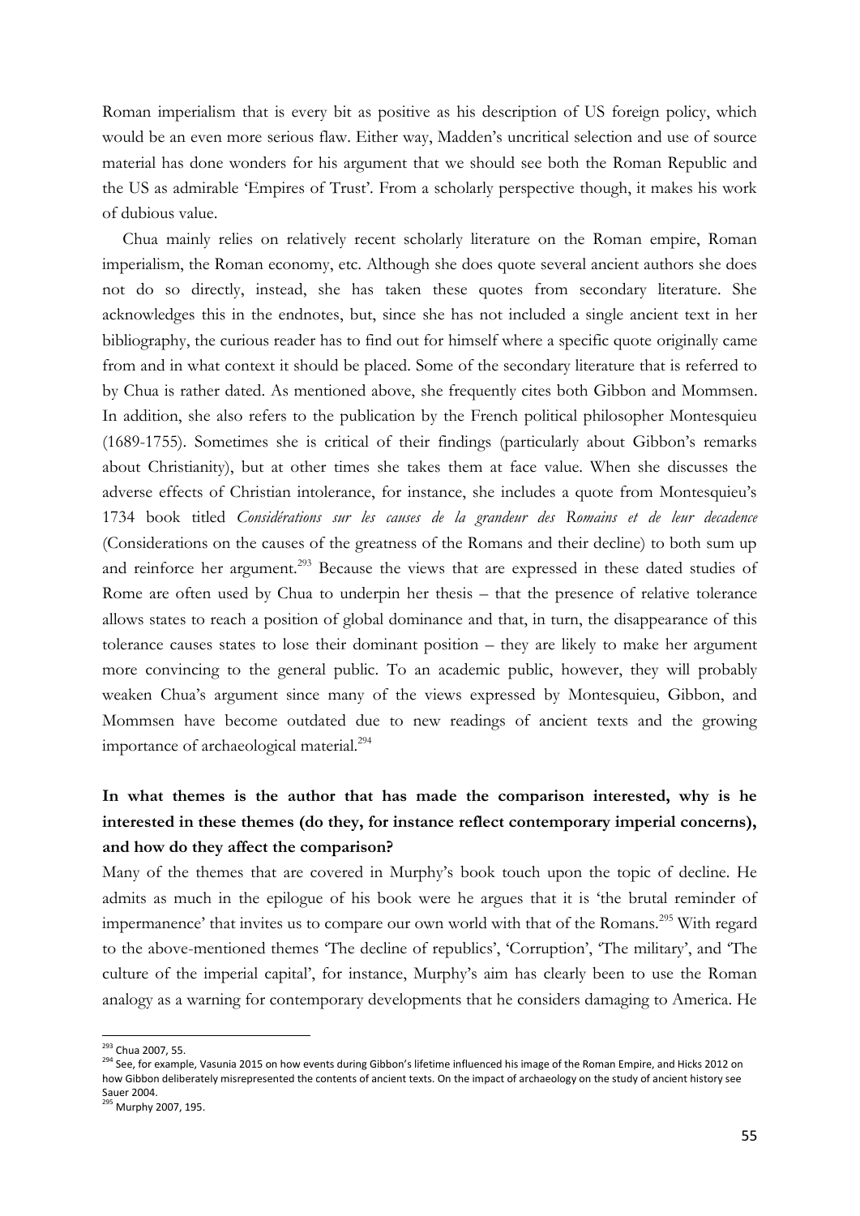Roman imperialism that is every bit as positive as his description of US foreign policy, which would be an even more serious flaw. Either way, Madden's uncritical selection and use of source material has done wonders for his argument that we should see both the Roman Republic and the US as admirable 'Empires of Trust'. From a scholarly perspective though, it makes his work of dubious value.

Chua mainly relies on relatively recent scholarly literature on the Roman empire, Roman imperialism, the Roman economy, etc. Although she does quote several ancient authors she does not do so directly, instead, she has taken these quotes from secondary literature. She acknowledges this in the endnotes, but, since she has not included a single ancient text in her bibliography, the curious reader has to find out for himself where a specific quote originally came from and in what context it should be placed. Some of the secondary literature that is referred to by Chua is rather dated. As mentioned above, she frequently cites both Gibbon and Mommsen. In addition, she also refers to the publication by the French political philosopher Montesquieu (1689-1755). Sometimes she is critical of their findings (particularly about Gibbon's remarks about Christianity), but at other times she takes them at face value. When she discusses the adverse effects of Christian intolerance, for instance, she includes a quote from Montesquieu's 1734 book titled *Considérations sur les causes de la grandeur des Romains et de leur decadence* (Considerations on the causes of the greatness of the Romans and their decline) to both sum up and reinforce her argument.[293] Because the views that are expressed in these dated studies of Rome are often used by Chua to underpin her thesis – that the presence of relative tolerance allows states to reach a position of global dominance and that, in turn, the disappearance of this tolerance causes states to lose their dominant position – they are likely to make her argument more convincing to the general public. To an academic public, however, they will probably weaken Chua's argument since many of the views expressed by Montesquieu, Gibbon, and Mommsen have become outdated due to new readings of ancient texts and the growing importance of archaeological material.[294]

**In what themes is the author that has made the comparison interested, why is he interested in these themes (do they, for instance reflect contemporary imperial concerns), and how do they affect the comparison?**

Many of the themes that are covered in Murphy's book touch upon the topic of decline. He admits as much in the epilogue of his book were he argues that it is 'the brutal reminder of impermanence' that invites us to compare our own world with that of the Romans.[295] With regard to the above-mentioned themes 'The decline of republics', 'Corruption', 'The military', and 'The culture of the imperial capital', for instance, Murphy's aim has clearly been to use the Roman analogy as a warning for contemporary developments that he considers damaging to America. He

---

[293] Chua 2007, 55.

[294] See, for example, Vasunia 2015 on how events during Gibbon's lifetime influenced his image of the Roman Empire, and Hicks 2012 on how Gibbon deliberately misrepresented the contents of ancient texts. On the impact of archaeology on the study of ancient history see Sauer 2004.

[295] Murphy 2007, 195.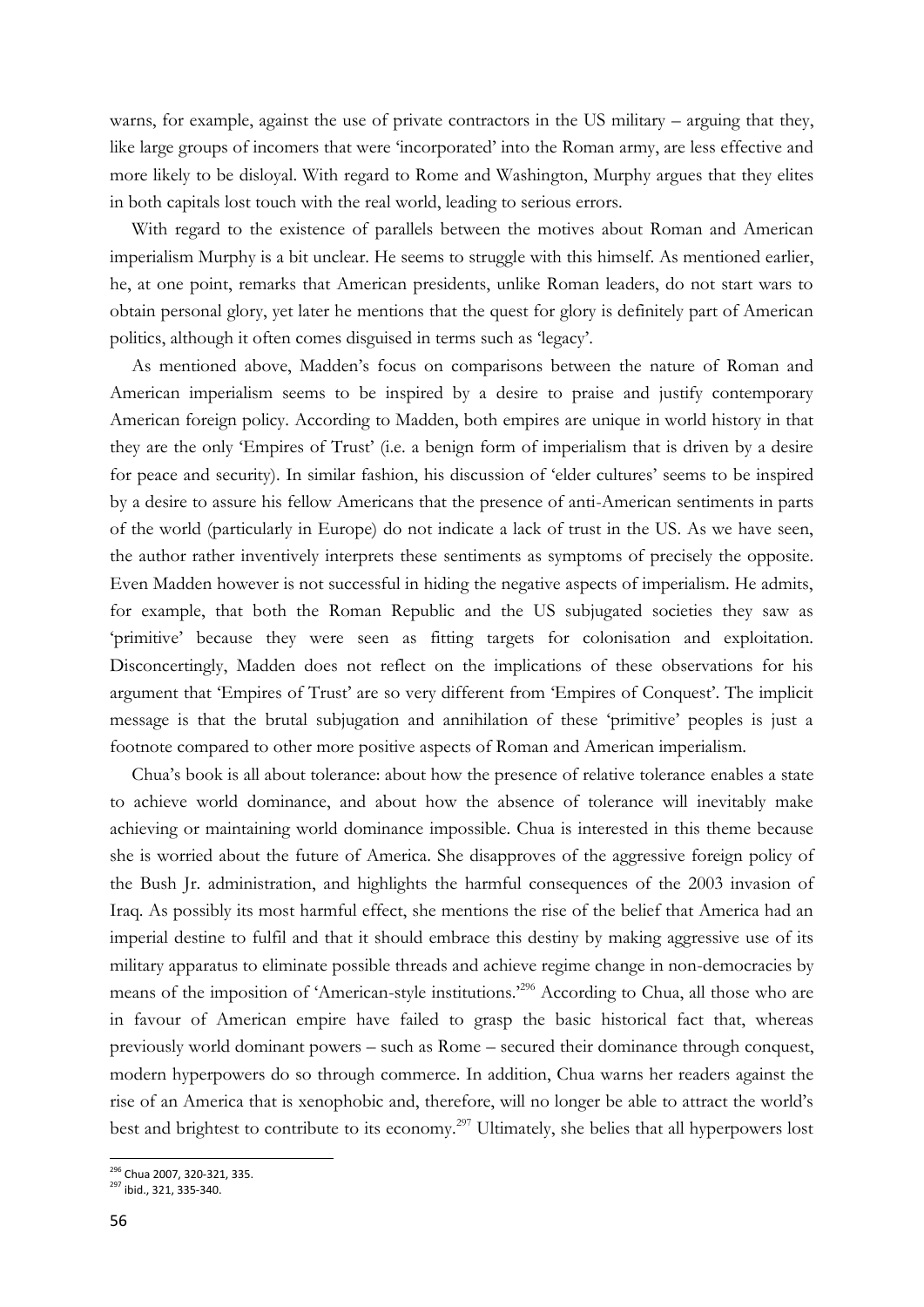warns, for example, against the use of private contractors in the US military – arguing that they, like large groups of incomers that were 'incorporated' into the Roman army, are less effective and more likely to be disloyal. With regard to Rome and Washington, Murphy argues that they elites in both capitals lost touch with the real world, leading to serious errors.

With regard to the existence of parallels between the motives about Roman and American imperialism Murphy is a bit unclear. He seems to struggle with this himself. As mentioned earlier, he, at one point, remarks that American presidents, unlike Roman leaders, do not start wars to obtain personal glory, yet later he mentions that the quest for glory is definitely part of American politics, although it often comes disguised in terms such as 'legacy'.

As mentioned above, Madden's focus on comparisons between the nature of Roman and American imperialism seems to be inspired by a desire to praise and justify contemporary American foreign policy. According to Madden, both empires are unique in world history in that they are the only 'Empires of Trust' (i.e. a benign form of imperialism that is driven by a desire for peace and security). In similar fashion, his discussion of 'elder cultures' seems to be inspired by a desire to assure his fellow Americans that the presence of anti-American sentiments in parts of the world (particularly in Europe) do not indicate a lack of trust in the US. As we have seen, the author rather inventively interprets these sentiments as symptoms of precisely the opposite. Even Madden however is not successful in hiding the negative aspects of imperialism. He admits, for example, that both the Roman Republic and the US subjugated societies they saw as 'primitive' because they were seen as fitting targets for colonisation and exploitation. Disconcertingly, Madden does not reflect on the implications of these observations for his argument that 'Empires of Trust' are so very different from 'Empires of Conquest'. The implicit message is that the brutal subjugation and annihilation of these 'primitive' peoples is just a footnote compared to other more positive aspects of Roman and American imperialism.

Chua's book is all about tolerance: about how the presence of relative tolerance enables a state to achieve world dominance, and about how the absence of tolerance will inevitably make achieving or maintaining world dominance impossible. Chua is interested in this theme because she is worried about the future of America. She disapproves of the aggressive foreign policy of the Bush Jr. administration, and highlights the harmful consequences of the 2003 invasion of Iraq. As possibly its most harmful effect, she mentions the rise of the belief that America had an imperial destine to fulfil and that it should embrace this destiny by making aggressive use of its military apparatus to eliminate possible threads and achieve regime change in non-democracies by means of the imposition of 'American-style institutions.'[296] According to Chua, all those who are in favour of American empire have failed to grasp the basic historical fact that, whereas previously world dominant powers – such as Rome – secured their dominance through conquest, modern hyperpowers do so through commerce. In addition, Chua warns her readers against the rise of an America that is xenophobic and, therefore, will no longer be able to attract the world's best and brightest to contribute to its economy.[297] Ultimately, she belies that all hyperpowers lost

---

[296] Chua 2007, 320-321, 335.

[297] ibid., 321, 335-340.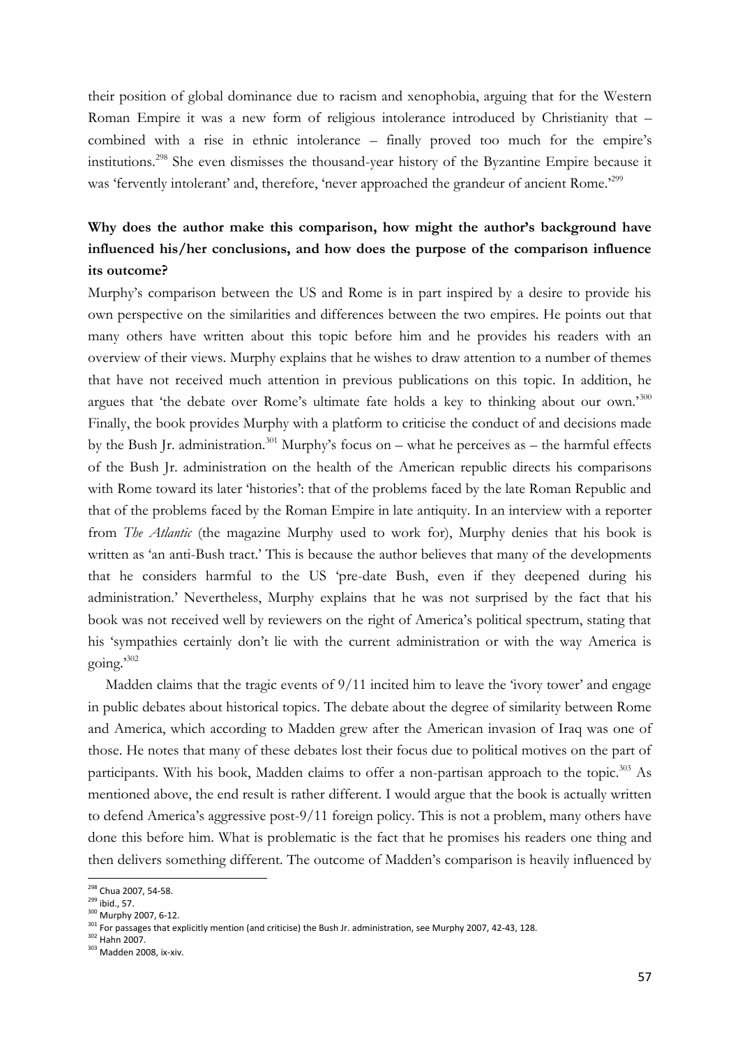their position of global dominance due to racism and xenophobia, arguing that for the Western Roman Empire it was a new form of religious intolerance introduced by Christianity that – combined with a rise in ethnic intolerance – finally proved too much for the empire's institutions.[298] She even dismisses the thousand-year history of the Byzantine Empire because it was 'fervently intolerant' and, therefore, 'never approached the grandeur of ancient Rome.'[299]

### Why does the author make this comparison, how might the author's background have influenced his/her conclusions, and how does the purpose of the comparison influence its outcome?

Murphy's comparison between the US and Rome is in part inspired by a desire to provide his own perspective on the similarities and differences between the two empires. He points out that many others have written about this topic before him and he provides his readers with an overview of their views. Murphy explains that he wishes to draw attention to a number of themes that have not received much attention in previous publications on this topic. In addition, he argues that 'the debate over Rome's ultimate fate holds a key to thinking about our own.'[300] Finally, the book provides Murphy with a platform to criticise the conduct of and decisions made by the Bush Jr. administration.[301] Murphy's focus on – what he perceives as – the harmful effects of the Bush Jr. administration on the health of the American republic directs his comparisons with Rome toward its later 'histories': that of the problems faced by the late Roman Republic and that of the problems faced by the Roman Empire in late antiquity. In an interview with a reporter from *The Atlantic* (the magazine Murphy used to work for), Murphy denies that his book is written as 'an anti-Bush tract.' This is because the author believes that many of the developments that he considers harmful to the US 'pre-date Bush, even if they deepened during his administration.' Nevertheless, Murphy explains that he was not surprised by the fact that his book was not received well by reviewers on the right of America's political spectrum, stating that his 'sympathies certainly don't lie with the current administration or with the way America is going.'[302]

Madden claims that the tragic events of 9/11 incited him to leave the 'ivory tower' and engage in public debates about historical topics. The debate about the degree of similarity between Rome and America, which according to Madden grew after the American invasion of Iraq was one of those. He notes that many of these debates lost their focus due to political motives on the part of participants. With his book, Madden claims to offer a non-partisan approach to the topic.[303] As mentioned above, the end result is rather different. I would argue that the book is actually written to defend America's aggressive post-9/11 foreign policy. This is not a problem, many others have done this before him. What is problematic is the fact that he promises his readers one thing and then delivers something different. The outcome of Madden's comparison is heavily influenced by

---

[298] Chua 2007, 54-58.
[299] ibid., 57.
[300] Murphy 2007, 6-12.
[301] For passages that explicitly mention (and criticise) the Bush Jr. administration, see Murphy 2007, 42-43, 128.
[302] Hahn 2007.
[303] Madden 2008, ix-xiv.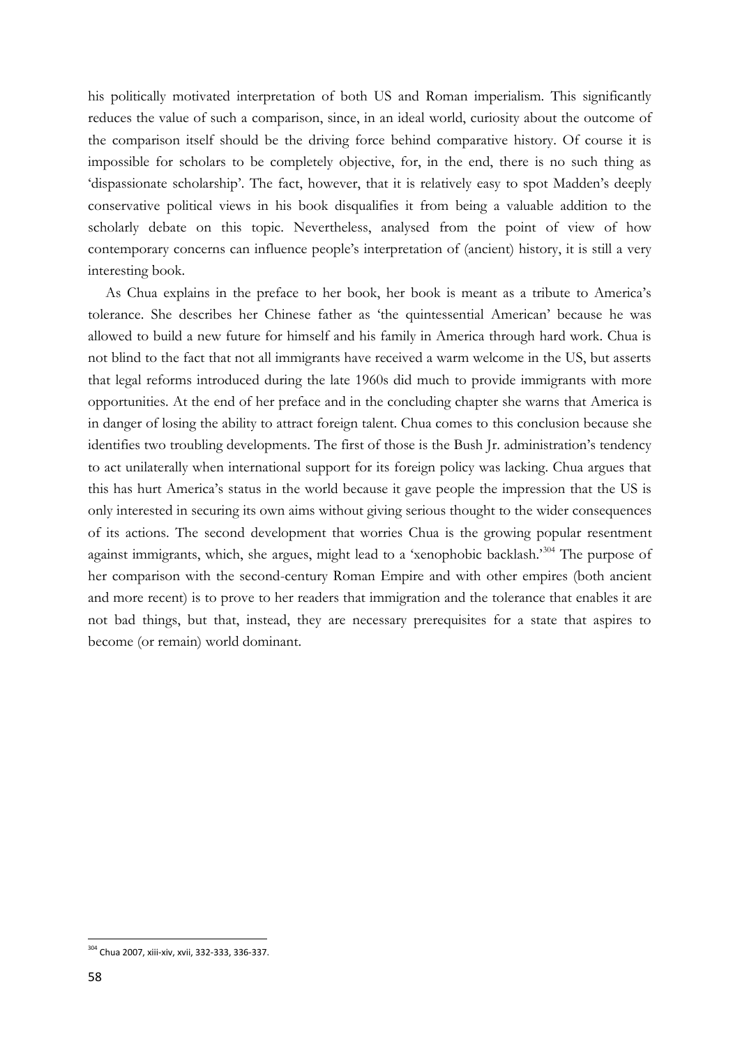his politically motivated interpretation of both US and Roman imperialism. This significantly reduces the value of such a comparison, since, in an ideal world, curiosity about the outcome of the comparison itself should be the driving force behind comparative history. Of course it is impossible for scholars to be completely objective, for, in the end, there is no such thing as 'dispassionate scholarship'. The fact, however, that it is relatively easy to spot Madden's deeply conservative political views in his book disqualifies it from being a valuable addition to the scholarly debate on this topic. Nevertheless, analysed from the point of view of how contemporary concerns can influence people's interpretation of (ancient) history, it is still a very interesting book.

As Chua explains in the preface to her book, her book is meant as a tribute to America's tolerance. She describes her Chinese father as 'the quintessential American' because he was allowed to build a new future for himself and his family in America through hard work. Chua is not blind to the fact that not all immigrants have received a warm welcome in the US, but asserts that legal reforms introduced during the late 1960s did much to provide immigrants with more opportunities. At the end of her preface and in the concluding chapter she warns that America is in danger of losing the ability to attract foreign talent. Chua comes to this conclusion because she identifies two troubling developments. The first of those is the Bush Jr. administration's tendency to act unilaterally when international support for its foreign policy was lacking. Chua argues that this has hurt America's status in the world because it gave people the impression that the US is only interested in securing its own aims without giving serious thought to the wider consequences of its actions. The second development that worries Chua is the growing popular resentment against immigrants, which, she argues, might lead to a 'xenophobic backlash.'[304] The purpose of her comparison with the second-century Roman Empire and with other empires (both ancient and more recent) is to prove to her readers that immigration and the tolerance that enables it are not bad things, but that, instead, they are necessary prerequisites for a state that aspires to become (or remain) world dominant.

---

[304] Chua 2007, xiii-xiv, xvii, 332-333, 336-337.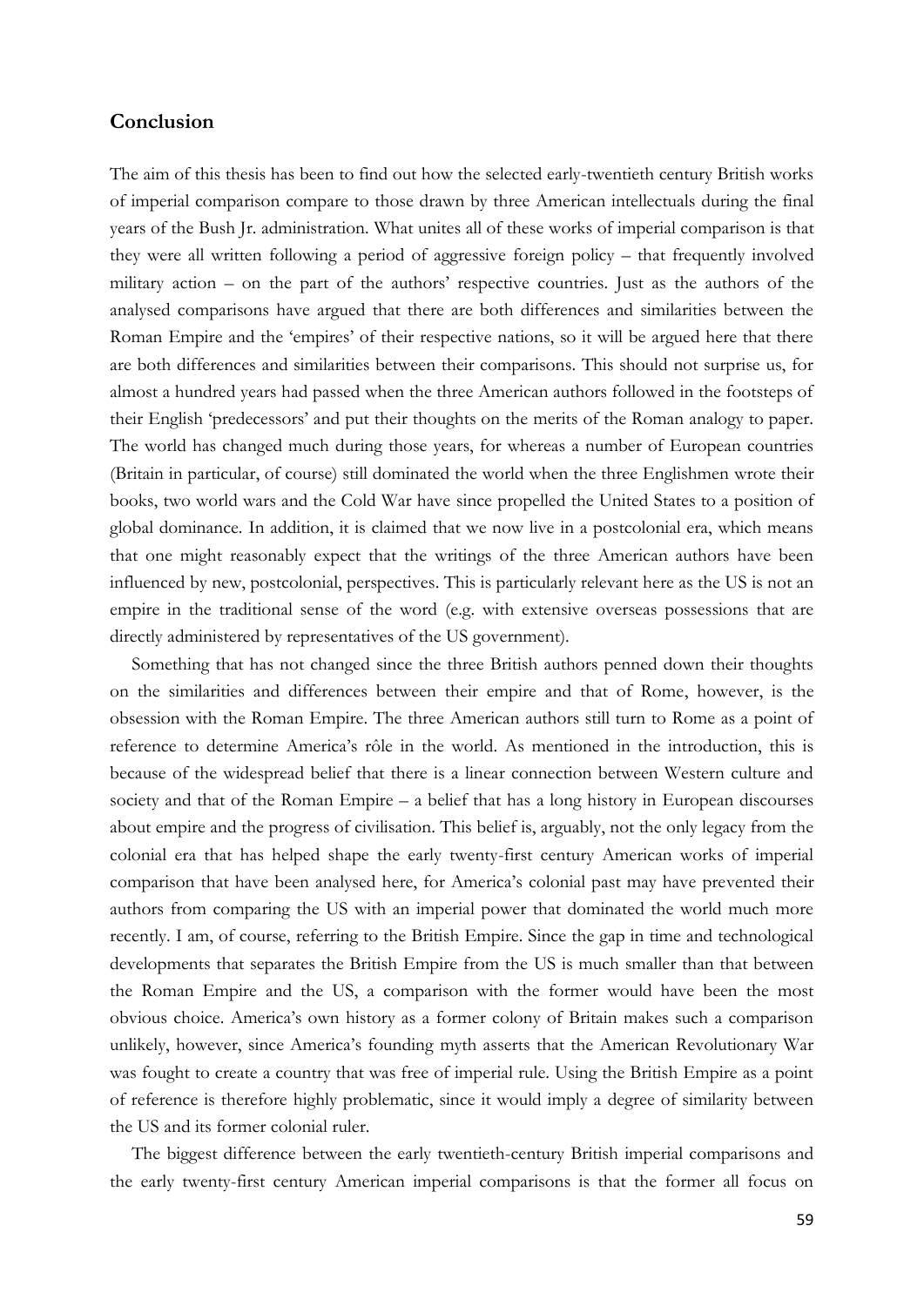## Conclusion

The aim of this thesis has been to find out how the selected early-twentieth century British works of imperial comparison compare to those drawn by three American intellectuals during the final years of the Bush Jr. administration. What unites all of these works of imperial comparison is that they were all written following a period of aggressive foreign policy – that frequently involved military action – on the part of the authors' respective countries. Just as the authors of the analysed comparisons have argued that there are both differences and similarities between the Roman Empire and the 'empires' of their respective nations, so it will be argued here that there are both differences and similarities between their comparisons. This should not surprise us, for almost a hundred years had passed when the three American authors followed in the footsteps of their English 'predecessors' and put their thoughts on the merits of the Roman analogy to paper. The world has changed much during those years, for whereas a number of European countries (Britain in particular, of course) still dominated the world when the three Englishmen wrote their books, two world wars and the Cold War have since propelled the United States to a position of global dominance. In addition, it is claimed that we now live in a postcolonial era, which means that one might reasonably expect that the writings of the three American authors have been influenced by new, postcolonial, perspectives. This is particularly relevant here as the US is not an empire in the traditional sense of the word (e.g. with extensive overseas possessions that are directly administered by representatives of the US government).

Something that has not changed since the three British authors penned down their thoughts on the similarities and differences between their empire and that of Rome, however, is the obsession with the Roman Empire. The three American authors still turn to Rome as a point of reference to determine America's rôle in the world. As mentioned in the introduction, this is because of the widespread belief that there is a linear connection between Western culture and society and that of the Roman Empire – a belief that has a long history in European discourses about empire and the progress of civilisation. This belief is, arguably, not the only legacy from the colonial era that has helped shape the early twenty-first century American works of imperial comparison that have been analysed here, for America's colonial past may have prevented their authors from comparing the US with an imperial power that dominated the world much more recently. I am, of course, referring to the British Empire. Since the gap in time and technological developments that separates the British Empire from the US is much smaller than that between the Roman Empire and the US, a comparison with the former would have been the most obvious choice. America's own history as a former colony of Britain makes such a comparison unlikely, however, since America's founding myth asserts that the American Revolutionary War was fought to create a country that was free of imperial rule. Using the British Empire as a point of reference is therefore highly problematic, since it would imply a degree of similarity between the US and its former colonial ruler.

The biggest difference between the early twentieth-century British imperial comparisons and the early twenty-first century American imperial comparisons is that the former all focus on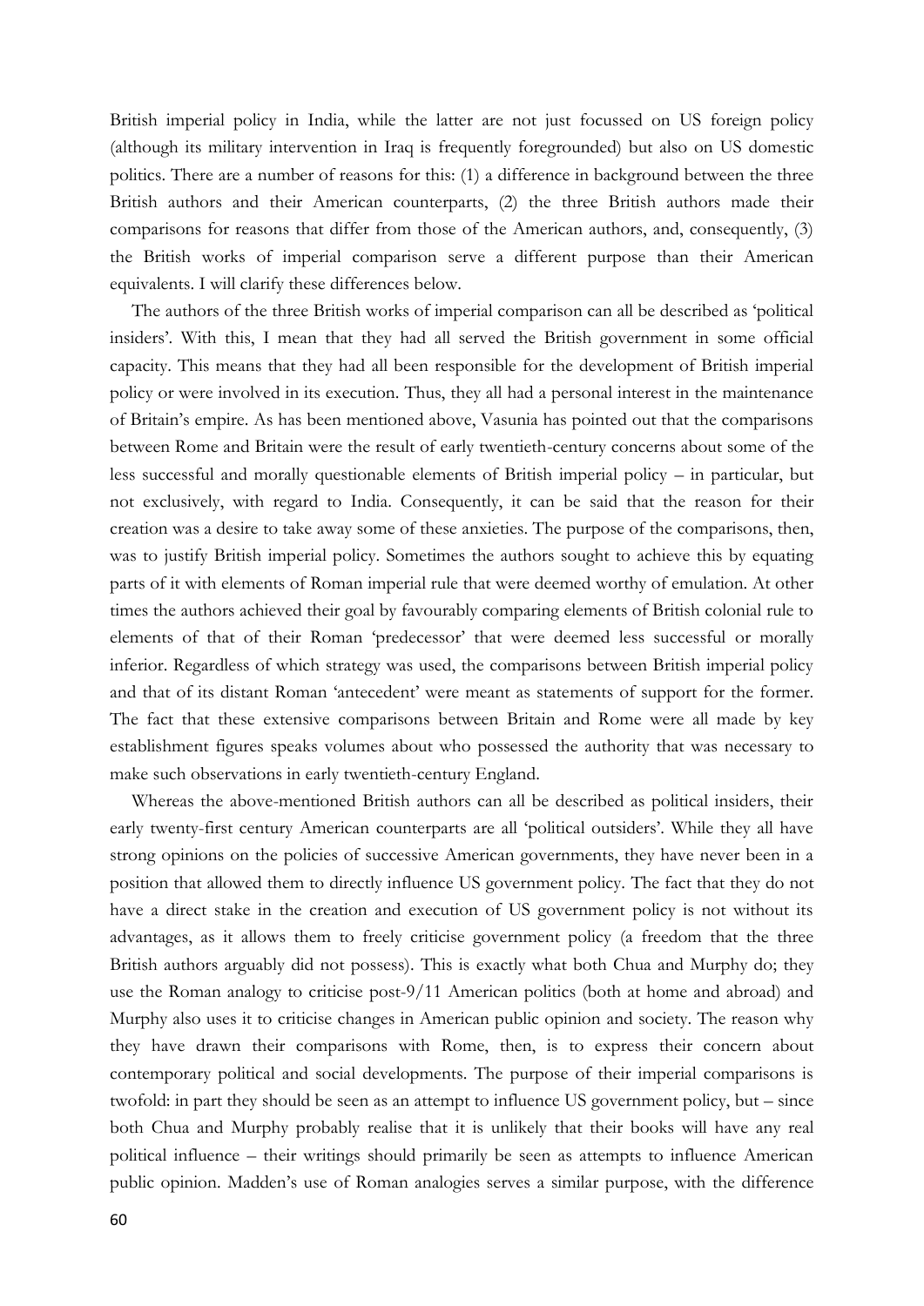British imperial policy in India, while the latter are not just focussed on US foreign policy (although its military intervention in Iraq is frequently foregrounded) but also on US domestic politics. There are a number of reasons for this: (1) a difference in background between the three British authors and their American counterparts, (2) the three British authors made their comparisons for reasons that differ from those of the American authors, and, consequently, (3) the British works of imperial comparison serve a different purpose than their American equivalents. I will clarify these differences below.

The authors of the three British works of imperial comparison can all be described as 'political insiders'. With this, I mean that they had all served the British government in some official capacity. This means that they had all been responsible for the development of British imperial policy or were involved in its execution. Thus, they all had a personal interest in the maintenance of Britain's empire. As has been mentioned above, Vasunia has pointed out that the comparisons between Rome and Britain were the result of early twentieth-century concerns about some of the less successful and morally questionable elements of British imperial policy – in particular, but not exclusively, with regard to India. Consequently, it can be said that the reason for their creation was a desire to take away some of these anxieties. The purpose of the comparisons, then, was to justify British imperial policy. Sometimes the authors sought to achieve this by equating parts of it with elements of Roman imperial rule that were deemed worthy of emulation. At other times the authors achieved their goal by favourably comparing elements of British colonial rule to elements of that of their Roman 'predecessor' that were deemed less successful or morally inferior. Regardless of which strategy was used, the comparisons between British imperial policy and that of its distant Roman 'antecedent' were meant as statements of support for the former. The fact that these extensive comparisons between Britain and Rome were all made by key establishment figures speaks volumes about who possessed the authority that was necessary to make such observations in early twentieth-century England.

Whereas the above-mentioned British authors can all be described as political insiders, their early twenty-first century American counterparts are all 'political outsiders'. While they all have strong opinions on the policies of successive American governments, they have never been in a position that allowed them to directly influence US government policy. The fact that they do not have a direct stake in the creation and execution of US government policy is not without its advantages, as it allows them to freely criticise government policy (a freedom that the three British authors arguably did not possess). This is exactly what both Chua and Murphy do; they use the Roman analogy to criticise post-9/11 American politics (both at home and abroad) and Murphy also uses it to criticise changes in American public opinion and society. The reason why they have drawn their comparisons with Rome, then, is to express their concern about contemporary political and social developments. The purpose of their imperial comparisons is twofold: in part they should be seen as an attempt to influence US government policy, but – since both Chua and Murphy probably realise that it is unlikely that their books will have any real political influence – their writings should primarily be seen as attempts to influence American public opinion. Madden's use of Roman analogies serves a similar purpose, with the difference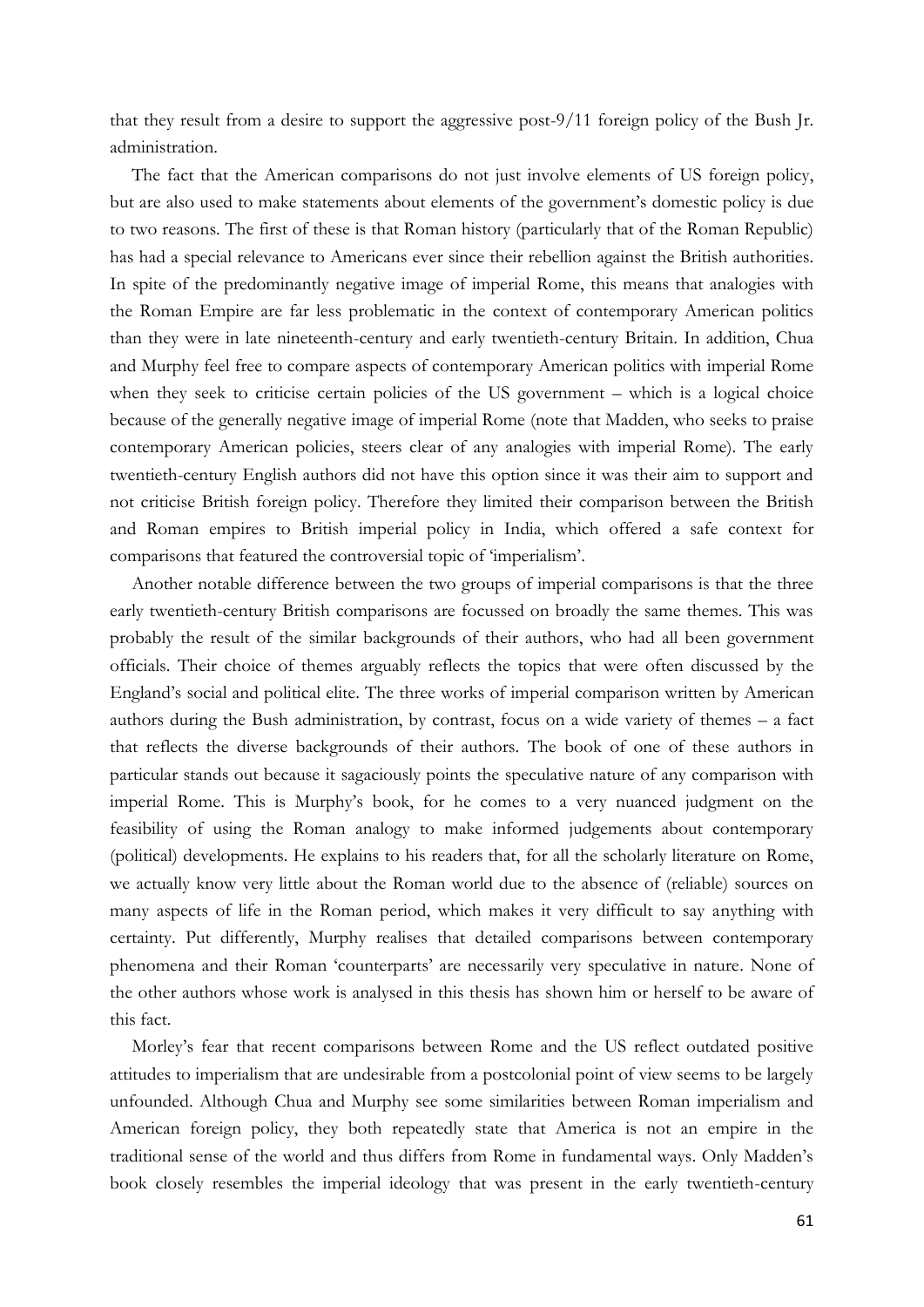that they result from a desire to support the aggressive post-9/11 foreign policy of the Bush Jr. administration.

The fact that the American comparisons do not just involve elements of US foreign policy, but are also used to make statements about elements of the government's domestic policy is due to two reasons. The first of these is that Roman history (particularly that of the Roman Republic) has had a special relevance to Americans ever since their rebellion against the British authorities. In spite of the predominantly negative image of imperial Rome, this means that analogies with the Roman Empire are far less problematic in the context of contemporary American politics than they were in late nineteenth-century and early twentieth-century Britain. In addition, Chua and Murphy feel free to compare aspects of contemporary American politics with imperial Rome when they seek to criticise certain policies of the US government – which is a logical choice because of the generally negative image of imperial Rome (note that Madden, who seeks to praise contemporary American policies, steers clear of any analogies with imperial Rome). The early twentieth-century English authors did not have this option since it was their aim to support and not criticise British foreign policy. Therefore they limited their comparison between the British and Roman empires to British imperial policy in India, which offered a safe context for comparisons that featured the controversial topic of 'imperialism'.

Another notable difference between the two groups of imperial comparisons is that the three early twentieth-century British comparisons are focussed on broadly the same themes. This was probably the result of the similar backgrounds of their authors, who had all been government officials. Their choice of themes arguably reflects the topics that were often discussed by the England's social and political elite. The three works of imperial comparison written by American authors during the Bush administration, by contrast, focus on a wide variety of themes – a fact that reflects the diverse backgrounds of their authors. The book of one of these authors in particular stands out because it sagaciously points the speculative nature of any comparison with imperial Rome. This is Murphy's book, for he comes to a very nuanced judgment on the feasibility of using the Roman analogy to make informed judgements about contemporary (political) developments. He explains to his readers that, for all the scholarly literature on Rome, we actually know very little about the Roman world due to the absence of (reliable) sources on many aspects of life in the Roman period, which makes it very difficult to say anything with certainty. Put differently, Murphy realises that detailed comparisons between contemporary phenomena and their Roman 'counterparts' are necessarily very speculative in nature. None of the other authors whose work is analysed in this thesis has shown him or herself to be aware of this fact.

Morley's fear that recent comparisons between Rome and the US reflect outdated positive attitudes to imperialism that are undesirable from a postcolonial point of view seems to be largely unfounded. Although Chua and Murphy see some similarities between Roman imperialism and American foreign policy, they both repeatedly state that America is not an empire in the traditional sense of the world and thus differs from Rome in fundamental ways. Only Madden's book closely resembles the imperial ideology that was present in the early twentieth-century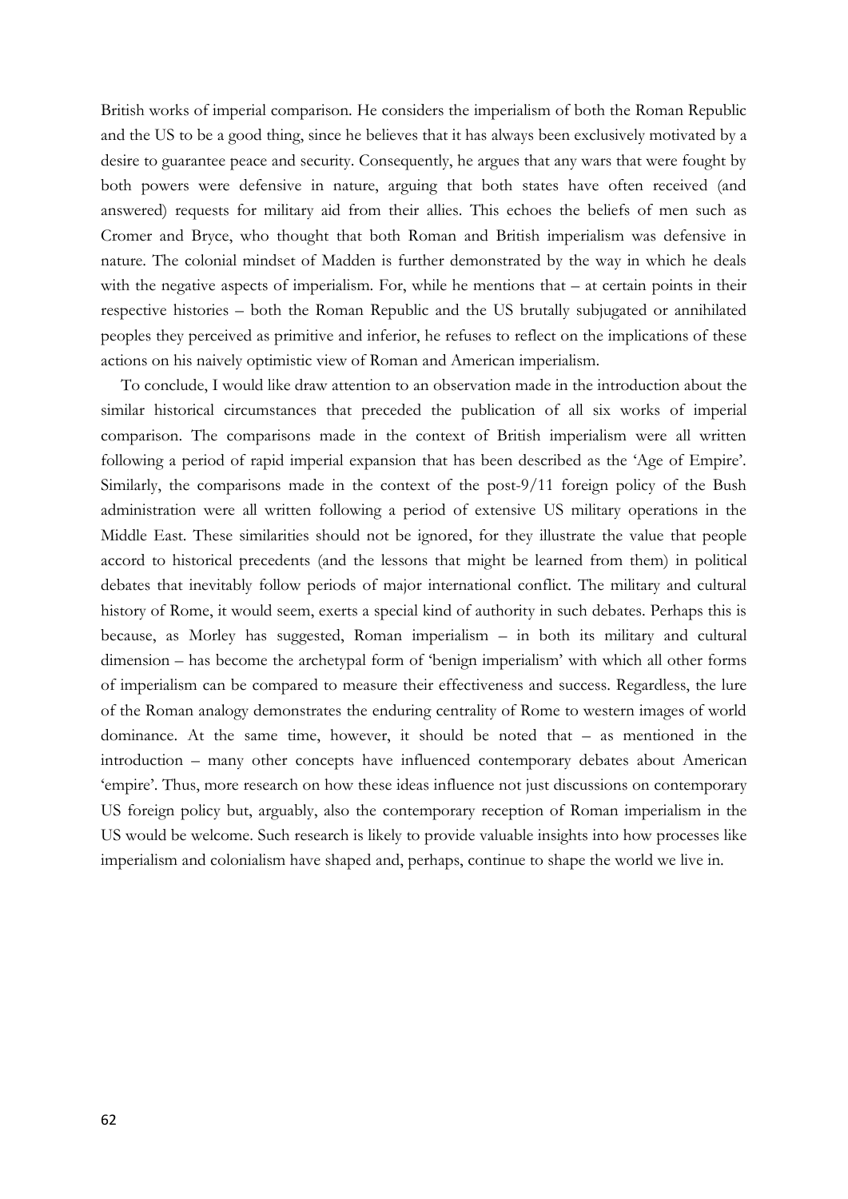British works of imperial comparison. He considers the imperialism of both the Roman Republic and the US to be a good thing, since he believes that it has always been exclusively motivated by a desire to guarantee peace and security. Consequently, he argues that any wars that were fought by both powers were defensive in nature, arguing that both states have often received (and answered) requests for military aid from their allies. This echoes the beliefs of men such as Cromer and Bryce, who thought that both Roman and British imperialism was defensive in nature. The colonial mindset of Madden is further demonstrated by the way in which he deals with the negative aspects of imperialism. For, while he mentions that – at certain points in their respective histories – both the Roman Republic and the US brutally subjugated or annihilated peoples they perceived as primitive and inferior, he refuses to reflect on the implications of these actions on his naively optimistic view of Roman and American imperialism.

To conclude, I would like draw attention to an observation made in the introduction about the similar historical circumstances that preceded the publication of all six works of imperial comparison. The comparisons made in the context of British imperialism were all written following a period of rapid imperial expansion that has been described as the 'Age of Empire'. Similarly, the comparisons made in the context of the post-9/11 foreign policy of the Bush administration were all written following a period of extensive US military operations in the Middle East. These similarities should not be ignored, for they illustrate the value that people accord to historical precedents (and the lessons that might be learned from them) in political debates that inevitably follow periods of major international conflict. The military and cultural history of Rome, it would seem, exerts a special kind of authority in such debates. Perhaps this is because, as Morley has suggested, Roman imperialism – in both its military and cultural dimension – has become the archetypal form of 'benign imperialism' with which all other forms of imperialism can be compared to measure their effectiveness and success. Regardless, the lure of the Roman analogy demonstrates the enduring centrality of Rome to western images of world dominance. At the same time, however, it should be noted that – as mentioned in the introduction – many other concepts have influenced contemporary debates about American 'empire'. Thus, more research on how these ideas influence not just discussions on contemporary US foreign policy but, arguably, also the contemporary reception of Roman imperialism in the US would be welcome. Such research is likely to provide valuable insights into how processes like imperialism and colonialism have shaped and, perhaps, continue to shape the world we live in.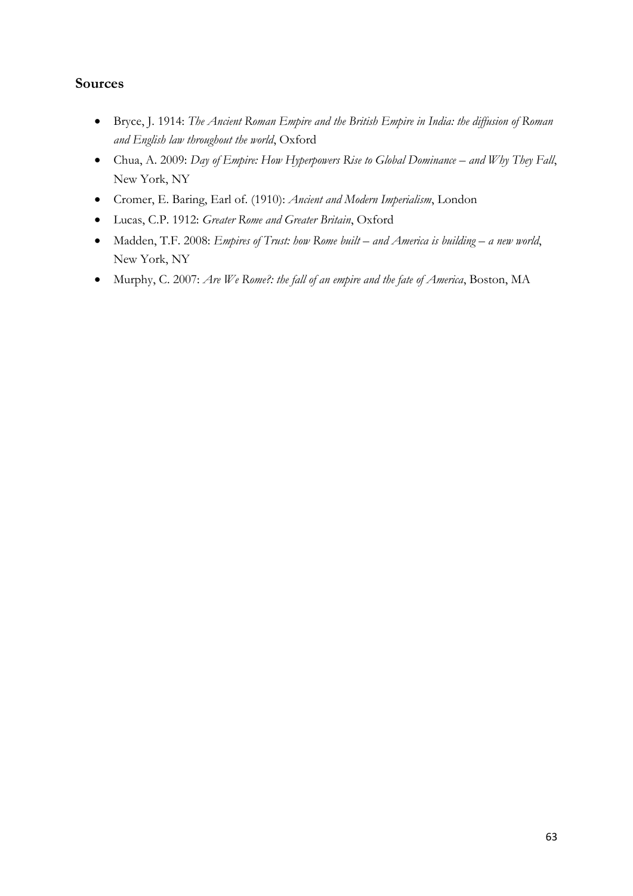## Sources

- Bryce, J. 1914: *The Ancient Roman Empire and the British Empire in India: the diffusion of Roman and English law throughout the world*, Oxford
- Chua, A. 2009: *Day of Empire: How Hyperpowers Rise to Global Dominance – and Why They Fall*, New York, NY
- Cromer, E. Baring, Earl of. (1910): *Ancient and Modern Imperialism*, London
- Lucas, C.P. 1912: *Greater Rome and Greater Britain*, Oxford
- Madden, T.F. 2008: *Empires of Trust: how Rome built – and America is building – a new world*, New York, NY
- Murphy, C. 2007: *Are We Rome?: the fall of an empire and the fate of America*, Boston, MA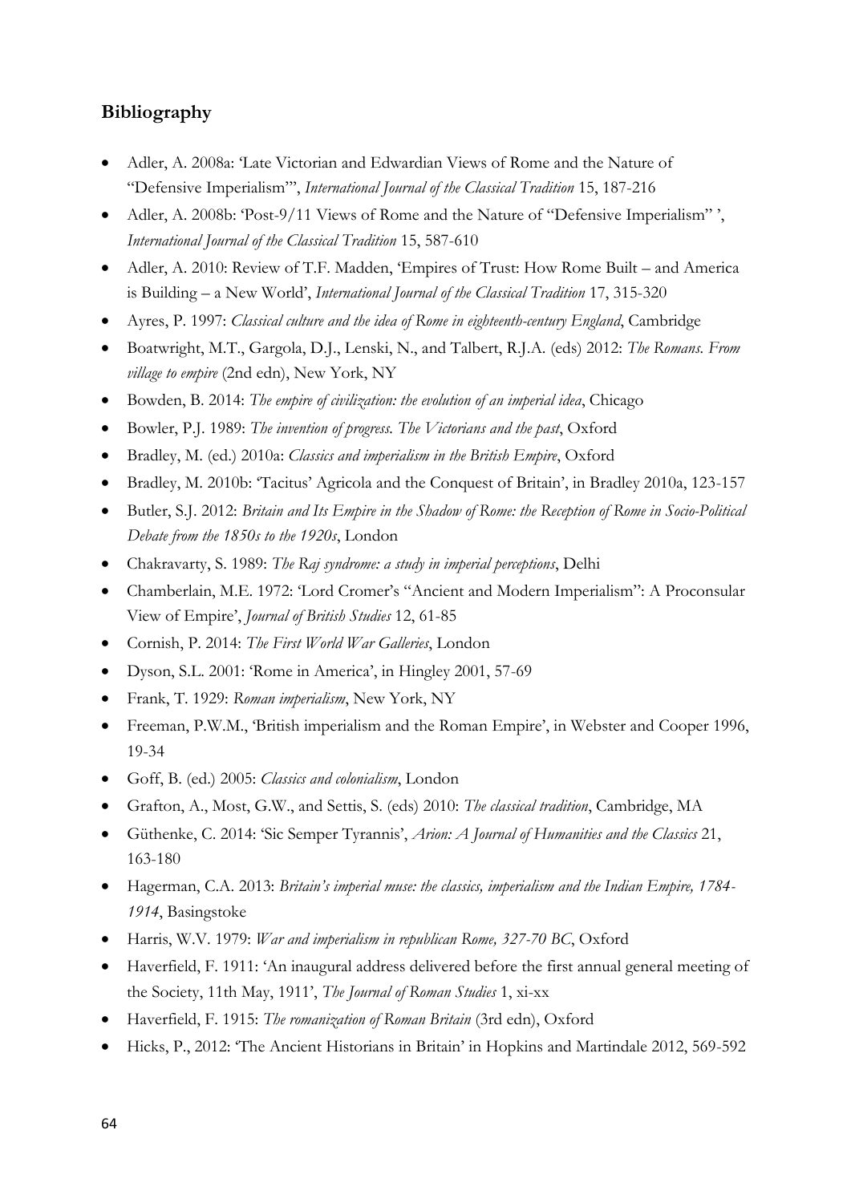## Bibliography

- Adler, A. 2008a: 'Late Victorian and Edwardian Views of Rome and the Nature of "Defensive Imperialism"', *International Journal of the Classical Tradition* 15, 187-216
- Adler, A. 2008b: 'Post-9/11 Views of Rome and the Nature of "Defensive Imperialism" ', *International Journal of the Classical Tradition* 15, 587-610
- Adler, A. 2010: Review of T.F. Madden, 'Empires of Trust: How Rome Built – and America is Building – a New World', *International Journal of the Classical Tradition* 17, 315-320
- Ayres, P. 1997: *Classical culture and the idea of Rome in eighteenth-century England*, Cambridge
- Boatwright, M.T., Gargola, D.J., Lenski, N., and Talbert, R.J.A. (eds) 2012: *The Romans. From village to empire* (2nd edn), New York, NY
- Bowden, B. 2014: *The empire of civilization: the evolution of an imperial idea*, Chicago
- Bowler, P.J. 1989: *The invention of progress. The Victorians and the past*, Oxford
- Bradley, M. (ed.) 2010a: *Classics and imperialism in the British Empire*, Oxford
- Bradley, M. 2010b: 'Tacitus' Agricola and the Conquest of Britain', in Bradley 2010a, 123-157
- Butler, S.J. 2012: *Britain and Its Empire in the Shadow of Rome: the Reception of Rome in Socio-Political Debate from the 1850s to the 1920s*, London
- Chakravarty, S. 1989: *The Raj syndrome: a study in imperial perceptions*, Delhi
- Chamberlain, M.E. 1972: 'Lord Cromer's "Ancient and Modern Imperialism": A Proconsular View of Empire', *Journal of British Studies* 12, 61-85
- Cornish, P. 2014: *The First World War Galleries*, London
- Dyson, S.L. 2001: 'Rome in America', in Hingley 2001, 57-69
- Frank, T. 1929: *Roman imperialism*, New York, NY
- Freeman, P.W.M., 'British imperialism and the Roman Empire', in Webster and Cooper 1996, 19-34
- Goff, B. (ed.) 2005: *Classics and colonialism*, London
- Grafton, A., Most, G.W., and Settis, S. (eds) 2010: *The classical tradition*, Cambridge, MA
- Güthenke, C. 2014: 'Sic Semper Tyrannis', *Arion: A Journal of Humanities and the Classics* 21, 163-180
- Hagerman, C.A. 2013: *Britain's imperial muse: the classics, imperialism and the Indian Empire, 1784-1914*, Basingstoke
- Harris, W.V. 1979: *War and imperialism in republican Rome, 327-70 BC*, Oxford
- Haverfield, F. 1911: 'An inaugural address delivered before the first annual general meeting of the Society, 11th May, 1911', *The Journal of Roman Studies* 1, xi-xx
- Haverfield, F. 1915: *The romanization of Roman Britain* (3rd edn), Oxford
- Hicks, P., 2012: 'The Ancient Historians in Britain' in Hopkins and Martindale 2012, 569-592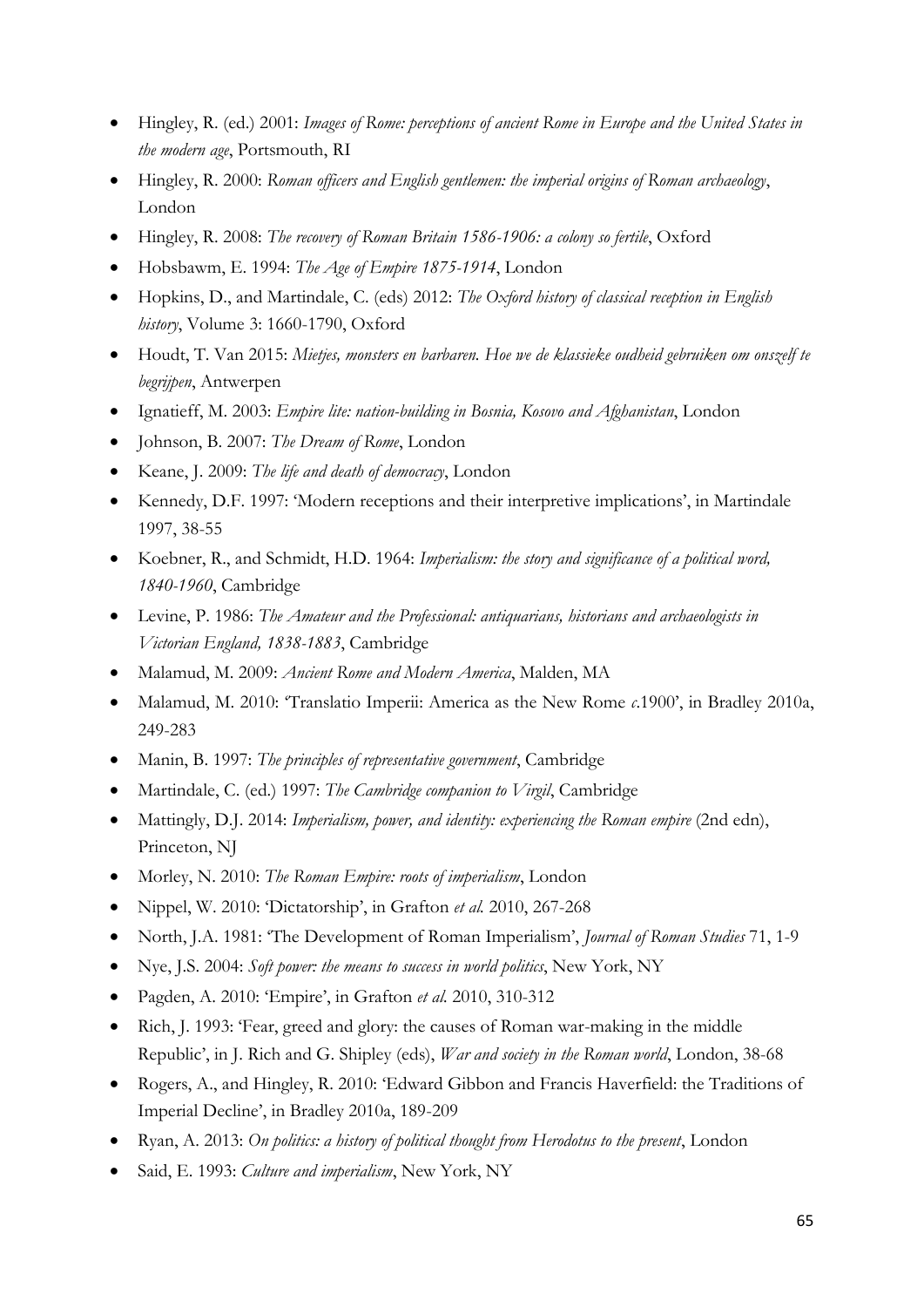- Hingley, R. (ed.) 2001: *Images of Rome: perceptions of ancient Rome in Europe and the United States in the modern age*, Portsmouth, RI
- Hingley, R. 2000: *Roman officers and English gentlemen: the imperial origins of Roman archaeology*, London
- Hingley, R. 2008: *The recovery of Roman Britain 1586-1906: a colony so fertile*, Oxford
- Hobsbawm, E. 1994: *The Age of Empire 1875-1914*, London
- Hopkins, D., and Martindale, C. (eds) 2012: *The Oxford history of classical reception in English history*, Volume 3: 1660-1790, Oxford
- Houdt, T. Van 2015: *Mietjes, monsters en barbaren. Hoe we de klassieke oudheid gebruiken om onszelf te begrijpen*, Antwerpen
- Ignatieff, M. 2003: *Empire lite: nation-building in Bosnia, Kosovo and Afghanistan*, London
- Johnson, B. 2007: *The Dream of Rome*, London
- Keane, J. 2009: *The life and death of democracy*, London
- Kennedy, D.F. 1997: 'Modern receptions and their interpretive implications', in Martindale 1997, 38-55
- Koebner, R., and Schmidt, H.D. 1964: *Imperialism: the story and significance of a political word, 1840-1960*, Cambridge
- Levine, P. 1986: *The Amateur and the Professional: antiquarians, historians and archaeologists in Victorian England, 1838-1883*, Cambridge
- Malamud, M. 2009: *Ancient Rome and Modern America*, Malden, MA
- Malamud, M. 2010: 'Translatio Imperii: America as the New Rome *c.*1900', in Bradley 2010a, 249-283
- Manin, B. 1997: *The principles of representative government*, Cambridge
- Martindale, C. (ed.) 1997: *The Cambridge companion to Virgil*, Cambridge
- Mattingly, D.J. 2014: *Imperialism, power, and identity: experiencing the Roman empire* (2nd edn), Princeton, NJ
- Morley, N. 2010: *The Roman Empire: roots of imperialism*, London
- Nippel, W. 2010: 'Dictatorship', in Grafton *et al.* 2010, 267-268
- North, J.A. 1981: 'The Development of Roman Imperialism', *Journal of Roman Studies* 71, 1-9
- Nye, J.S. 2004: *Soft power: the means to success in world politics*, New York, NY
- Pagden, A. 2010: 'Empire', in Grafton *et al.* 2010, 310-312
- Rich, J. 1993: 'Fear, greed and glory: the causes of Roman war-making in the middle Republic', in J. Rich and G. Shipley (eds), *War and society in the Roman world*, London, 38-68
- Rogers, A., and Hingley, R. 2010: 'Edward Gibbon and Francis Haverfield: the Traditions of Imperial Decline', in Bradley 2010a, 189-209
- Ryan, A. 2013: *On politics: a history of political thought from Herodotus to the present*, London
- Said, E. 1993: *Culture and imperialism*, New York, NY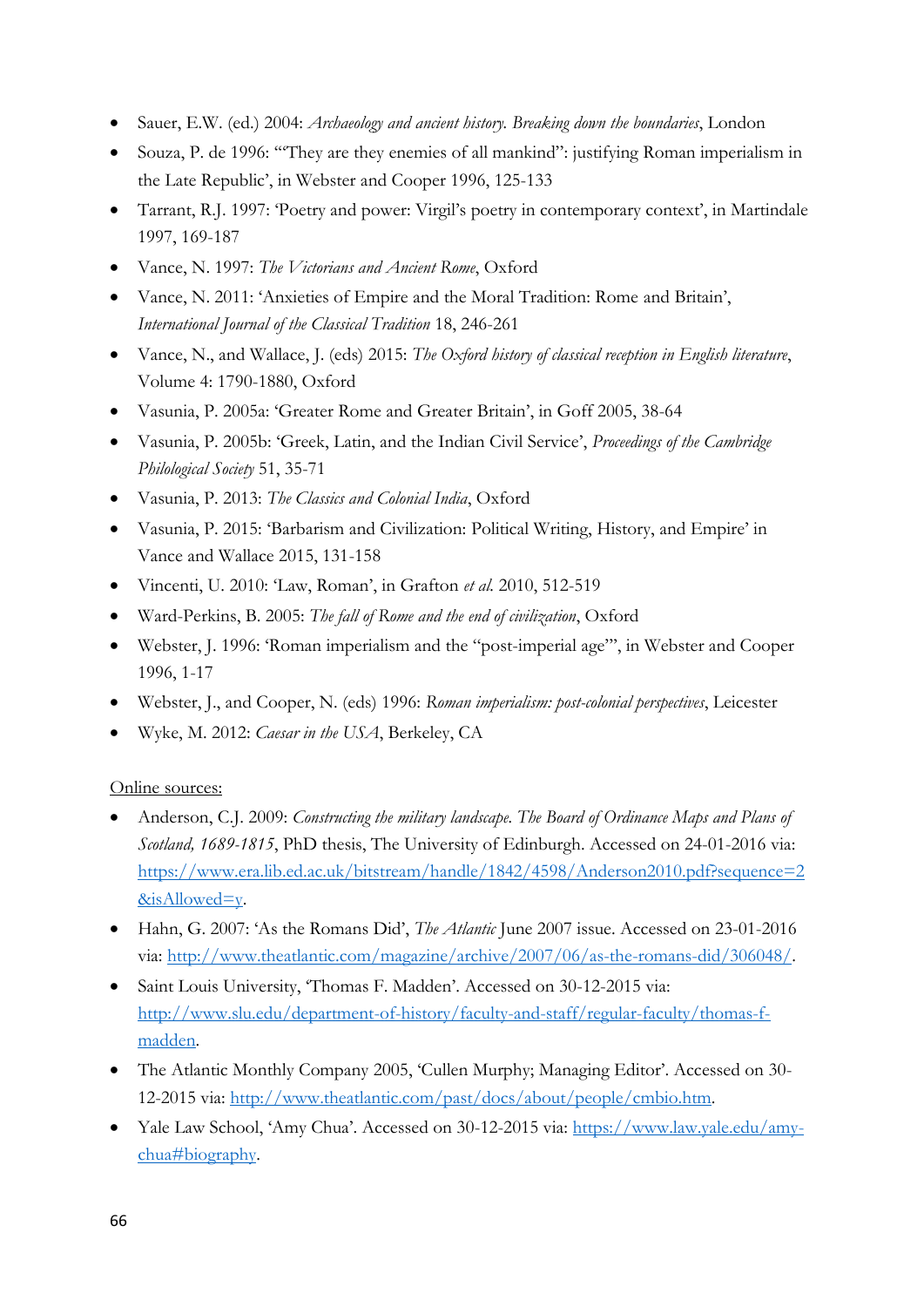- Sauer, E.W. (ed.) 2004: *Archaeology and ancient history. Breaking down the boundaries*, London
- Souza, P. de 1996: '"They are they enemies of all mankind": justifying Roman imperialism in the Late Republic', in Webster and Cooper 1996, 125-133
- Tarrant, R.J. 1997: 'Poetry and power: Virgil's poetry in contemporary context', in Martindale 1997, 169-187
- Vance, N. 1997: *The Victorians and Ancient Rome*, Oxford
- Vance, N. 2011: 'Anxieties of Empire and the Moral Tradition: Rome and Britain', *International Journal of the Classical Tradition* 18, 246-261
- Vance, N., and Wallace, J. (eds) 2015: *The Oxford history of classical reception in English literature*, Volume 4: 1790-1880, Oxford
- Vasunia, P. 2005a: 'Greater Rome and Greater Britain', in Goff 2005, 38-64
- Vasunia, P. 2005b: 'Greek, Latin, and the Indian Civil Service', *Proceedings of the Cambridge Philological Society* 51, 35-71
- Vasunia, P. 2013: *The Classics and Colonial India*, Oxford
- Vasunia, P. 2015: 'Barbarism and Civilization: Political Writing, History, and Empire' in Vance and Wallace 2015, 131-158
- Vincenti, U. 2010: 'Law, Roman', in Grafton *et al.* 2010, 512-519
- Ward-Perkins, B. 2005: *The fall of Rome and the end of civilization*, Oxford
- Webster, J. 1996: 'Roman imperialism and the "post-imperial age"', in Webster and Cooper 1996, 1-17
- Webster, J., and Cooper, N. (eds) 1996: *Roman imperialism: post-colonial perspectives*, Leicester
- Wyke, M. 2012: *Caesar in the USA*, Berkeley, CA

<u>Online sources:</u>

- Anderson, C.J. 2009: *Constructing the military landscape. The Board of Ordinance Maps and Plans of Scotland, 1689-1815*, PhD thesis, The University of Edinburgh. Accessed on 24-01-2016 via: https://www.era.lib.ed.ac.uk/bitstream/handle/1842/4598/Anderson2010.pdf?sequence=2&isAllowed=y.
- Hahn, G. 2007: 'As the Romans Did', *The Atlantic* June 2007 issue. Accessed on 23-01-2016 via: http://www.theatlantic.com/magazine/archive/2007/06/as-the-romans-did/306048/.
- Saint Louis University, 'Thomas F. Madden'. Accessed on 30-12-2015 via: http://www.slu.edu/department-of-history/faculty-and-staff/regular-faculty/thomas-f-madden.
- The Atlantic Monthly Company 2005, 'Cullen Murphy; Managing Editor'. Accessed on 30-12-2015 via: http://www.theatlantic.com/past/docs/about/people/cmbio.htm.
- Yale Law School, 'Amy Chua'. Accessed on 30-12-2015 via: https://www.law.yale.edu/amy-chua#biography.